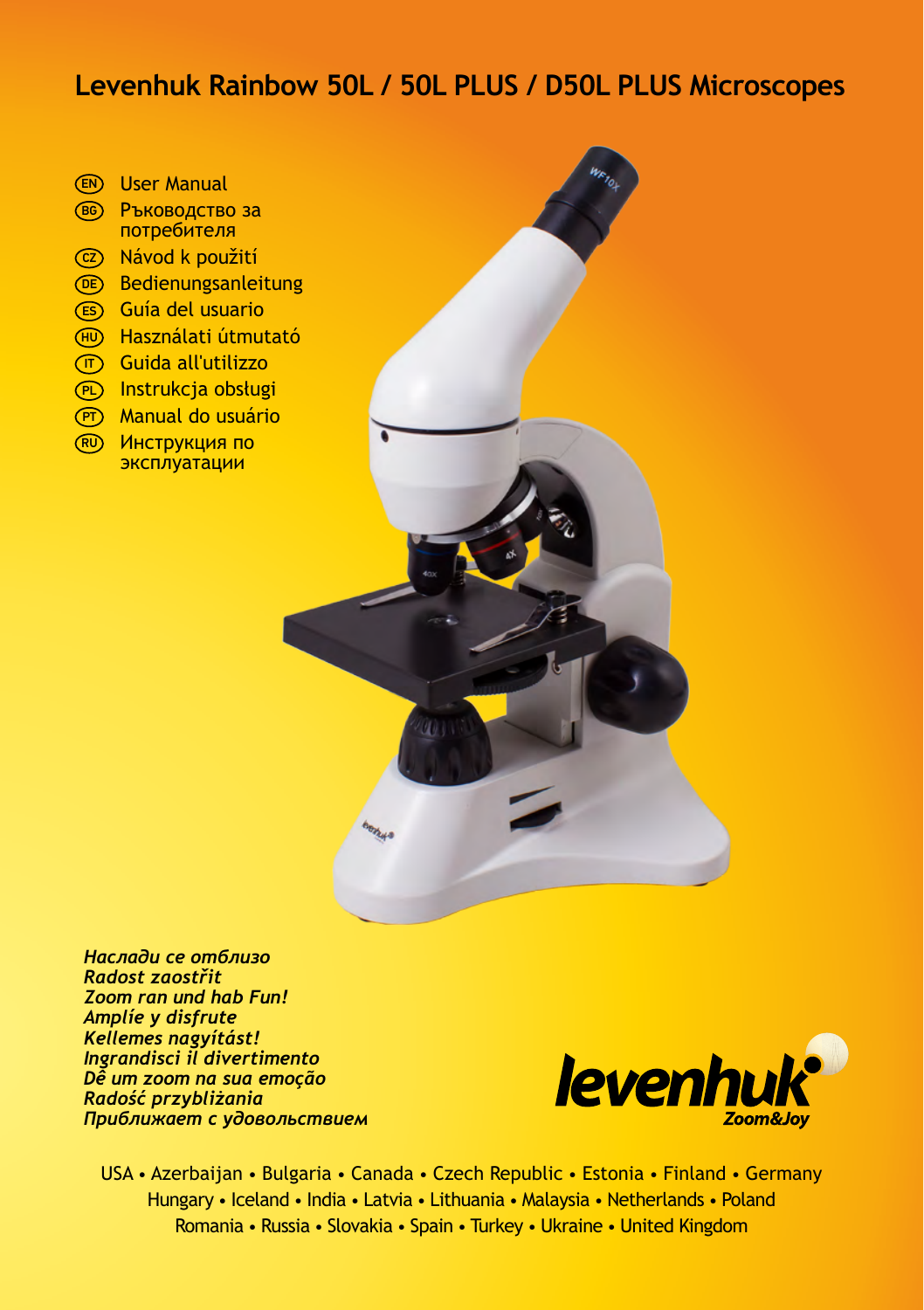# Levenhuk Rainbow 50L / 50L PLUS / D50L PLUS Microscopes

- EN User Manual
- BG Ръководство за потребителя
- CZ Návod k použití
- DE Bedienungsanleitung
- ES Guía del usuario
- HU Használati útmutató
- IT Guida all'utilizzo
- PL Instrukcja obsługi
- PT Manual do usuário
- RU Инструкция по эксплуатации

*Наслади се отблизо*
*Radost zaostřit*
*Zoom ran und hab Fun!*
*Amplíe y disfrute*
*Kellemes nagyítást!*
*Ingrandisci il divertimento*
*Dê um zoom na sua emoção*
*Radość przybliżania*
*Приближает с удовольствием*

levenhuk Zoom&Joy

USA • Azerbaijan • Bulgaria • Canada • Czech Republic • Estonia • Finland • Germany
Hungary • Iceland • India • Latvia • Lithuania • Malaysia • Netherlands • Poland
Romania • Russia • Slovakia • Spain • Turkey • Ukraine • United Kingdom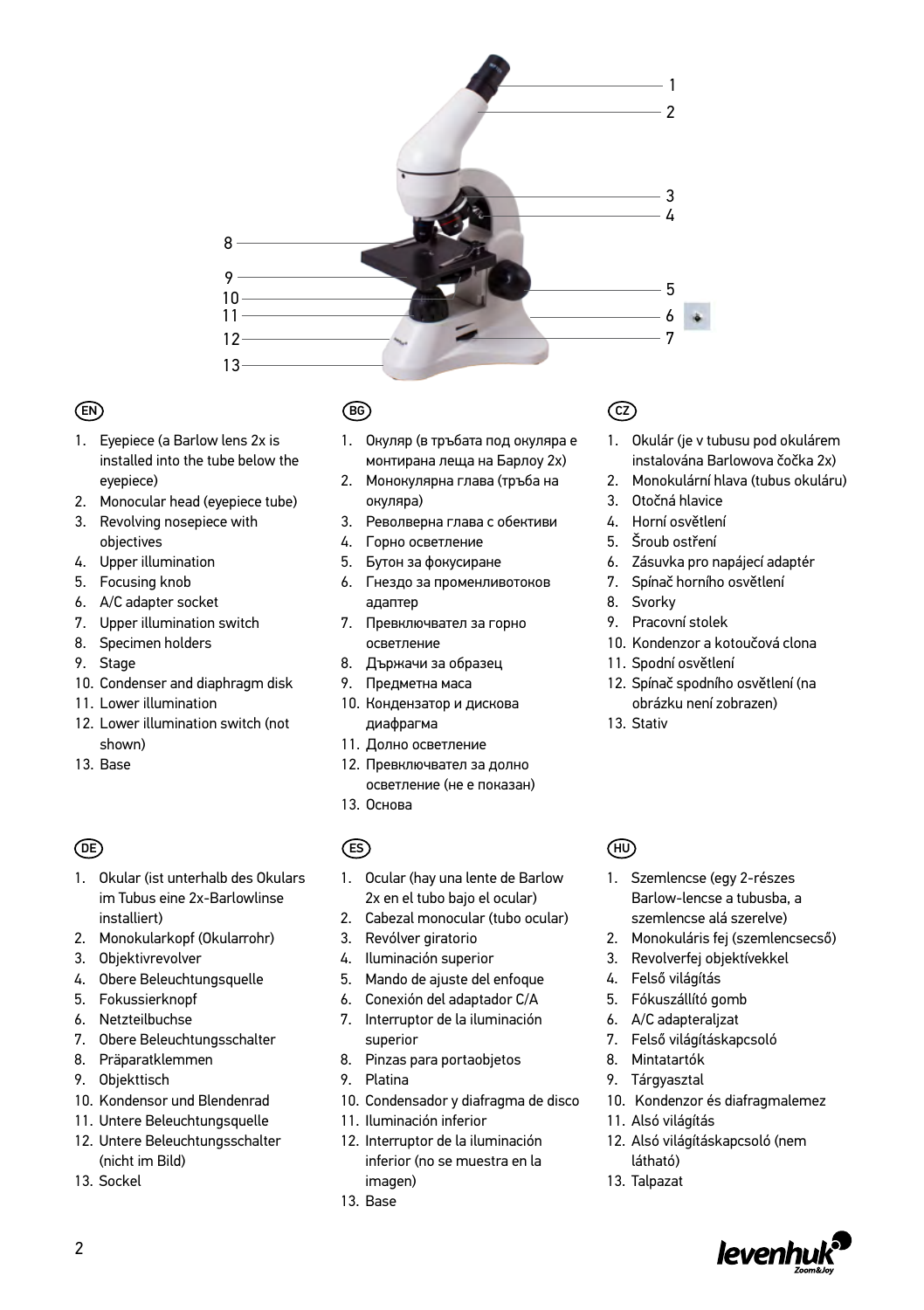## EN

1. Eyepiece (a Barlow lens 2x is installed into the tube below the eyepiece)
2. Monocular head (eyepiece tube)
3. Revolving nosepiece with objectives
4. Upper illumination
5. Focusing knob
6. A/C adapter socket
7. Upper illumination switch
8. Specimen holders
9. Stage
10. Condenser and diaphragm disk
11. Lower illumination
12. Lower illumination switch (not shown)
13. Base

## BG

1. Окуляр (в тръбата под окуляра е монтирана леща на Барлоу 2x)
2. Монокулярна глава (тръба на окуляра)
3. Револверна глава с обективи
4. Горно осветление
5. Бутон за фокусиране
6. Гнездо за променливотоков адаптер
7. Превключвател за горно осветление
8. Държачи за образец
9. Предметна маса
10. Кондензатор и дискова диафрагма
11. Долно осветление
12. Превключвател за долно осветление (не е показан)
13. Основа

## CZ

1. Okulár (je v tubusu pod okulárem instalována Barlowova čočka 2x)
2. Monokulární hlava (tubus okuláru)
3. Otočná hlavice
4. Horní osvětlení
5. Šroub ostření
6. Zásuvka pro napájecí adaptér
7. Spínač horního osvětlení
8. Svorky
9. Pracovní stolek
10. Kondenzor a kotoučová clona
11. Spodní osvětlení
12. Spínač spodního osvětlení (na obrázku není zobrazen)
13. Stativ

## DE

1. Okular (ist unterhalb des Okulars im Tubus eine 2x-Barlowlinse installiert)
2. Monokularkopf (Okularrohr)
3. Objektivrevolver
4. Obere Beleuchtungsquelle
5. Fokussierknopf
6. Netzteilbuchse
7. Obere Beleuchtungsschalter
8. Präparatklemmen
9. Objekttisch
10. Kondensor und Blendenrad
11. Untere Beleuchtungsquelle
12. Untere Beleuchtungsschalter (nicht im Bild)
13. Sockel

## ES

1. Ocular (hay una lente de Barlow 2x en el tubo bajo el ocular)
2. Cabezal monocular (tubo ocular)
3. Revólver giratorio
4. Iluminación superior
5. Mando de ajuste del enfoque
6. Conexión del adaptador C/A
7. Interruptor de la iluminación superior
8. Pinzas para portaobjetos
9. Platina
10. Condensador y diafragma de disco
11. Iluminación inferior
12. Interruptor de la iluminación inferior (no se muestra en la imagen)
13. Base

## HU

1. Szemlencse (egy 2-részes Barlow-lencse a tubusba, a szemlencse alá szerelve)
2. Monokuláris fej (szemlencsecső)
3. Revolverfej objektívekkel
4. Felső világítás
5. Fókuszállító gomb
6. A/C adapteraljzat
7. Felső világításkapcsoló
8. Mintatartók
9. Tárgyasztal
10. Kondenzor és diafragmalemez
11. Alsó világítás
12. Alsó világításkapcsoló (nem látható)
13. Talpazat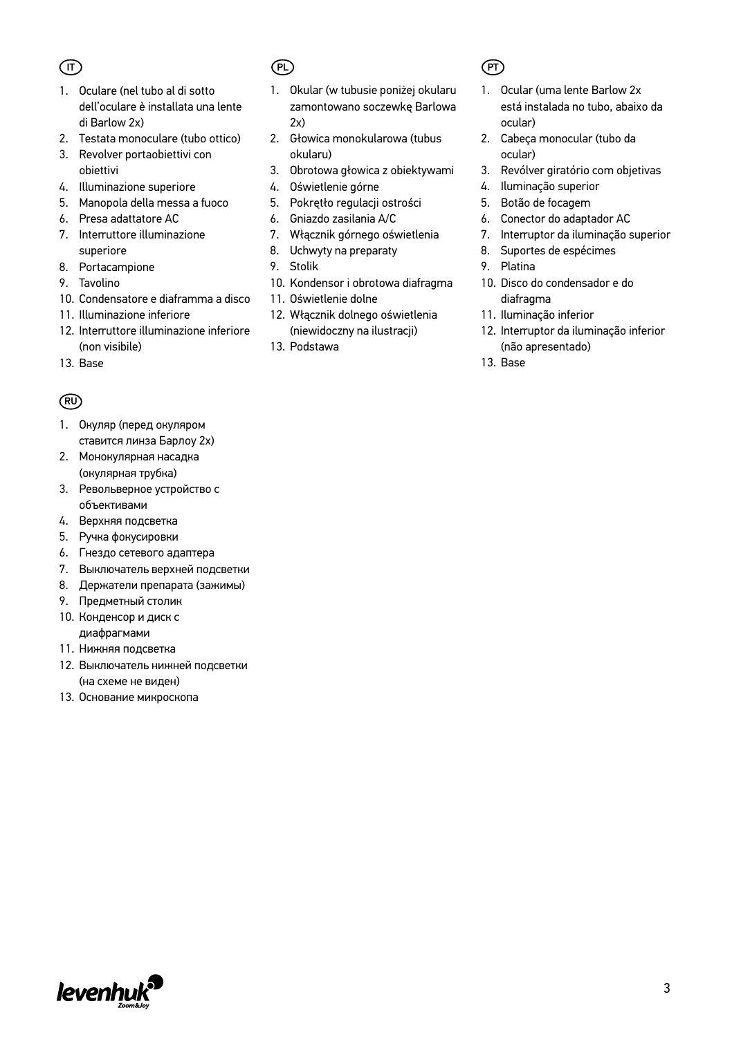## IT

1. Oculare (nel tubo al di sotto dell'oculare è installata una lente di Barlow 2x)
2. Testata monoculare (tubo ottico)
3. Revolver portaobiettivi con obiettivi
4. Illuminazione superiore
5. Manopola della messa a fuoco
6. Presa adattatore AC
7. Interruttore illuminazione superiore
8. Portacampione
9. Tavolino
10. Condensatore e diaframma a disco
11. Illuminazione inferiore
12. Interruttore illuminazione inferiore (non visibile)
13. Base

## PL

1. Okular (w tubusie poniżej okularu zamontowano soczewkę Barlowa 2x)
2. Głowica monokularowa (tubus okularu)
3. Obrotowa głowica z obiektywami
4. Oświetlenie górne
5. Pokrętło regulacji ostrości
6. Gniazdo zasilania A/C
7. Włącznik górnego oświetlenia
8. Uchwyty na preparaty
9. Stolik
10. Kondensor i obrotowa diafragma
11. Oświetlenie dolne
12. Włącznik dolnego oświetlenia (niewidoczny na ilustracji)
13. Podstawa

## PT

1. Ocular (uma lente Barlow 2x está instalada no tubo, abaixo da ocular)
2. Cabeça monocular (tubo da ocular)
3. Revólver giratório com objetivas
4. Iluminação superior
5. Botão de focagem
6. Conector do adaptador AC
7. Interruptor da iluminação superior
8. Suportes de espécimes
9. Platina
10. Disco do condensador e do diafragma
11. Iluminação inferior
12. Interruptor da iluminação inferior (não apresentado)
13. Base

## RU

1. Окуляр (перед окуляром ставится линза Барлоу 2x)
2. Монокулярная насадка (окулярная трубка)
3. Револьверное устройство с объективами
4. Верхняя подсветка
5. Ручка фокусировки
6. Гнездо сетевого адаптера
7. Выключатель верхней подсветки
8. Держатели препарата (зажимы)
9. Предметный столик
10. Конденсор и диск с диафрагмами
11. Нижняя подсветка
12. Выключатель нижней подсветки (на схеме не виден)
13. Основание микроскопа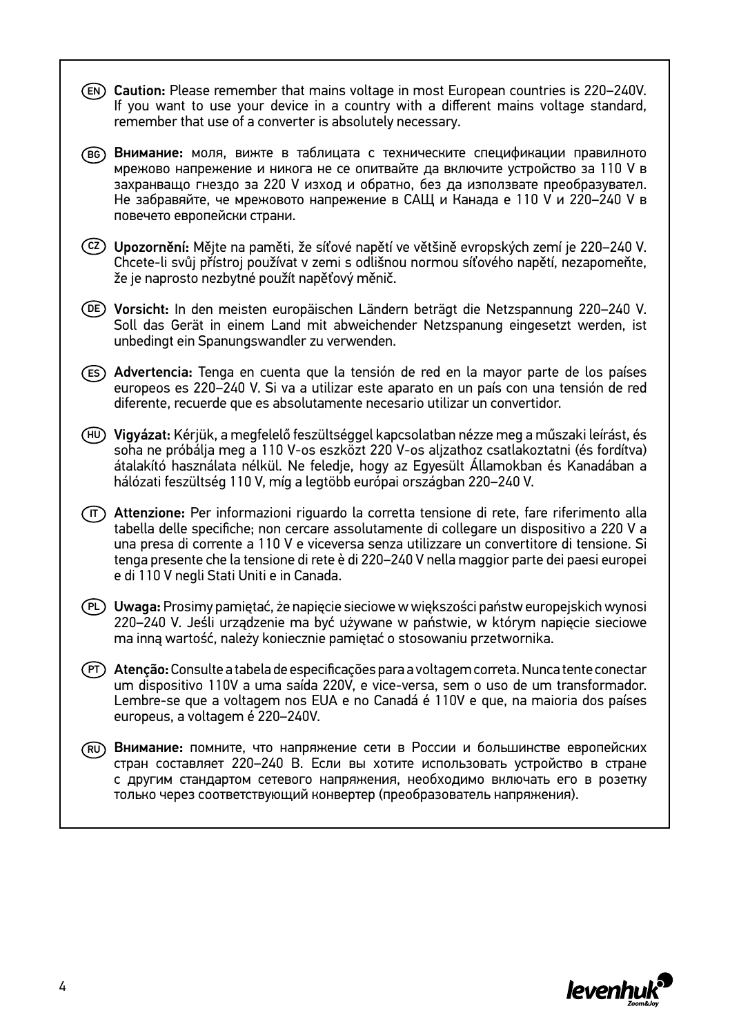(EN) **Caution:** Please remember that mains voltage in most European countries is 220–240V. If you want to use your device in a country with a different mains voltage standard, remember that use of a converter is absolutely necessary.

(BG) **Внимание:** моля, вижте в таблицата с техническите спецификации правилното мрежово напрежение и никога не се опитвайте да включите устройство за 110 V в захранващо гнездо за 220 V изход и обратно, без да използвате преобразувател. Не забравяйте, че мрежовото напрежение в САЩ и Канада е 110 V и 220–240 V в повечето европейски страни.

(CZ) **Upozornění:** Mějte na paměti, že síťové napětí ve většině evropských zemí je 220–240 V. Chcete-li svůj přístroj používat v zemi s odlišnou normou síťového napětí, nezapomeňte, že je naprosto nezbytné použít napěťový měnič.

(DE) **Vorsicht:** In den meisten europäischen Ländern beträgt die Netzspannung 220–240 V. Soll das Gerät in einem Land mit abweichender Netzspanung eingesetzt werden, ist unbedingt ein Spanungswandler zu verwenden.

(ES) **Advertencia:** Tenga en cuenta que la tensión de red en la mayor parte de los países europeos es 220–240 V. Si va a utilizar este aparato en un país con una tensión de red diferente, recuerde que es absolutamente necesario utilizar un convertidor.

(HU) **Vigyázat:** Kérjük, a megfelelő feszültséggel kapcsolatban nézze meg a műszaki leírást, és soha ne próbálja meg a 110 V-os eszközt 220 V-os aljzathoz csatlakoztatni (és fordítva) átalakító használata nélkül. Ne feledje, hogy az Egyesült Államokban és Kanadában a hálózati feszültség 110 V, míg a legtöbb európai országban 220–240 V.

(IT) **Attenzione:** Per informazioni riguardo la corretta tensione di rete, fare riferimento alla tabella delle specifiche; non cercare assolutamente di collegare un dispositivo a 220 V a una presa di corrente a 110 V e viceversa senza utilizzare un convertitore di tensione. Si tenga presente che la tensione di rete è di 220–240 V nella maggior parte dei paesi europei e di 110 V negli Stati Uniti e in Canada.

(PL) **Uwaga:** Prosimy pamiętać, że napięcie sieciowe w większości państw europejskich wynosi 220–240 V. Jeśli urządzenie ma być używane w państwie, w którym napięcie sieciowe ma inną wartość, należy koniecznie pamiętać o stosowaniu przetwornika.

(PT) **Atenção:** Consulte a tabela de especificações para a voltagem correta. Nunca tente conectar um dispositivo 110V a uma saída 220V, e vice-versa, sem o uso de um transformador. Lembre-se que a voltagem nos EUA e no Canadá é 110V e que, na maioria dos países europeus, a voltagem é 220–240V.

(RU) **Внимание:** помните, что напряжение сети в России и большинстве европейских стран составляет 220–240 В. Если вы хотите использовать устройство в стране с другим стандартом сетевого напряжения, необходимо включать его в розетку только через соответствующий конвертер (преобразователь напряжения).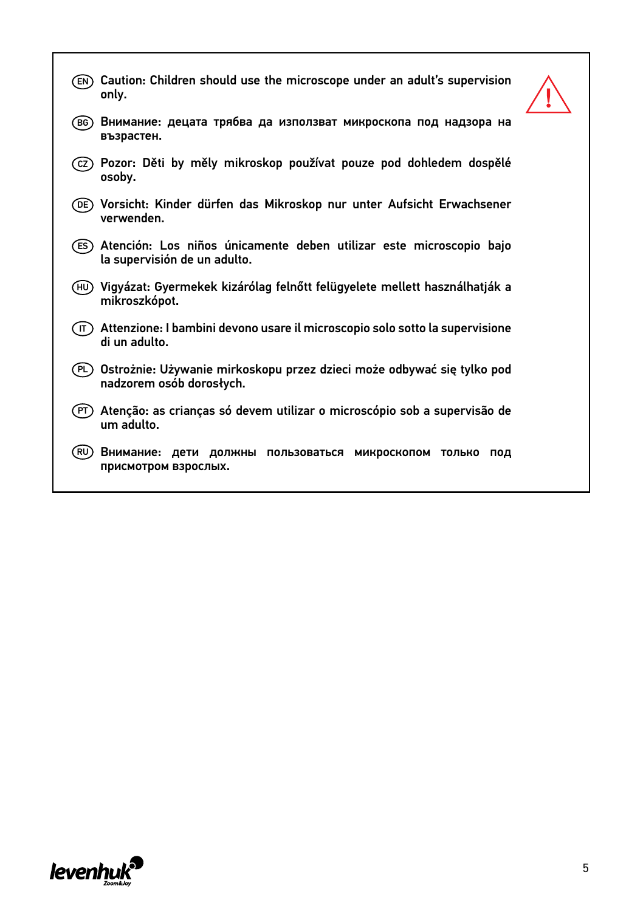(EN) Caution: Children should use the microscope under an adult's supervision only.

(BG) Внимание: децата трябва да използват микроскопа под надзора на възрастен.

(CZ) Pozor: Děti by měly mikroskop používat pouze pod dohledem dospělé osoby.

(DE) Vorsicht: Kinder dürfen das Mikroskop nur unter Aufsicht Erwachsener verwenden.

(ES) Atención: Los niños únicamente deben utilizar este microscopio bajo la supervisión de un adulto.

(HU) Vigyázat: Gyermekek kizárólag felnőtt felügyelete mellett használhatják a mikroszkópot.

(IT) Attenzione: I bambini devono usare il microscopio solo sotto la supervisione di un adulto.

(PL) Ostrożnie: Używanie mirkoskopu przez dzieci może odbywać się tylko pod nadzorem osób dorosłych.

(PT) Atenção: as crianças só devem utilizar o microscópio sob a supervisão de um adulto.

(RU) Внимание: дети должны пользоваться микроскопом только под присмотром взрослых.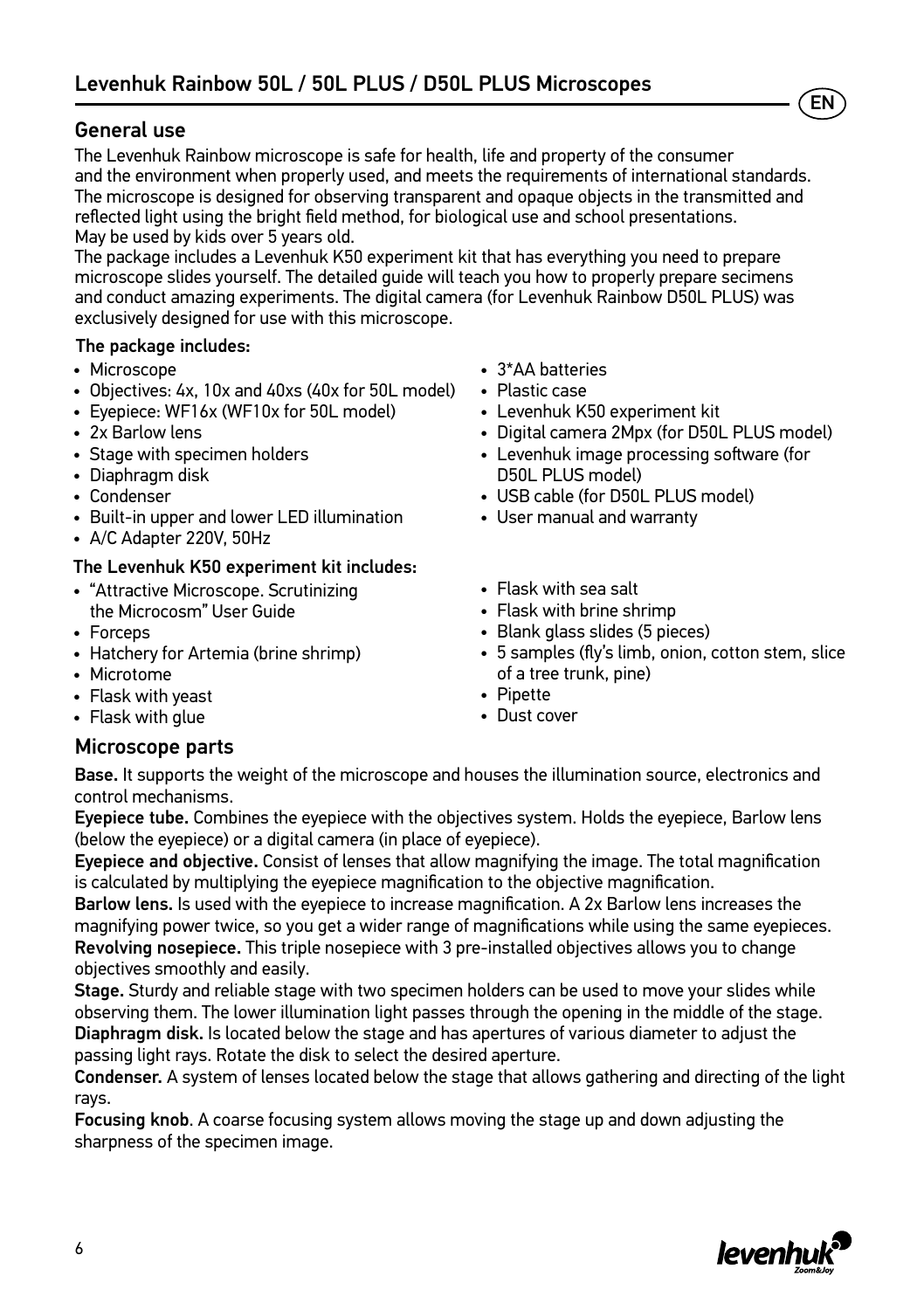# Levenhuk Rainbow 50L / 50L PLUS / D50L PLUS Microscopes

## General use

The Levenhuk Rainbow microscope is safe for health, life and property of the consumer and the environment when properly used, and meets the requirements of international standards. The microscope is designed for observing transparent and opaque objects in the transmitted and reflected light using the bright field method, for biological use and school presentations. May be used by kids over 5 years old.

The package includes a Levenhuk K50 experiment kit that has everything you need to prepare microscope slides yourself. The detailed guide will teach you how to properly prepare secimens and conduct amazing experiments. The digital camera (for Levenhuk Rainbow D50L PLUS) was exclusively designed for use with this microscope.

**The package includes:**

- Microscope
- Objectives: 4x, 10x and 40xs (40x for 50L model)
- Eyepiece: WF16x (WF10x for 50L model)
- 2x Barlow lens
- Stage with specimen holders
- Diaphragm disk
- Condenser
- Built-in upper and lower LED illumination
- A/C Adapter 220V, 50Hz
- 3*AA batteries
- Plastic case
- Levenhuk K50 experiment kit
- Digital camera 2Mpx (for D50L PLUS model)
- Levenhuk image processing software (for D50L PLUS model)
- USB cable (for D50L PLUS model)
- User manual and warranty

**The Levenhuk K50 experiment kit includes:**

- "Attractive Microscope. Scrutinizing the Microcosm" User Guide
- Forceps
- Hatchery for Artemia (brine shrimp)
- Microtome
- Flask with yeast
- Flask with glue
- Flask with sea salt
- Flask with brine shrimp
- Blank glass slides (5 pieces)
- 5 samples (fly's limb, onion, cotton stem, slice of a tree trunk, pine)
- Pipette
- Dust cover

## Microscope parts

**Base.** It supports the weight of the microscope and houses the illumination source, electronics and control mechanisms.

**Eyepiece tube.** Combines the eyepiece with the objectives system. Holds the eyepiece, Barlow lens (below the eyepiece) or a digital camera (in place of eyepiece).

**Eyepiece and objective.** Consist of lenses that allow magnifying the image. The total magnification is calculated by multiplying the eyepiece magnification to the objective magnification.

**Barlow lens.** Is used with the eyepiece to increase magnification. A 2x Barlow lens increases the magnifying power twice, so you get a wider range of magnifications while using the same eyepieces.

**Revolving nosepiece.** This triple nosepiece with 3 pre-installed objectives allows you to change objectives smoothly and easily.

**Stage.** Sturdy and reliable stage with two specimen holders can be used to move your slides while observing them. The lower illumination light passes through the opening in the middle of the stage.

**Diaphragm disk.** Is located below the stage and has apertures of various diameter to adjust the passing light rays. Rotate the disk to select the desired aperture.

**Condenser.** A system of lenses located below the stage that allows gathering and directing of the light rays.

**Focusing knob**. A coarse focusing system allows moving the stage up and down adjusting the sharpness of the specimen image.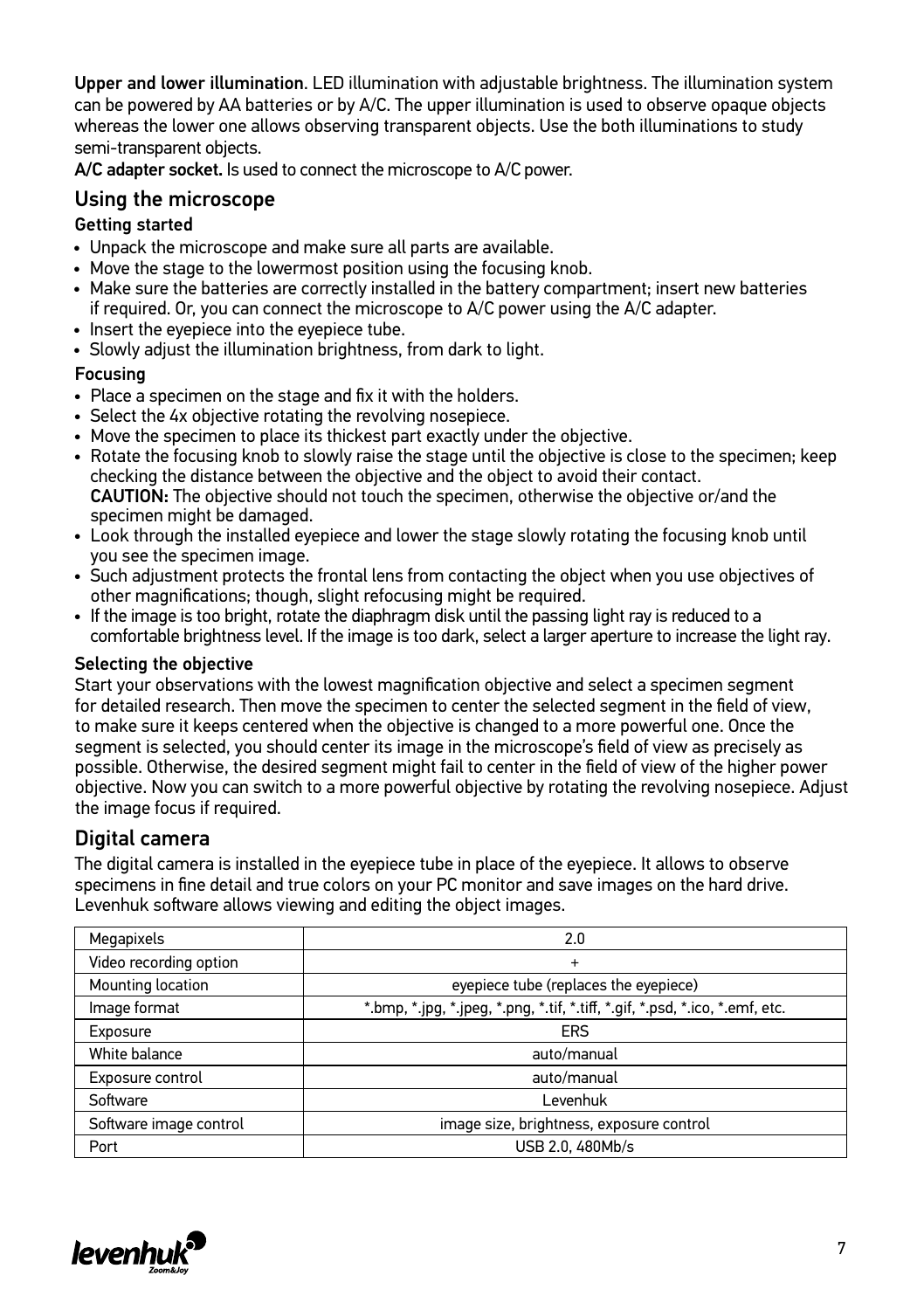**Upper and lower illumination**. LED illumination with adjustable brightness. The illumination system can be powered by AA batteries or by A/C. The upper illumination is used to observe opaque objects whereas the lower one allows observing transparent objects. Use the both illuminations to study semi-transparent objects.

**A/C adapter socket.** Is used to connect the microscope to A/C power.

## Using the microscope

### Getting started

- Unpack the microscope and make sure all parts are available.
- Move the stage to the lowermost position using the focusing knob.
- Make sure the batteries are correctly installed in the battery compartment; insert new batteries if required. Or, you can connect the microscope to A/C power using the A/C adapter.
- Insert the eyepiece into the eyepiece tube.
- Slowly adjust the illumination brightness, from dark to light.

### Focusing

- Place a specimen on the stage and fix it with the holders.
- Select the 4x objective rotating the revolving nosepiece.
- Move the specimen to place its thickest part exactly under the objective.
- Rotate the focusing knob to slowly raise the stage until the objective is close to the specimen; keep checking the distance between the objective and the object to avoid their contact.
  **CAUTION:** The objective should not touch the specimen, otherwise the objective or/and the specimen might be damaged.
- Look through the installed eyepiece and lower the stage slowly rotating the focusing knob until you see the specimen image.
- Such adjustment protects the frontal lens from contacting the object when you use objectives of other magnifications; though, slight refocusing might be required.
- If the image is too bright, rotate the diaphragm disk until the passing light ray is reduced to a comfortable brightness level. If the image is too dark, select a larger aperture to increase the light ray.

### Selecting the objective

Start your observations with the lowest magnification objective and select a specimen segment for detailed research. Then move the specimen to center the selected segment in the field of view, to make sure it keeps centered when the objective is changed to a more powerful one. Once the segment is selected, you should center its image in the microscope's field of view as precisely as possible. Otherwise, the desired segment might fail to center in the field of view of the higher power objective. Now you can switch to a more powerful objective by rotating the revolving nosepiece. Adjust the image focus if required.

## Digital camera

The digital camera is installed in the eyepiece tube in place of the eyepiece. It allows to observe specimens in fine detail and true colors on your PC monitor and save images on the hard drive. Levenhuk software allows viewing and editing the object images.

| Megapixels | 2.0 |
|---|---|
| Video recording option | + |
| Mounting location | eyepiece tube (replaces the eyepiece) |
| Image format | *.bmp, *.jpg, *.jpeg, *.png, *.tif, *.tiff, *.gif, *.psd, *.ico, *.emf, etc. |
| Exposure | ERS |
| White balance | auto/manual |
| Exposure control | auto/manual |
| Software | Levenhuk |
| Software image control | image size, brightness, exposure control |
| Port | USB 2.0, 480Mb/s |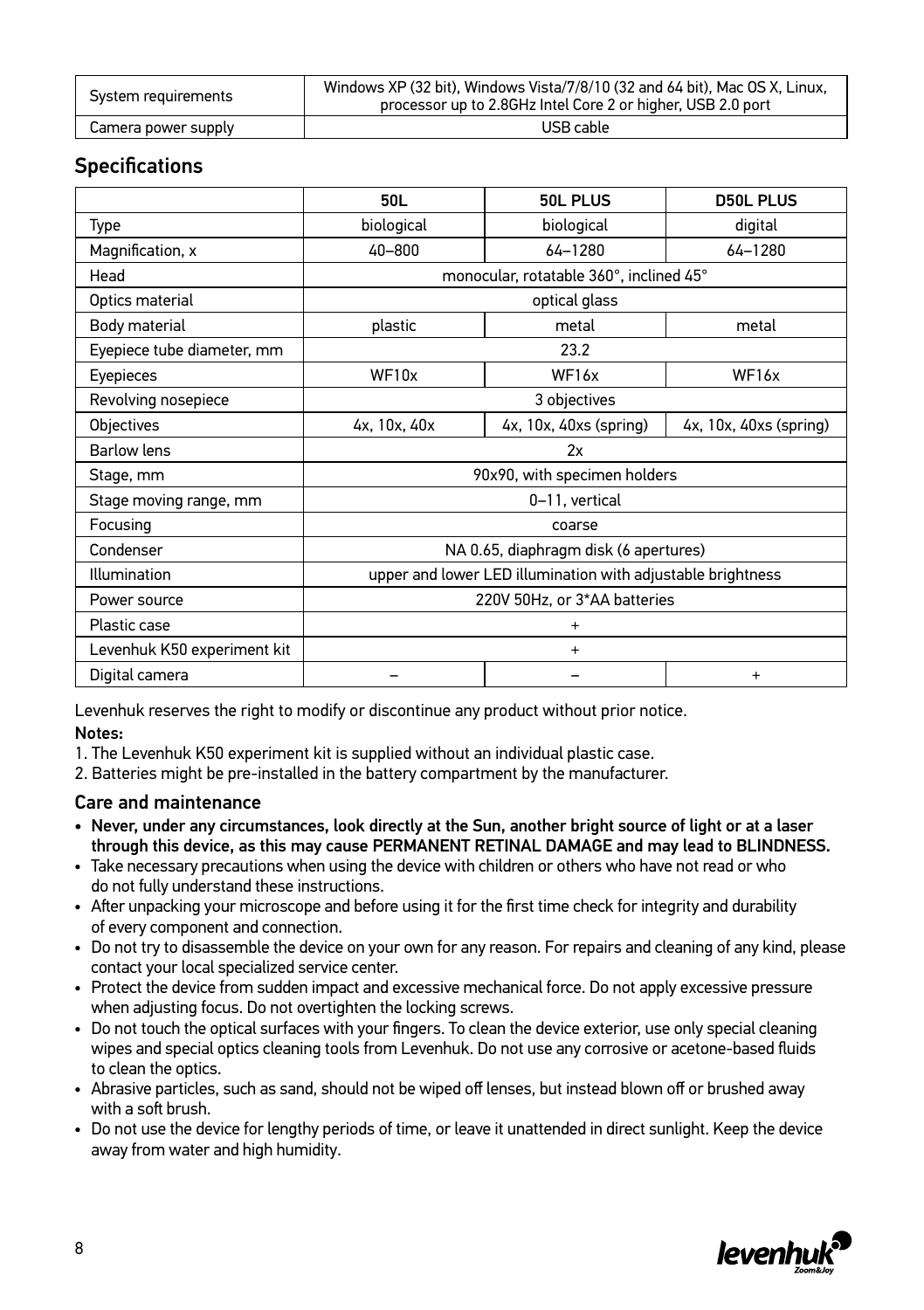| System requirements | Windows XP (32 bit), Windows Vista/7/8/10 (32 and 64 bit), Mac OS X, Linux, processor up to 2.8GHz Intel Core 2 or higher, USB 2.0 port |
|---|---|
| Camera power supply | USB cable |

## Specifications

| | 50L | 50L PLUS | D50L PLUS |
|---|---|---|---|
| Type | biological | biological | digital |
| Magnification, x | 40–800 | 64–1280 | 64–1280 |
| Head | monocular, rotatable 360°, inclined 45° | | |
| Optics material | optical glass | | |
| Body material | plastic | metal | metal |
| Eyepiece tube diameter, mm | 23.2 | | |
| Eyepieces | WF10x | WF16x | WF16x |
| Revolving nosepiece | 3 objectives | | |
| Objectives | 4x, 10x, 40x | 4x, 10x, 40xs (spring) | 4x, 10x, 40xs (spring) |
| Barlow lens | 2x | | |
| Stage, mm | 90x90, with specimen holders | | |
| Stage moving range, mm | 0–11, vertical | | |
| Focusing | coarse | | |
| Condenser | NA 0.65, diaphragm disk (6 apertures) | | |
| Illumination | upper and lower LED illumination with adjustable brightness | | |
| Power source | 220V 50Hz, or 3*AA batteries | | |
| Plastic case | + | | |
| Levenhuk K50 experiment kit | + | | |
| Digital camera | – | – | + |

Levenhuk reserves the right to modify or discontinue any product without prior notice.

**Notes:**

1. The Levenhuk K50 experiment kit is supplied without an individual plastic case.
2. Batteries might be pre-installed in the battery compartment by the manufacturer.

### Care and maintenance

- **Never, under any circumstances, look directly at the Sun, another bright source of light or at a laser through this device, as this may cause PERMANENT RETINAL DAMAGE and may lead to BLINDNESS.**
- Take necessary precautions when using the device with children or others who have not read or who do not fully understand these instructions.
- After unpacking your microscope and before using it for the first time check for integrity and durability of every component and connection.
- Do not try to disassemble the device on your own for any reason. For repairs and cleaning of any kind, please contact your local specialized service center.
- Protect the device from sudden impact and excessive mechanical force. Do not apply excessive pressure when adjusting focus. Do not overtighten the locking screws.
- Do not touch the optical surfaces with your fingers. To clean the device exterior, use only special cleaning wipes and special optics cleaning tools from Levenhuk. Do not use any corrosive or acetone-based fluids to clean the optics.
- Abrasive particles, such as sand, should not be wiped off lenses, but instead blown off or brushed away with a soft brush.
- Do not use the device for lengthy periods of time, or leave it unattended in direct sunlight. Keep the device away from water and high humidity.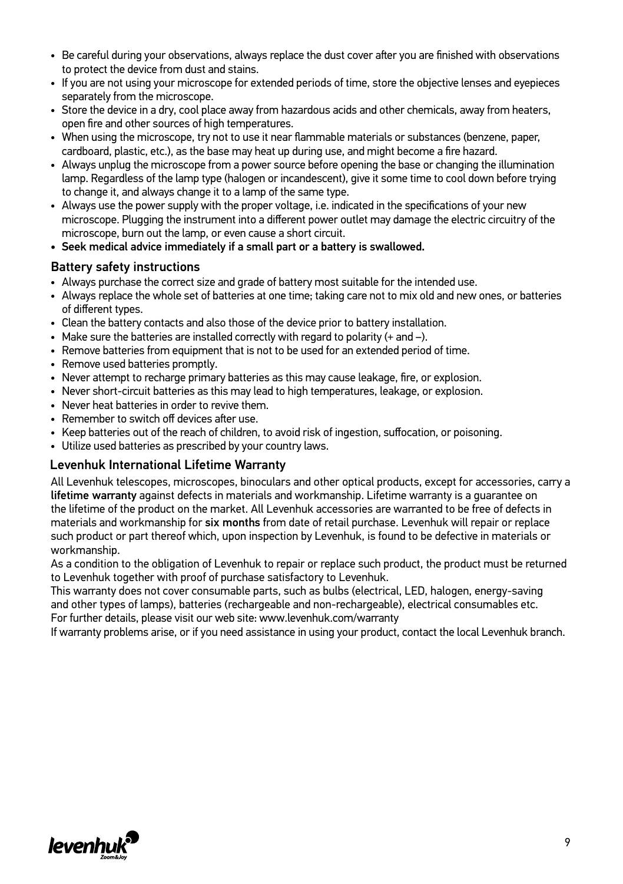- Be careful during your observations, always replace the dust cover after you are finished with observations to protect the device from dust and stains.
- If you are not using your microscope for extended periods of time, store the objective lenses and eyepieces separately from the microscope.
- Store the device in a dry, cool place away from hazardous acids and other chemicals, away from heaters, open fire and other sources of high temperatures.
- When using the microscope, try not to use it near flammable materials or substances (benzene, paper, cardboard, plastic, etc.), as the base may heat up during use, and might become a fire hazard.
- Always unplug the microscope from a power source before opening the base or changing the illumination lamp. Regardless of the lamp type (halogen or incandescent), give it some time to cool down before trying to change it, and always change it to a lamp of the same type.
- Always use the power supply with the proper voltage, i.e. indicated in the specifications of your new microscope. Plugging the instrument into a different power outlet may damage the electric circuitry of the microscope, burn out the lamp, or even cause a short circuit.
- **Seek medical advice immediately if a small part or a battery is swallowed.**

## Battery safety instructions

- Always purchase the correct size and grade of battery most suitable for the intended use.
- Always replace the whole set of batteries at one time; taking care not to mix old and new ones, or batteries of different types.
- Clean the battery contacts and also those of the device prior to battery installation.
- Make sure the batteries are installed correctly with regard to polarity (+ and –).
- Remove batteries from equipment that is not to be used for an extended period of time.
- Remove used batteries promptly.
- Never attempt to recharge primary batteries as this may cause leakage, fire, or explosion.
- Never short-circuit batteries as this may lead to high temperatures, leakage, or explosion.
- Never heat batteries in order to revive them.
- Remember to switch off devices after use.
- Keep batteries out of the reach of children, to avoid risk of ingestion, suffocation, or poisoning.
- Utilize used batteries as prescribed by your country laws.

## Levenhuk International Lifetime Warranty

All Levenhuk telescopes, microscopes, binoculars and other optical products, except for accessories, carry a **lifetime warranty** against defects in materials and workmanship. Lifetime warranty is a guarantee on the lifetime of the product on the market. All Levenhuk accessories are warranted to be free of defects in materials and workmanship for **six months** from date of retail purchase. Levenhuk will repair or replace such product or part thereof which, upon inspection by Levenhuk, is found to be defective in materials or workmanship.

As a condition to the obligation of Levenhuk to repair or replace such product, the product must be returned to Levenhuk together with proof of purchase satisfactory to Levenhuk.

This warranty does not cover consumable parts, such as bulbs (electrical, LED, halogen, energy-saving and other types of lamps), batteries (rechargeable and non-rechargeable), electrical consumables etc.

For further details, please visit our web site: www.levenhuk.com/warranty

If warranty problems arise, or if you need assistance in using your product, contact the local Levenhuk branch.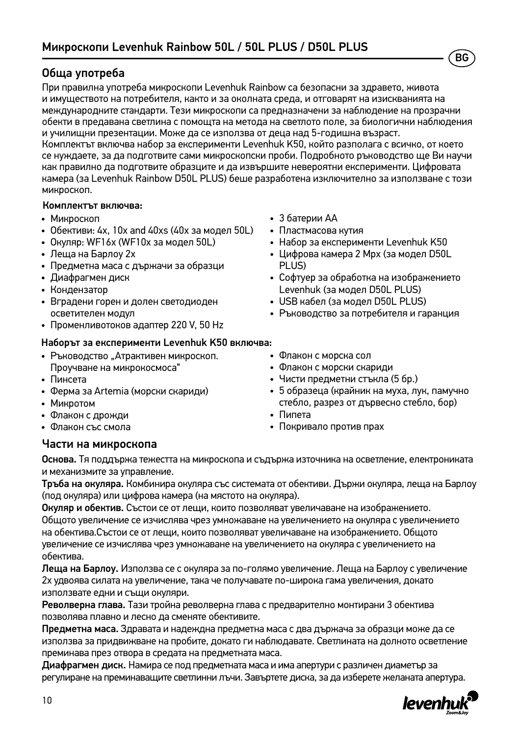# Микроскопи Levenhuk Rainbow 50L / 50L PLUS / D50L PLUS

## Обща употреба

При правилна употреба микроскопи Levenhuk Rainbow са безопасни за здравето, живота и имуществото на потребителя, както и за околната среда, и отговарят на изискванията на международните стандарти. Тези микроскопи са предназначени за наблюдение на прозрачни обекти в предавана светлина с помощта на метода на светлото поле, за биологични наблюдения и училищни презентации. Може да се използва от деца над 5-годишна възраст.
Комплектът включва набор за експерименти Levenhuk K50, който разполага с всичко, от което се нуждаете, за да подготвите сами микроскопски проби. Подробното ръководство ще Ви научи как правилно да подготвите образците и да извършите невероятни експерименти. Цифровата камера (за Levenhuk Rainbow D50L PLUS) беше разработена изключително за използване с този микроскоп.

**Комплектът включва:**

- Микроскоп
- Обективи: 4x, 10x and 40xs (40x за модел 50L)
- Окуляр: WF16x (WF10x за модел 50L)
- Леща на Барлоу 2x
- Предметна маса с държачи за образци
- Диафрагмен диск
- Кондензатор
- Вградени горен и долен светодиоден осветителен модул
- Променливотоков адаптер 220 V, 50 Hz
- 3 батерии AA
- Пластмасова кутия
- Набор за експерименти Levenhuk K50
- Цифрова камера 2 Mpx (за модел D50L PLUS)
- Софтуер за обработка на изображението Levenhuk (за модел D50L PLUS)
- USB кабел (за модел D50L PLUS)
- Ръководство за потребителя и гаранция

**Наборът за експерименти Levenhuk K50 включва:**

- Ръководство „Атрактивен микроскоп. Проучване на микрокосмоса"
- Пинсета
- Ферма за Artemia (морски скариди)
- Микротом
- Флакон с дрожди
- Флакон със смола
- Флакон с морска сол
- Флакон с морски скариди
- Чисти предметни стъкла (5 бр.)
- 5 образеца (крайник на муха, лук, памучно стебло, разрез от дървесно стебло, бор)
- Пипета
- Покривало против прах

## Части на микроскопа

**Основа.** Тя поддържа тежестта на микроскопа и съдържа източника на осветление, електрониката и механизмите за управление.

**Тръба на окуляра.** Комбинира окуляра със системата от обективи. Държи окуляра, леща на Барлоу (под окуляра) или цифрова камера (на мястото на окуляра).

**Окуляр и обектив.** Състои се от лещи, които позволяват увеличаване на изображението. Общото увеличение се изчислява чрез умножаване на увеличението на окуляра с увеличението на обектива.Състои се от лещи, които позволяват увеличаване на изображението. Общото увеличение се изчислява чрез умножаване на увеличението на окуляра с увеличението на обектива.

**Леща на Барлоу.** Използва се с окуляра за по-голямо увеличение. Леща на Барлоу с увеличение 2x удвоява силата на увеличение, така че получавате по-широка гама увеличения, докато използвате едни и същи окуляри.

**Револверна глава.** Тази тройна револверна глава с предварително монтирани 3 обектива позволява плавно и лесно да сменяте обективите.

**Предметна маса.** Здравата и надеждна предметна маса с два държача за образци може да се използва за придвижване на пробите, докато ги наблюдавате. Светлината на долното осветление преминава през отвора в средата на предметната маса.

**Диафрагмен диск.** Намира се под предметната маса и има апертури с различен диаметър за регулиране на преминаващите светлинни лъчи. Завъртете диска, за да изберете желаната апертура.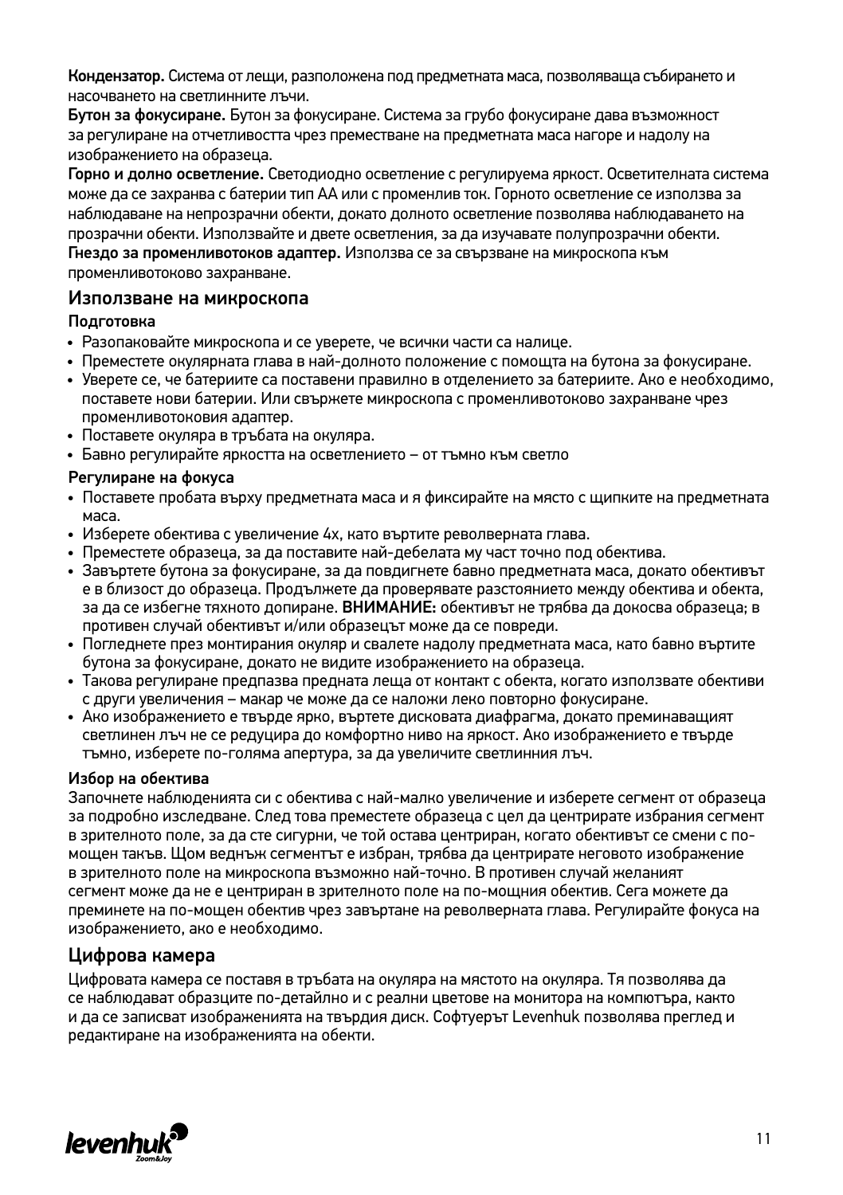**Кондензатор.** Система от лещи, разположена под предметната маса, позволяваща събирането и насочването на светлинните лъчи.

**Бутон за фокусиране.** Бутон за фокусиране. Система за грубо фокусиране дава възможност за регулиране на отчетливостта чрез преместване на предметната маса нагоре и надолу на изображението на образеца.

**Горно и долно осветление.** Светодиодно осветление с регулируема яркост. Осветителната система може да се захранва с батерии тип AA или с променлив ток. Горното осветление се използва за наблюдаване на непрозрачни обекти, докато долното осветление позволява наблюдаването на прозрачни обекти. Използвайте и двете осветления, за да изучавате полупрозрачни обекти.

**Гнездо за променливотоков адаптер.** Използва се за свързване на микроскопа към променливотоково захранване.

## Използване на микроскопа

### Подготовка

- Разопаковайте микроскопа и се уверете, че всички части са налице.
- Преместете окулярната глава в най-долното положение с помощта на бутона за фокусиране.
- Уверете се, че батериите са поставени правилно в отделението за батериите. Ако е необходимо, поставете нови батерии. Или свържете микроскопа с променливотоково захранване чрез променливотоковия адаптер.
- Поставете окуляра в тръбата на окуляра.
- Бавно регулирайте яркостта на осветлението – от тъмно към светло

### Регулиране на фокуса

- Поставете пробата върху предметната маса и я фиксирайте на място с щипките на предметната маса.
- Изберете обектива с увеличение 4x, като въртите револверната глава.
- Преместете образеца, за да поставите най-дебелата му част точно под обектива.
- Завъртете бутона за фокусиране, за да повдигнете бавно предметната маса, докато обективът е в близост до образеца. Продължете да проверявате разстоянието между обектива и обекта, за да се избегне тяхното допиране. **ВНИМАНИЕ:** обективът не трябва да докосва образеца; в противен случай обективът и/или образецът може да се повреди.
- Погледнете през монтирания окуляр и свалете надолу предметната маса, като бавно въртите бутона за фокусиране, докато не видите изображението на образеца.
- Такова регулиране предпазва предната леща от контакт с обекта, когато използвате обективи с други увеличения – макар че може да се наложи леко повторно фокусиране.
- Ако изображението е твърде ярко, въртете дисковата диафрагма, докато преминаващият светлинен лъч не се редуцира до комфортно ниво на яркост. Ако изображението е твърде тъмно, изберете по-голяма апертура, за да увеличите светлинния лъч.

### Избор на обектива

Започнете наблюденията си с обектива с най-малко увеличение и изберете сегмент от образеца за подробно изследване. След това преместете образеца с цел да центрирате избрания сегмент в зрителното поле, за да сте сигурни, че той остава центриран, когато обективът се смени с по-мощен такъв. Щом веднъж сегментът е избран, трябва да центрирате неговото изображение в зрителното поле на микроскопа възможно най-точно. В противен случай желаният сегмент може да не е центриран в зрителното поле на по-мощния обектив. Сега можете да преминете на по-мощен обектив чрез завъртане на револверната глава. Регулирайте фокуса на изображението, ако е необходимо.

## Цифрова камера

Цифровата камера се поставя в тръбата на окуляра на мястото на окуляра. Тя позволява да се наблюдават образците по-детайлно и с реални цветове на монитора на компютъра, както и да се записват изображенията на твърдия диск. Софтуерът Levenhuk позволява преглед и редактиране на изображенията на обекти.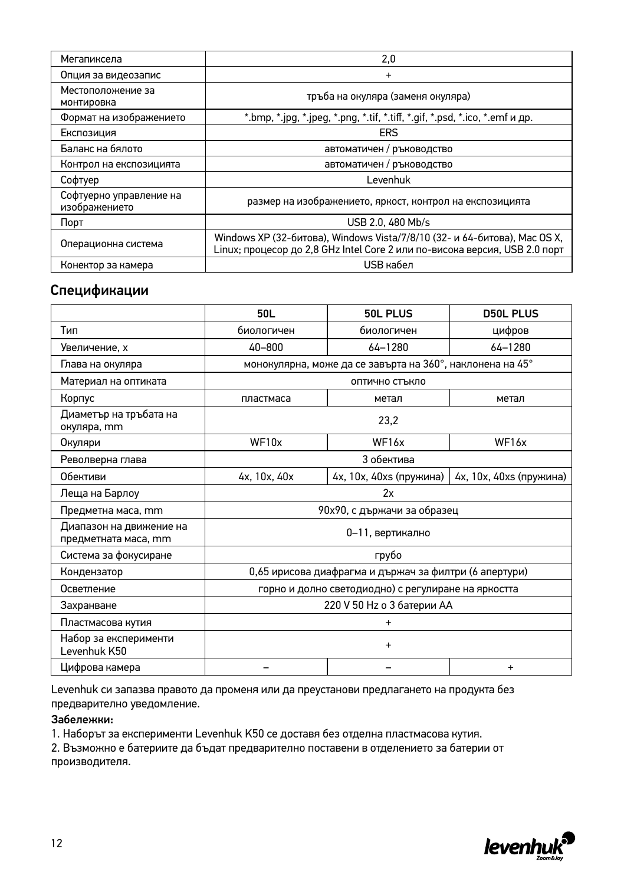| Мегапиксела | 2,0 |
|---|---|
| Опция за видеозапис | + |
| Местоположение за монтировка | тръба на окуляра (заменя окуляра) |
| Формат на изображението | *.bmp, *.jpg, *.jpeg, *.png, *.tif, *.tiff, *.gif, *.psd, *.ico, *.emf и др. |
| Експозиция | ERS |
| Баланс на бялото | автоматичен / ръководство |
| Контрол на експозицията | автоматичен / ръководство |
| Софтуер | Levenhuk |
| Софтуерно управление на изображението | размер на изображението, яркост, контрол на експозицията |
| Порт | USB 2.0, 480 Mb/s |
| Операционна система | Windows XP (32-битова), Windows Vista/7/8/10 (32- и 64-битова), Mac OS X, Linux; процесор до 2,8 GHz Intel Core 2 или по-висока версия, USB 2.0 порт |
| Конектор за камера | USB кабел |

## Спецификации

| | 50L | 50L PLUS | D50L PLUS |
|---|---|---|---|
| Тип | биологичен | биологичен | цифров |
| Увеличение, x | 40–800 | 64–1280 | 64–1280 |
| Глава на окуляра | монокулярна, може да се завърта на 360°, наклонена на 45° | | |
| Материал на оптиката | оптично стъкло | | |
| Корпус | пластмаса | метал | метал |
| Диаметър на тръбата на окуляра, mm | 23,2 | | |
| Окуляри | WF10x | WF16x | WF16x |
| Револверна глава | 3 обектива | | |
| Обективи | 4x, 10x, 40x | 4x, 10x, 40xs (пружина) | 4x, 10x, 40xs (пружина) |
| Леща на Барлоу | 2x | | |
| Предметна маса, mm | 90x90, с държачи за образец | | |
| Диапазон на движение на предметната маса, mm | 0–11, вертикално | | |
| Система за фокусиране | грубо | | |
| Кондензатор | 0,65 ирисова диафрагма и държач за филтри (6 апертури) | | |
| Осветление | горно и долно светодиодно) с регулиране на яркостта | | |
| Захранване | 220 V 50 Hz o 3 батерии AA | | |
| Пластмасова кутия | + | | |
| Набор за експерименти Levenhuk K50 | + | | |
| Цифрова камера | – | – | + |

Levenhuk си запазва правото да променя или да преустанови предлагането на продукта без предварително уведомление.

**Забележки:**

1. Наборът за експерименти Levenhuk K50 се доставя без отделна пластмасова кутия.
2. Възможно е батериите да бъдат предварително поставени в отделението за батерии от производителя.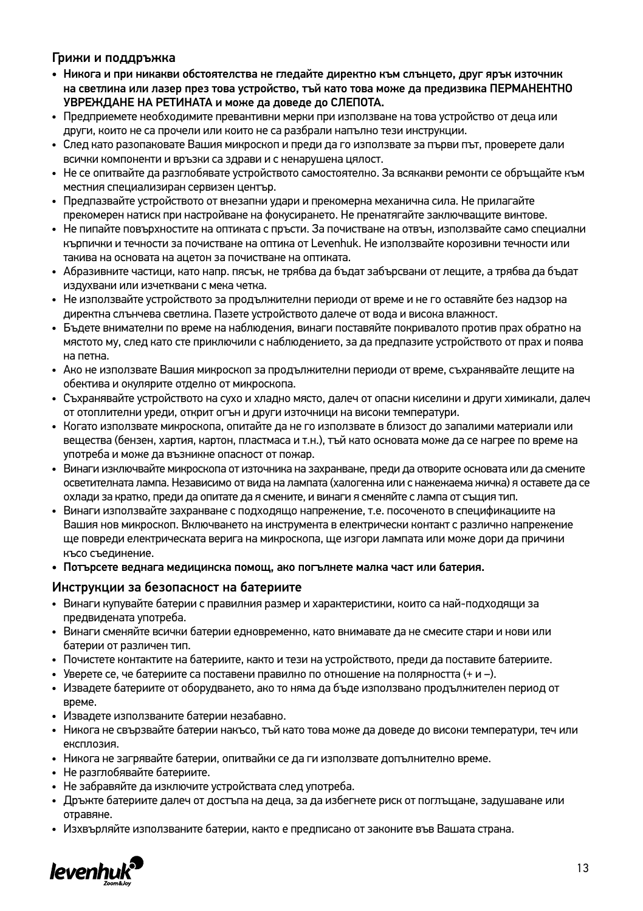### Грижи и поддръжка

- **Никога и при никакви обстоятелства не гледайте директно към слънцето, друг ярък източник на светлина или лазер през това устройство, тъй като това може да предизвика ПЕРМАНЕНТНО УВРЕЖДАНЕ НА РЕТИНАТА и може да доведе до СЛЕПОТА.**
- Предприемете необходимите превантивни мерки при използване на това устройство от деца или други, които не са прочели или които не са разбрали напълно тези инструкции.
- След като разопаковате Вашия микроскоп и преди да го използвате за първи път, проверете дали всички компоненти и връзки са здрави и с ненарушена цялост.
- Не се опитвайте да разглобявате устройството самостоятелно. За всякакви ремонти се обръщайте към местния специализиран сервизен център.
- Предпазвайте устройството от внезапни удари и прекомерна механична сила. Не прилагайте прекомерен натиск при настройване на фокусирането. Не пренатягайте заключващите винтове.
- Не пипайте повърхностите на оптиката с пръсти. За почистване на отвън, използвайте само специални кърпички и течности за почистване на оптика от Levenhuk. Не използвайте корозивни течности или такива на основата на ацетон за почистване на оптиката.
- Абразивните частици, като напр. пясък, не трябва да бъдат забърсвани от лещите, а трябва да бъдат издухвани или изчетквани с мека четка.
- Не използвайте устройството за продължителни периоди от време и не го оставяйте без надзор на директна слънчева светлина. Пазете устройството далече от вода и висока влажност.
- Бъдете внимателни по време на наблюдения, винаги поставяйте покривалото против прах обратно на мястото му, след като сте приключили с наблюдението, за да предпазите устройството от прах и поява на петна.
- Ако не използвате Вашия микроскоп за продължителни периоди от време, съхранявайте лещите на обектива и окулярите отделно от микроскопа.
- Съхранявайте устройството на сухо и хладно място, далеч от опасни киселини и други химикали, далеч от отоплителни уреди, открит огън и други източници на високи температури.
- Когато използвате микроскопа, опитайте да не го използвате в близост до запалими материали или вещества (бензен, хартия, картон, пластмаса и т.н.), тъй като основата може да се нагрее по време на употреба и може да възникне опасност от пожар.
- Винаги изключвайте микроскопа от източника на захранване, преди да отворите основата или да смените осветителната лампа. Независимо от вида на лампата (халогенна или с нажежаема жичка) я оставете да се охлади за кратко, преди да опитате да я смените, и винаги я сменяйте с лампа от същия тип.
- Винаги използвайте захранване с подходящо напрежение, т.е. посоченото в спецификациите на Вашия нов микроскоп. Включването на инструмента в електрически контакт с различно напрежение ще повреди електрическата верига на микроскопа, ще изгори лампата или може дори да причини късо съединение.
- **Потърсете веднага медицинска помощ, ако погълнете малка част или батерия.**

### Инструкции за безопасност на батериите

- Винаги купувайте батерии с правилния размер и характеристики, които са най-подходящи за предвидената употреба.
- Винаги сменяйте всички батерии едновременно, като внимавате да не смесите стари и нови или батерии от различен тип.
- Почистете контактите на батериите, както и тези на устройството, преди да поставите батериите.
- Уверете се, че батериите са поставени правилно по отношение на полярността (+ и –).
- Извадете батериите от оборудването, ако то няма да бъде използвано продължителен период от време.
- Извадете използваните батерии незабавно.
- Никога не свързвайте батерии накъсо, тъй като това може да доведе до високи температури, теч или експлозия.
- Никога не загрявайте батерии, опитвайки се да ги използвате допълнително време.
- Не разглобявайте батериите.
- Не забравяйте да изключите устройствата след употреба.
- Дръжте батериите далеч от достъпа на деца, за да избегнете риск от поглъщане, задушаване или отравяне.
- Изхвърляйте използваните батерии, както е предписано от законите във Вашата страна.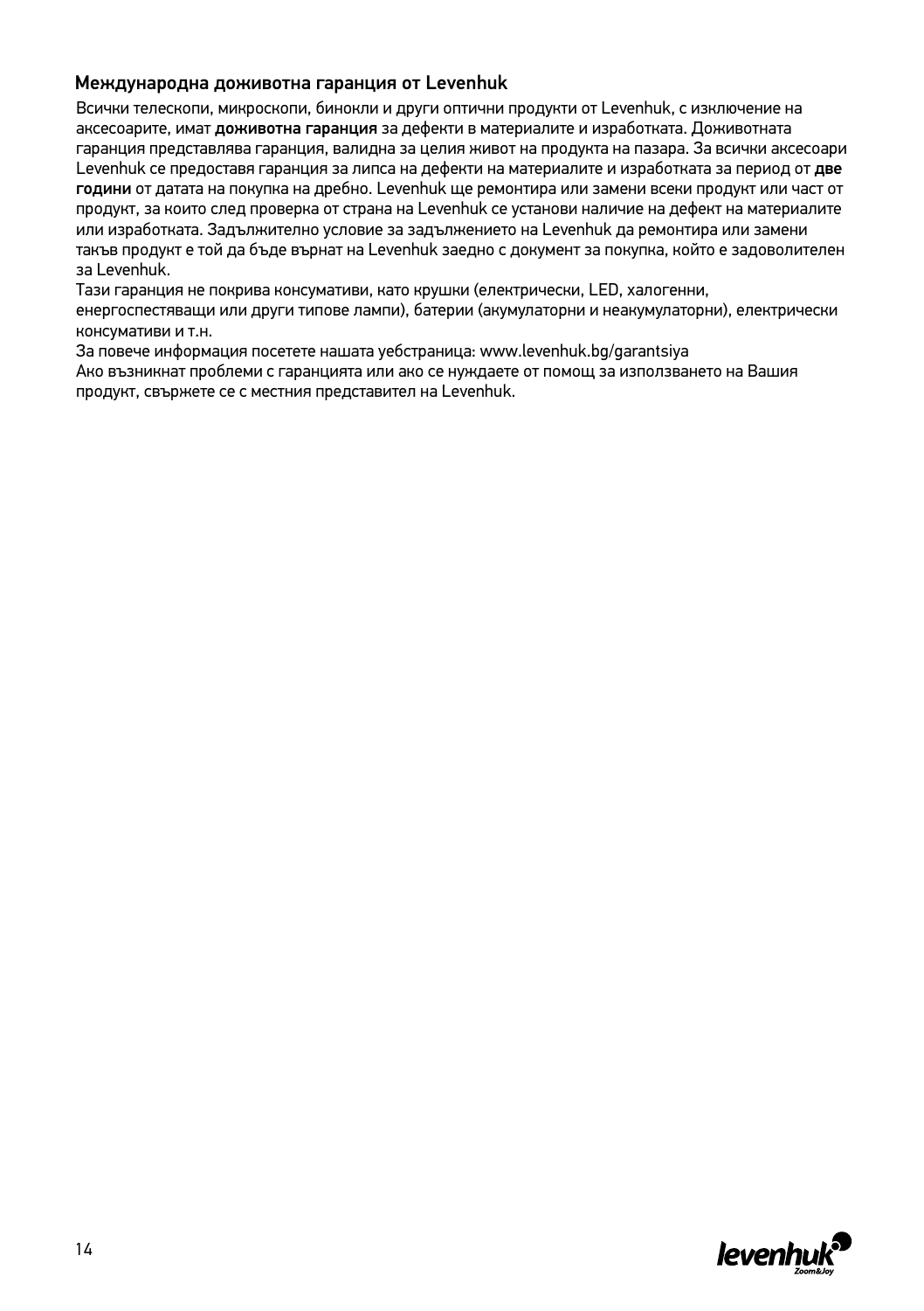## Международна доживотна гаранция от Levenhuk

Всички телескопи, микроскопи, бинокли и други оптични продукти от Levenhuk, с изключение на аксесоарите, имат **доживотна гаранция** за дефекти в материалите и изработката. Доживотната гаранция представлява гаранция, валидна за целия живот на продукта на пазара. За всички аксесоари Levenhuk се предоставя гаранция за липса на дефекти на материалите и изработката за период от **две години** от датата на покупка на дребно. Levenhuk ще ремонтира или замени всеки продукт или част от продукт, за които след проверка от страна на Levenhuk се установи наличие на дефект на материалите или изработката. Задължително условие за задължението на Levenhuk да ремонтира или замени такъв продукт е той да бъде върнат на Levenhuk заедно с документ за покупка, който е задоволителен за Levenhuk.

Тази гаранция не покрива консумативи, като крушки (електрически, LED, халогенни, енергоспестяващи или други типове лампи), батерии (акумулаторни и неакумулаторни), електрически консумативи и т.н.

За повече информация посетете нашата уебстраница: www.levenhuk.bg/garantsiya

Ако възникнат проблеми с гаранцията или ако се нуждаете от помощ за използването на Вашия продукт, свържете се с местния представител на Levenhuk.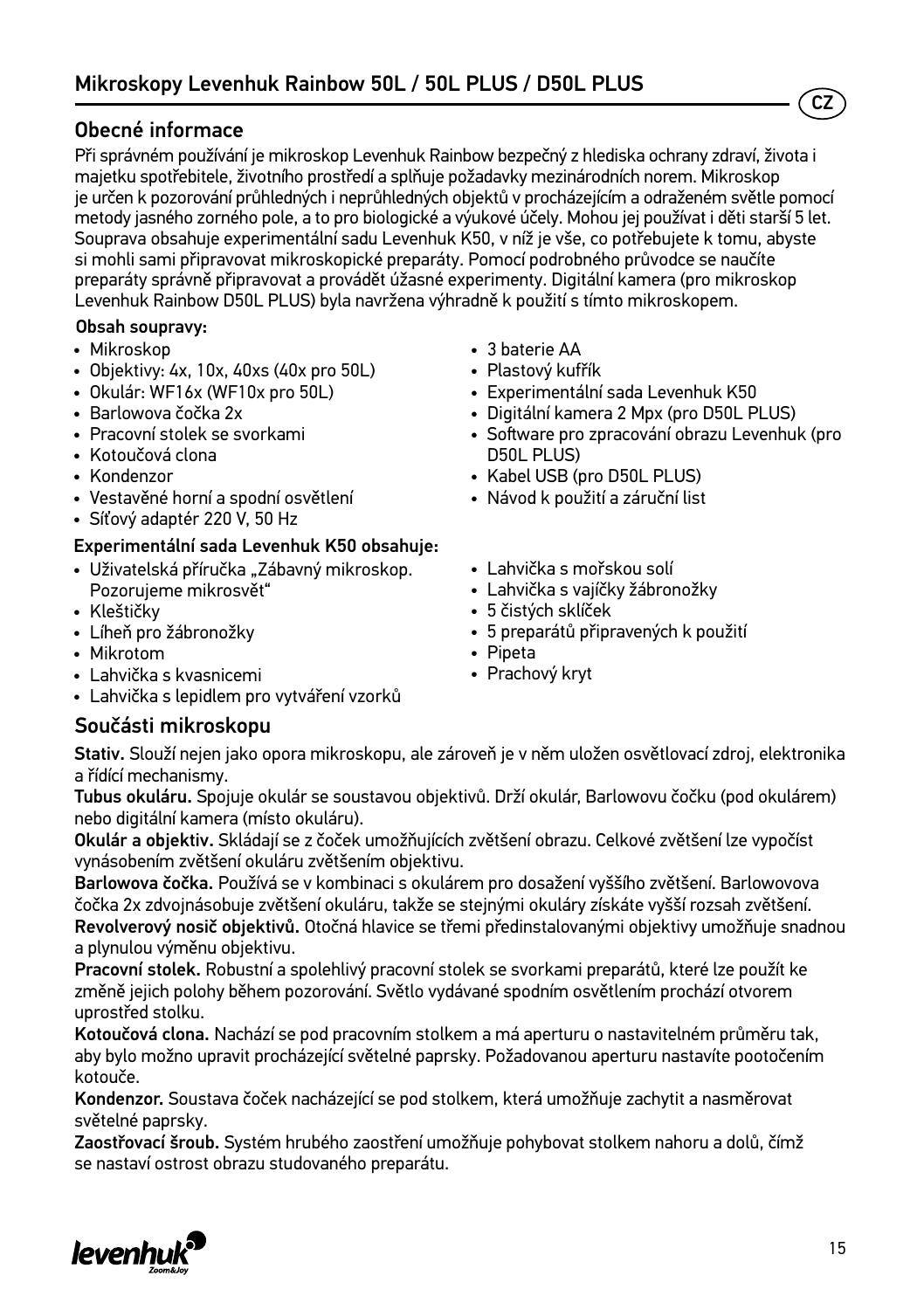# Mikroskopy Levenhuk Rainbow 50L / 50L PLUS / D50L PLUS

## Obecné informace

Při správném používání je mikroskop Levenhuk Rainbow bezpečný z hlediska ochrany zdraví, života i majetku spotřebitele, životního prostředí a splňuje požadavky mezinárodních norem. Mikroskop je určen k pozorování průhledných i neprůhledných objektů v procházejícím a odraženém světle pomocí metody jasného zorného pole, a to pro biologické a výukové účely. Mohou jej používat i děti starší 5 let. Souprava obsahuje experimentální sadu Levenhuk K50, v níž je vše, co potřebujete k tomu, abyste si mohli sami připravovat mikroskopické preparáty. Pomocí podrobného průvodce se naučíte preparáty správně připravovat a provádět úžasné experimenty. Digitální kamera (pro mikroskop Levenhuk Rainbow D50L PLUS) byla navržena výhradně k použití s tímto mikroskopem.

### Obsah soupravy:

- Mikroskop
- Objektivy: 4x, 10x, 40xs (40x pro 50L)
- Okulár: WF16x (WF10x pro 50L)
- Barlowova čočka 2x
- Pracovní stolek se svorkami
- Kotoučová clona
- Kondenzor
- Vestavěné horní a spodní osvětlení
- Síťový adaptér 220 V, 50 Hz
- 3 baterie AA
- Plastový kufřík
- Experimentální sada Levenhuk K50
- Digitální kamera 2 Mpx (pro D50L PLUS)
- Software pro zpracování obrazu Levenhuk (pro D50L PLUS)
- Kabel USB (pro D50L PLUS)
- Návod k použití a záruční list

### Experimentální sada Levenhuk K50 obsahuje:

- Uživatelská příručka „Zábavný mikroskop. Pozorujeme mikrosvět"
- Kleštičky
- Líheň pro žábronožky
- Mikrotom
- Lahvička s kvasnicemi
- Lahvička s lepidlem pro vytváření vzorků
- Lahvička s mořskou solí
- Lahvička s vajíčky žábronožky
- 5 čistých sklíček
- 5 preparátů připravených k použití
- Pipeta
- Prachový kryt

## Součásti mikroskopu

**Stativ.** Slouží nejen jako opora mikroskopu, ale zároveň je v něm uložen osvětlovací zdroj, elektronika a řídící mechanismy.

**Tubus okuláru.** Spojuje okulár se soustavou objektivů. Drží okulár, Barlowovu čočku (pod okulárem) nebo digitální kamera (místo okuláru).

**Okulár a objektiv.** Skládají se z čoček umožňujících zvětšení obrazu. Celkové zvětšení lze vypočíst vynásobením zvětšení okuláru zvětšením objektivu.

**Barlowova čočka.** Používá se v kombinaci s okulárem pro dosažení vyššího zvětšení. Barlowovova čočka 2x zdvojnásobuje zvětšení okuláru, takže se stejnými okuláry získáte vyšší rozsah zvětšení.

**Revolverový nosič objektivů.** Otočná hlavice se třemi předinstalovanými objektivy umožňuje snadnou a plynulou výměnu objektivu.

**Pracovní stolek.** Robustní a spolehlivý pracovní stolek se svorkami preparátů, které lze použít ke změně jejich polohy během pozorování. Světlo vydávané spodním osvětlením prochází otvorem uprostřed stolku.

**Kotoučová clona.** Nachází se pod pracovním stolkem a má aperturu o nastavitelném průměru tak, aby bylo možno upravit procházející světelné paprsky. Požadovanou aperturu nastavíte pootočením kotouče.

**Kondenzor.** Soustava čoček nacházející se pod stolkem, která umožňuje zachytit a nasměrovat světelné paprsky.

**Zaostřovací šroub.** Systém hrubého zaostření umožňuje pohybovat stolkem nahoru a dolů, čímž se nastaví ostrost obrazu studovaného preparátu.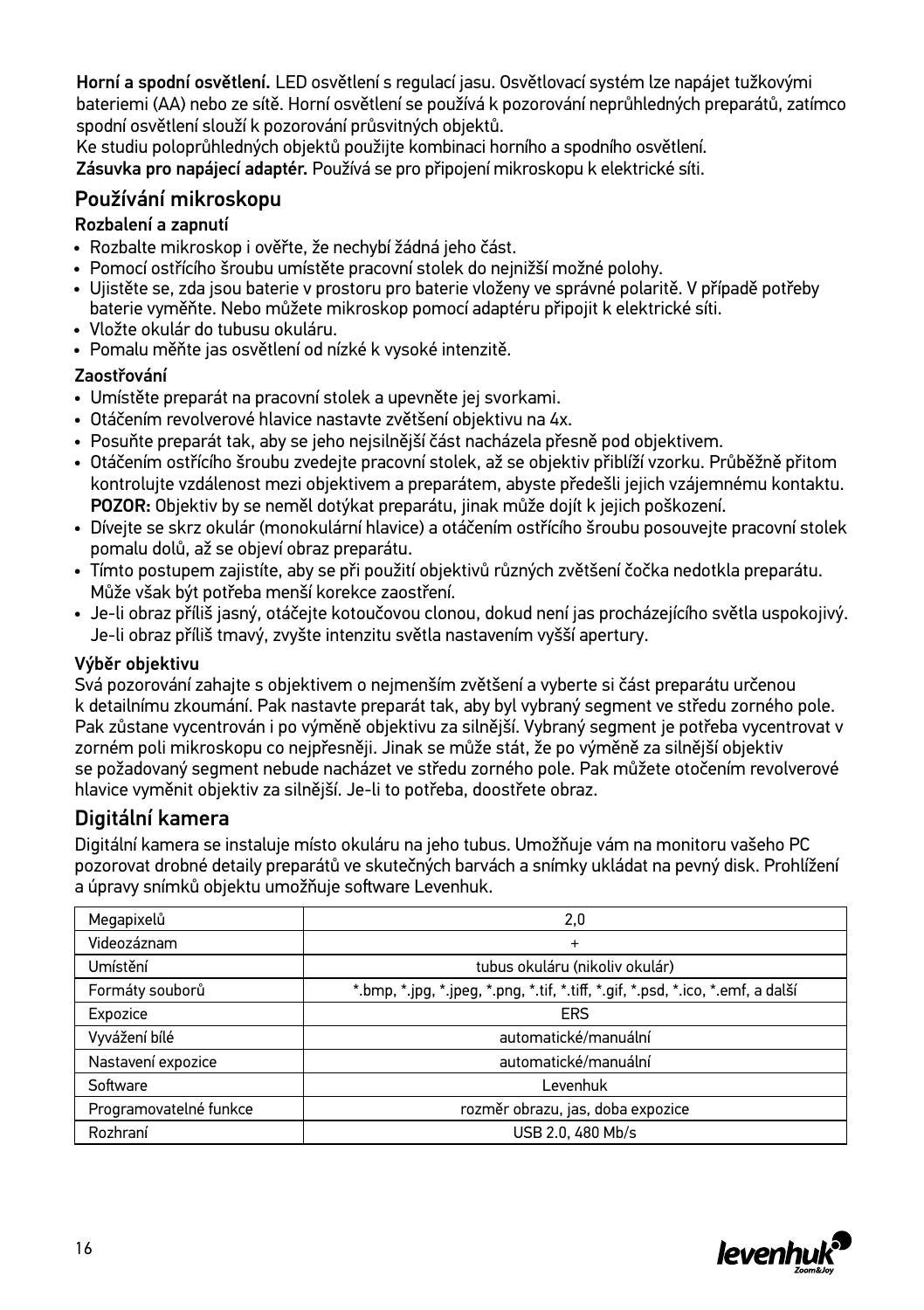**Horní a spodní osvětlení.** LED osvětlení s regulací jasu. Osvětlovací systém lze napájet tužkovými bateriemi (AA) nebo ze sítě. Horní osvětlení se používá k pozorování neprůhledných preparátů, zatímco spodní osvětlení slouží k pozorování průsvitných objektů.
Ke studiu poloprůhledných objektů použijte kombinaci horního a spodního osvětlení.
**Zásuvka pro napájecí adaptér.** Používá se pro připojení mikroskopu k elektrické síti.

## Používání mikroskopu

### Rozbalení a zapnutí

- Rozbalte mikroskop i ověřte, že nechybí žádná jeho část.
- Pomocí ostřícího šroubu umístěte pracovní stolek do nejnižší možné polohy.
- Ujistěte se, zda jsou baterie v prostoru pro baterie vloženy ve správné polaritě. V případě potřeby baterie vyměňte. Nebo můžete mikroskop pomocí adaptéru připojit k elektrické síti.
- Vložte okulár do tubusu okuláru.
- Pomalu měňte jas osvětlení od nízké k vysoké intenzitě.

### Zaostřování

- Umístěte preparát na pracovní stolek a upevněte jej svorkami.
- Otáčením revolverové hlavice nastavte zvětšení objektivu na 4x.
- Posuňte preparát tak, aby se jeho nejsilnější část nacházela přesně pod objektivem.
- Otáčením ostřícího šroubu zvedejte pracovní stolek, až se objektiv přiblíží vzorku. Průběžně přitom kontrolujte vzdálenost mezi objektivem a preparátem, abyste předešli jejich vzájemnému kontaktu. **POZOR:** Objektiv by se neměl dotýkat preparátu, jinak může dojít k jejich poškození.
- Dívejte se skrz okulár (monokulární hlavice) a otáčením ostřícího šroubu posouvejte pracovní stolek pomalu dolů, až se objeví obraz preparátu.
- Tímto postupem zajistíte, aby se při použití objektivů různých zvětšení čočka nedotkla preparátu. Může však být potřeba menší korekce zaostření.
- Je-li obraz příliš jasný, otáčejte kotoučovou clonou, dokud není jas procházejícího světla uspokojivý. Je-li obraz příliš tmavý, zvyšte intenzitu světla nastavením vyšší apertury.

### Výběr objektivu

Svá pozorování zahajte s objektivem o nejmenším zvětšení a vyberte si část preparátu určenou k detailnímu zkoumání. Pak nastavte preparát tak, aby byl vybraný segment ve středu zorného pole. Pak zůstane vycentrován i po výměně objektivu za silnější. Vybraný segment je potřeba vycentrovat v zorném poli mikroskopu co nejpřesněji. Jinak se může stát, že po výměně za silnější objektiv se požadovaný segment nebude nacházet ve středu zorného pole. Pak můžete otočením revolverové hlavice vyměnit objektiv za silnější. Je-li to potřeba, doostřete obraz.

## Digitální kamera

Digitální kamera se instaluje místo okuláru na jeho tubus. Umožňuje vám na monitoru vašeho PC pozorovat drobné detaily preparátů ve skutečných barvách a snímky ukládat na pevný disk. Prohlížení a úpravy snímků objektu umožňuje software Levenhuk.

| Megapixelů | 2,0 |
|---|---|
| Videozáznam | + |
| Umístění | tubus okuláru (nikoliv okulár) |
| Formáty souborů | *.bmp, *.jpg, *.jpeg, *.png, *.tif, *.tiff, *.gif, *.psd, *.ico, *.emf, a další |
| Expozice | ERS |
| Vyvážení bílé | automatické/manuální |
| Nastavení expozice | automatické/manuální |
| Software | Levenhuk |
| Programovatelné funkce | rozměr obrazu, jas, doba expozice |
| Rozhraní | USB 2.0, 480 Mb/s |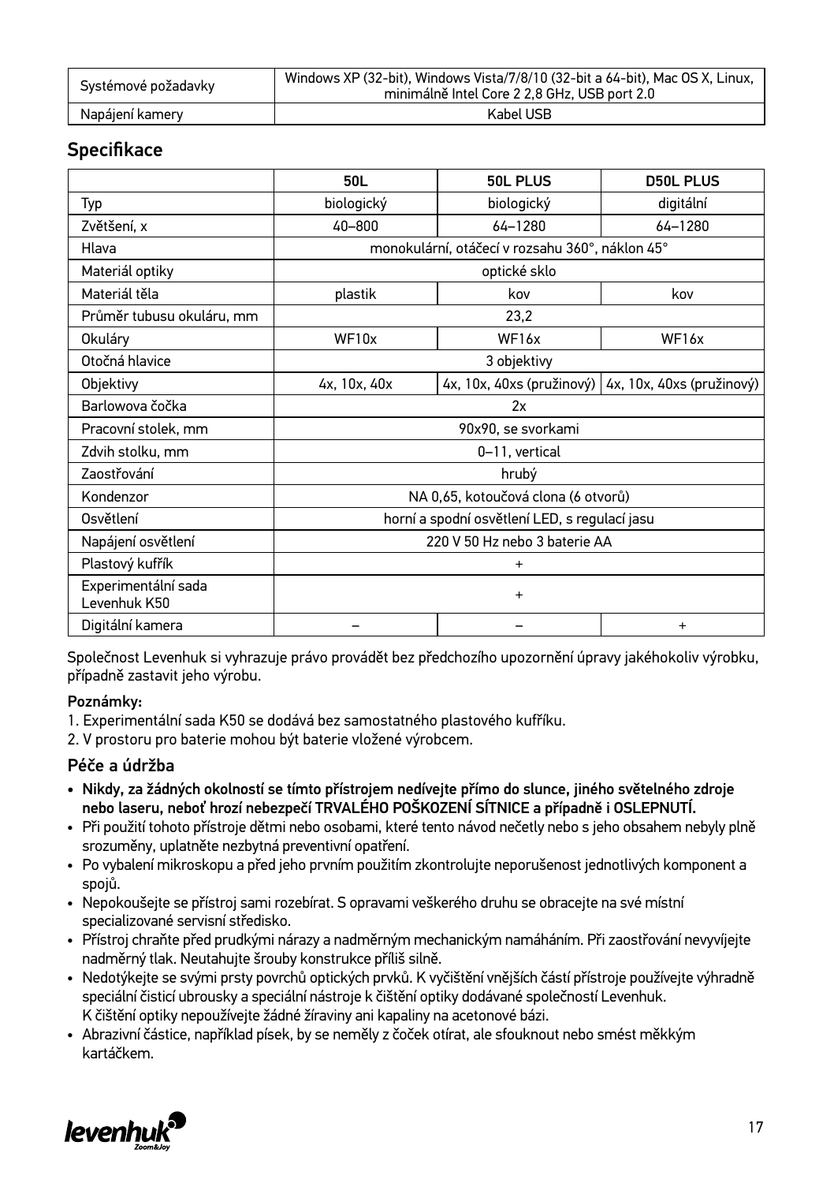| | |
|---|---|
| Systémové požadavky | Windows XP (32-bit), Windows Vista/7/8/10 (32-bit a 64-bit), Mac OS X, Linux, minimálně Intel Core 2 2,8 GHz, USB port 2.0 |
| Napájení kamery | Kabel USB |

## Specifikace

| | 50L | 50L PLUS | D50L PLUS |
|---|---|---|---|
| Typ | biologický | biologický | digitální |
| Zvětšení, x | 40–800 | 64–1280 | 64–1280 |
| Hlava | monokulární, otáčecí v rozsahu 360°, náklon 45° | | |
| Materiál optiky | optické sklo | | |
| Materiál těla | plastik | kov | kov |
| Průměr tubusu okuláru, mm | 23,2 | | |
| Okuláry | WF10x | WF16x | WF16x |
| Otočná hlavice | 3 objektivy | | |
| Objektivy | 4x, 10x, 40x | 4x, 10x, 40xs (pružinový) | 4x, 10x, 40xs (pružinový) |
| Barlowova čočka | 2x | | |
| Pracovní stolek, mm | 90x90, se svorkami | | |
| Zdvih stolku, mm | 0–11, vertical | | |
| Zaostřování | hrubý | | |
| Kondenzor | NA 0,65, kotoučová clona (6 otvorů) | | |
| Osvětlení | horní a spodní osvětlení LED, s regulací jasu | | |
| Napájení osvětlení | 220 V 50 Hz nebo 3 baterie AA | | |
| Plastový kufřík | + | | |
| Experimentální sada Levenhuk K50 | + | | |
| Digitální kamera | – | – | + |

Společnost Levenhuk si vyhrazuje právo provádět bez předchozího upozornění úpravy jakéhokoliv výrobku, případně zastavit jeho výrobu.

**Poznámky:**

1. Experimentální sada K50 se dodává bez samostatného plastového kufříku.
2. V prostoru pro baterie mohou být baterie vložené výrobcem.

## Péče a údržba

- **Nikdy, za žádných okolností se tímto přístrojem nedívejte přímo do slunce, jiného světelného zdroje nebo laseru, neboť hrozí nebezpečí TRVALÉHO POŠKOZENÍ SÍTNICE a případně i OSLEPNUTÍ.**
- Při použití tohoto přístroje dětmi nebo osobami, které tento návod nečetly nebo s jeho obsahem nebyly plně srozuměny, uplatněte nezbytná preventivní opatření.
- Po vybalení mikroskopu a před jeho prvním použitím zkontrolujte neporušenost jednotlivých komponent a spojů.
- Nepokoušejte se přístroj sami rozebírat. S opravami veškerého druhu se obracejte na své místní specializované servisní středisko.
- Přístroj chraňte před prudkými nárazy a nadměrným mechanickým namáháním. Při zaostřování nevyvíjejte nadměrný tlak. Neutahujte šrouby konstrukce příliš silně.
- Nedotýkejte se svými prsty povrchů optických prvků. K vyčištění vnějších částí přístroje používejte výhradně speciální čisticí ubrousky a speciální nástroje k čištění optiky dodávané společností Levenhuk. K čištění optiky nepoužívejte žádné žíraviny ani kapaliny na acetonové bázi.
- Abrazivní částice, například písek, by se neměly z čoček otírat, ale sfouknout nebo smést měkkým kartáčkem.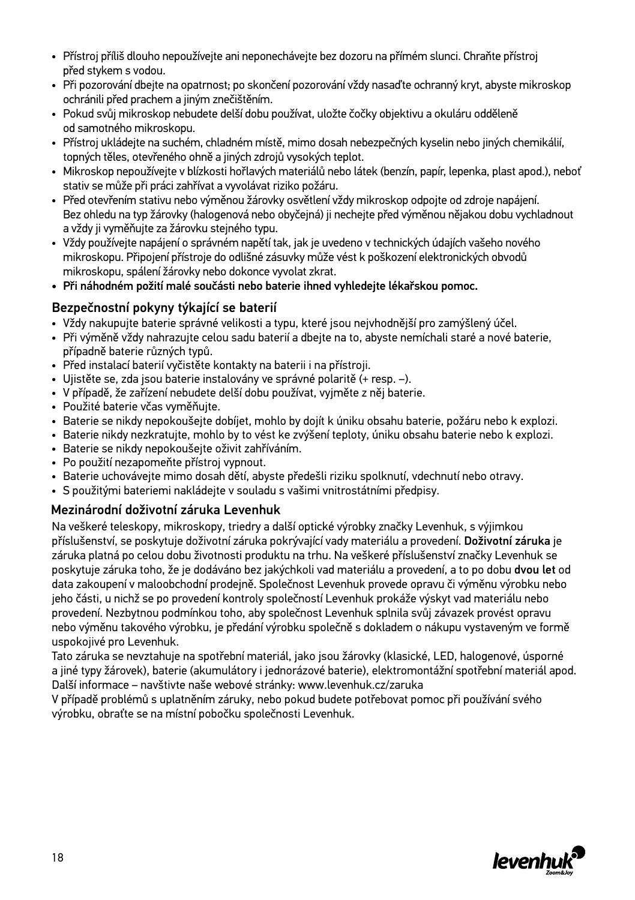- Přístroj příliš dlouho nepoužívejte ani neponechávejte bez dozoru na přímém slunci. Chraňte přístroj před stykem s vodou.
- Při pozorování dbejte na opatrnost; po skončení pozorování vždy nasaďte ochranný kryt, abyste mikroskop ochránili před prachem a jiným znečištěním.
- Pokud svůj mikroskop nebudete delší dobu používat, uložte čočky objektivu a okuláru odděleně od samotného mikroskopu.
- Přístroj ukládejte na suchém, chladném místě, mimo dosah nebezpečných kyselin nebo jiných chemikálií, topných těles, otevřeného ohně a jiných zdrojů vysokých teplot.
- Mikroskop nepoužívejte v blízkosti hořlavých materiálů nebo látek (benzín, papír, lepenka, plast apod.), neboť stativ se může při práci zahřívat a vyvolávat riziko požáru.
- Před otevřením stativu nebo výměnou žárovky osvětlení vždy mikroskop odpojte od zdroje napájení. Bez ohledu na typ žárovky (halogenová nebo obyčejná) ji nechejte před výměnou nějakou dobu vychladnout a vždy ji vyměňujte za žárovku stejného typu.
- Vždy používejte napájení o správném napětí tak, jak je uvedeno v technických údajích vašeho nového mikroskopu. Připojení přístroje do odlišné zásuvky může vést k poškození elektronických obvodů mikroskopu, spálení žárovky nebo dokonce vyvolat zkrat.
- **Při náhodném požití malé součásti nebo baterie ihned vyhledejte lékařskou pomoc.**

## Bezpečnostní pokyny týkající se baterií

- Vždy nakupujte baterie správné velikosti a typu, které jsou nejvhodnější pro zamýšlený účel.
- Při výměně vždy nahrazujte celou sadu baterií a dbejte na to, abyste nemíchali staré a nové baterie, případně baterie různých typů.
- Před instalací baterií vyčistěte kontakty na baterii i na přístroji.
- Ujistěte se, zda jsou baterie instalovány ve správné polaritě (+ resp. –).
- V případě, že zařízení nebudete delší dobu používat, vyjměte z něj baterie.
- Použité baterie včas vyměňujte.
- Baterie se nikdy nepokoušejte dobíjet, mohlo by dojít k úniku obsahu baterie, požáru nebo k explozi.
- Baterie nikdy nezkratujte, mohlo by to vést ke zvýšení teploty, úniku obsahu baterie nebo k explozi.
- Baterie se nikdy nepokoušejte oživit zahříváním.
- Po použití nezapomeňte přístroj vypnout.
- Baterie uchovávejte mimo dosah dětí, abyste předešli riziku spolknutí, vdechnutí nebo otravy.
- S použitými bateriemi nakládejte v souladu s vašimi vnitrostátními předpisy.

## Mezinárodní doživotní záruka Levenhuk

Na veškeré teleskopy, mikroskopy, triedry a další optické výrobky značky Levenhuk, s výjimkou příslušenství, se poskytuje doživotní záruka pokrývající vady materiálu a provedení. **Doživotní záruka** je záruka platná po celou dobu životnosti produktu na trhu. Na veškeré příslušenství značky Levenhuk se poskytuje záruka toho, že je dodáváno bez jakýchkoli vad materiálu a provedení, a to po dobu **dvou let** od data zakoupení v maloobchodní prodejně. Společnost Levenhuk provede opravu či výměnu výrobku nebo jeho části, u nichž se po provedení kontroly společností Levenhuk prokáže výskyt vad materiálu nebo provedení. Nezbytnou podmínkou toho, aby společnost Levenhuk splnila svůj závazek provést opravu nebo výměnu takového výrobku, je předání výrobku společně s dokladem o nákupu vystaveným ve formě uspokojivé pro Levenhuk.

Tato záruka se nevztahuje na spotřební materiál, jako jsou žárovky (klasické, LED, halogenové, úsporné a jiné typy žárovek), baterie (akumulátory i jednorázové baterie), elektromontážní spotřební materiál apod.

Další informace – navštivte naše webové stránky: www.levenhuk.cz/zaruka

V případě problémů s uplatněním záruky, nebo pokud budete potřebovat pomoc při používání svého výrobku, obraťte se na místní pobočku společnosti Levenhuk.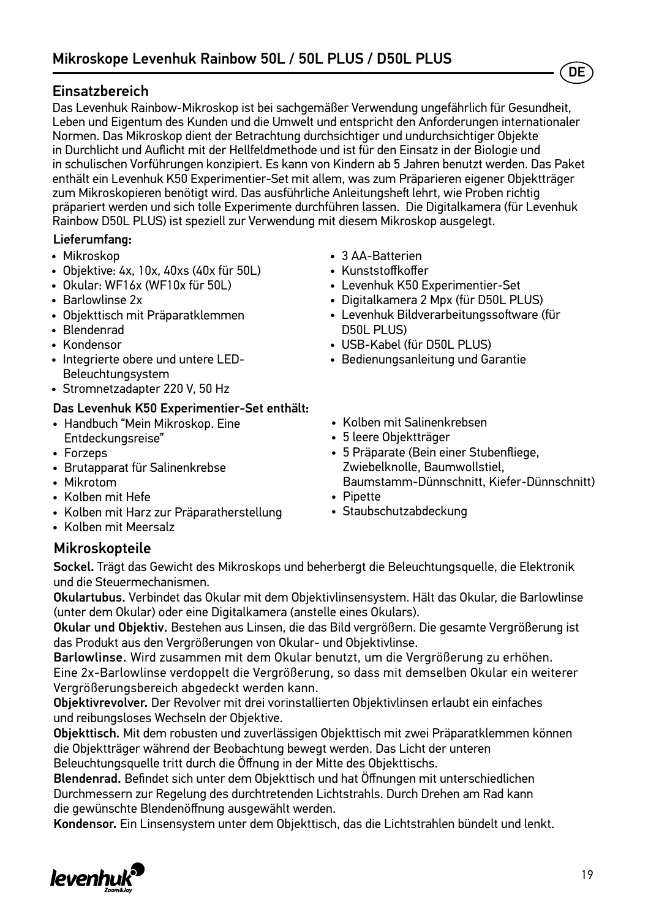# Mikroskope Levenhuk Rainbow 50L / 50L PLUS / D50L PLUS

## Einsatzbereich

Das Levenhuk Rainbow-Mikroskop ist bei sachgemäßer Verwendung ungefährlich für Gesundheit, Leben und Eigentum des Kunden und die Umwelt und entspricht den Anforderungen internationaler Normen. Das Mikroskop dient der Betrachtung durchsichtiger und undurchsichtiger Objekte in Durchlicht und Auflicht mit der Hellfeldmethode und ist für den Einsatz in der Biologie und in schulischen Vorführungen konzipiert. Es kann von Kindern ab 5 Jahren benutzt werden. Das Paket enthält ein Levenhuk K50 Experimentier-Set mit allem, was zum Präparieren eigener Objektträger zum Mikroskopieren benötigt wird. Das ausführliche Anleitungsheft lehrt, wie Proben richtig präpariert werden und sich tolle Experimente durchführen lassen. Die Digitalkamera (für Levenhuk Rainbow D50L PLUS) ist speziell zur Verwendung mit diesem Mikroskop ausgelegt.

**Lieferumfang:**

- Mikroskop
- Objektive: 4x, 10x, 40xs (40x für 50L)
- Okular: WF16x (WF10x für 50L)
- Barlowlinse 2x
- Objekttisch mit Präparatklemmen
- Blendenrad
- Kondensor
- Integrierte obere und untere LED-Beleuchtungsystem
- Stromnetzadapter 220 V, 50 Hz
- 3 AA-Batterien
- Kunststoffkoffer
- Levenhuk K50 Experimentier-Set
- Digitalkamera 2 Mpx (für D50L PLUS)
- Levenhuk Bildverarbeitungssoftware (für D50L PLUS)
- USB-Kabel (für D50L PLUS)
- Bedienungsanleitung und Garantie

**Das Levenhuk K50 Experimentier-Set enthält:**

- Handbuch “Mein Mikroskop. Eine Entdeckungsreise”
- Forzeps
- Brutapparat für Salinenkrebse
- Mikrotom
- Kolben mit Hefe
- Kolben mit Harz zur Präparatherstellung
- Kolben mit Meersalz
- Kolben mit Salinenkrebsen
- 5 leere Objektträger
- 5 Präparate (Bein einer Stubenfliege, Zwiebelknolle, Baumwollstiel, Baumstamm-Dünnschnitt, Kiefer-Dünnschnitt)
- Pipette
- Staubschutzabdeckung

## Mikroskopteile

**Sockel.** Trägt das Gewicht des Mikroskops und beherbergt die Beleuchtungsquelle, die Elektronik und die Steuermechanismen.

**Okulartubus.** Verbindet das Okular mit dem Objektivlinsensystem. Hält das Okular, die Barlowlinse (unter dem Okular) oder eine Digitalkamera (anstelle eines Okulars).

**Okular und Objektiv.** Bestehen aus Linsen, die das Bild vergrößern. Die gesamte Vergrößerung ist das Produkt aus den Vergrößerungen von Okular- und Objektivlinse.

**Barlowlinse.** Wird zusammen mit dem Okular benutzt, um die Vergrößerung zu erhöhen. Eine 2x-Barlowlinse verdoppelt die Vergrößerung, so dass mit demselben Okular ein weiterer Vergrößerungsbereich abgedeckt werden kann.

**Objektivrevolver.** Der Revolver mit drei vorinstallierten Objektivlinsen erlaubt ein einfaches und reibungsloses Wechseln der Objektive.

**Objekttisch.** Mit dem robusten und zuverlässigen Objekttisch mit zwei Präparatklemmen können die Objektträger während der Beobachtung bewegt werden. Das Licht der unteren Beleuchtungsquelle tritt durch die Öffnung in der Mitte des Objekttischs.

**Blendenrad.** Befindet sich unter dem Objekttisch und hat Öffnungen mit unterschiedlichen Durchmessern zur Regelung des durchtretenden Lichtstrahls. Durch Drehen am Rad kann die gewünschte Blendenöffnung ausgewählt werden.

**Kondensor.** Ein Linsensystem unter dem Objekttisch, das die Lichtstrahlen bündelt und lenkt.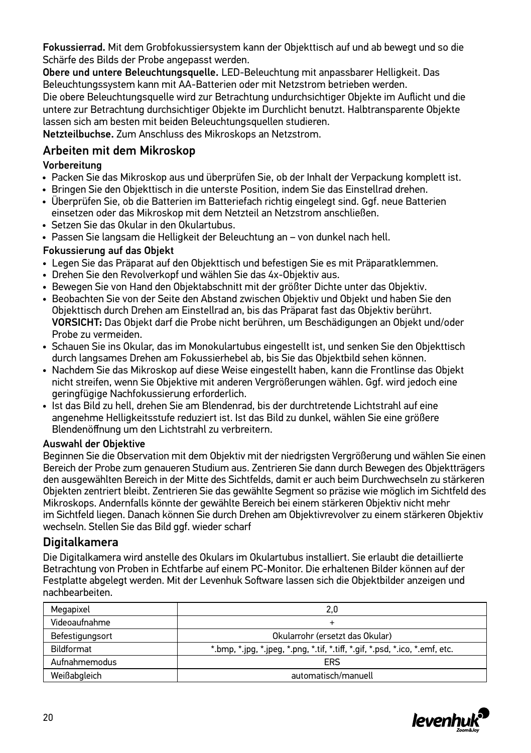**Fokussierrad.** Mit dem Grobfokussiersystem kann der Objekttisch auf und ab bewegt und so die Schärfe des Bilds der Probe angepasst werden.

**Obere und untere Beleuchtungsquelle.** LED-Beleuchtung mit anpassbarer Helligkeit. Das Beleuchtungssystem kann mit AA-Batterien oder mit Netzstrom betrieben werden.

Die obere Beleuchtungsquelle wird zur Betrachtung undurchsichtiger Objekte im Auflicht und die untere zur Betrachtung durchsichtiger Objekte im Durchlicht benutzt. Halbtransparente Objekte lassen sich am besten mit beiden Beleuchtungsquellen studieren.

**Netzteilbuchse.** Zum Anschluss des Mikroskops an Netzstrom.

## Arbeiten mit dem Mikroskop

### Vorbereitung

- Packen Sie das Mikroskop aus und überprüfen Sie, ob der Inhalt der Verpackung komplett ist.
- Bringen Sie den Objekttisch in die unterste Position, indem Sie das Einstellrad drehen.
- Überprüfen Sie, ob die Batterien im Batteriefach richtig eingelegt sind. Ggf. neue Batterien einsetzen oder das Mikroskop mit dem Netzteil an Netzstrom anschließen.
- Setzen Sie das Okular in den Okulartubus.
- Passen Sie langsam die Helligkeit der Beleuchtung an – von dunkel nach hell.

### Fokussierung auf das Objekt

- Legen Sie das Präparat auf den Objekttisch und befestigen Sie es mit Präparatklemmen.
- Drehen Sie den Revolverkopf und wählen Sie das 4x-Objektiv aus.
- Bewegen Sie von Hand den Objektabschnitt mit der größter Dichte unter das Objektiv.
- Beobachten Sie von der Seite den Abstand zwischen Objektiv und Objekt und haben Sie den Objekttisch durch Drehen am Einstellrad an, bis das Präparat fast das Objektiv berührt.
  **VORSICHT:** Das Objekt darf die Probe nicht berühren, um Beschädigungen an Objekt und/oder Probe zu vermeiden.
- Schauen Sie ins Okular, das im Monokulartubus eingestellt ist, und senken Sie den Objekttisch durch langsames Drehen am Fokussierhebel ab, bis Sie das Objektbild sehen können.
- Nachdem Sie das Mikroskop auf diese Weise eingestellt haben, kann die Frontlinse das Objekt nicht streifen, wenn Sie Objektive mit anderen Vergrößerungen wählen. Ggf. wird jedoch eine geringfügige Nachfokussierung erforderlich.
- Ist das Bild zu hell, drehen Sie am Blendenrad, bis der durchtretende Lichtstrahl auf eine angenehme Helligkeitsstufe reduziert ist. Ist das Bild zu dunkel, wählen Sie eine größere Blendenöffnung um den Lichtstrahl zu verbreitern.

### Auswahl der Objektive

Beginnen Sie die Observation mit dem Objektiv mit der niedrigsten Vergrößerung und wählen Sie einen Bereich der Probe zum genaueren Studium aus. Zentrieren Sie dann durch Bewegen des Objektträgers den ausgewählten Bereich in der Mitte des Sichtfelds, damit er auch beim Durchwechseln zu stärkeren Objekten zentriert bleibt. Zentrieren Sie das gewählte Segment so präzise wie möglich im Sichtfeld des Mikroskops. Andernfalls könnte der gewählte Bereich bei einem stärkeren Objektiv nicht mehr im Sichtfeld liegen. Danach können Sie durch Drehen am Objektivrevolver zu einem stärkeren Objektiv wechseln. Stellen Sie das Bild ggf. wieder scharf

## Digitalkamera

Die Digitalkamera wird anstelle des Okulars im Okulartubus installiert. Sie erlaubt die detaillierte Betrachtung von Proben in Echtfarbe auf einem PC-Monitor. Die erhaltenen Bilder können auf der Festplatte abgelegt werden. Mit der Levenhuk Software lassen sich die Objektbilder anzeigen und nachbearbeiten.

| Megapixel | 2,0 |
|---|---|
| Videoaufnahme | + |
| Befestigungsort | Okularrohr (ersetzt das Okular) |
| Bildformat | *.bmp, *.jpg, *.jpeg, *.png, *.tif, *.tiff, *.gif, *.psd, *.ico, *.emf, etc. |
| Aufnahmemodus | ERS |
| Weißabgleich | automatisch/manuell |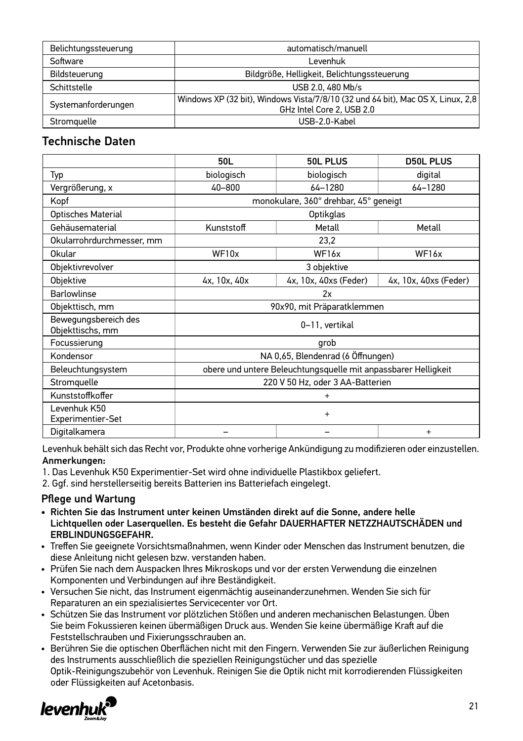| | |
|---|---|
| Belichtungssteuerung | automatisch/manuell |
| Software | Levenhuk |
| Bildsteuerung | Bildgröße, Helligkeit, Belichtungssteuerung |
| Schittstelle | USB 2.0, 480 Mb/s |
| Systemanforderungen | Windows XP (32 bit), Windows Vista/7/8/10 (32 und 64 bit), Mac OS X, Linux, 2,8 GHz Intel Core 2, USB 2.0 |
| Stromquelle | USB-2.0-Kabel |

## Technische Daten

| | 50L | 50L PLUS | D50L PLUS |
|---|---|---|---|
| Typ | biologisch | biologisch | digital |
| Vergrößerung, x | 40–800 | 64–1280 | 64–1280 |
| Kopf | monokulare, 360° drehbar, 45° geneigt | | |
| Optisches Material | Optikglas | | |
| Gehäusematerial | Kunststoff | Metall | Metall |
| Okularrohrdurchmesser, mm | 23,2 | | |
| Okular | WF10x | WF16x | WF16x |
| Objektivrevolver | 3 objektive | | |
| Objektive | 4x, 10x, 40x | 4x, 10x, 40xs (Feder) | 4x, 10x, 40xs (Feder) |
| Barlowlinse | 2x | | |
| Objekttisch, mm | 90x90, mit Präparatklemmen | | |
| Bewegungsbereich des Objekttischs, mm | 0–11, vertikal | | |
| Focussierung | grob | | |
| Kondensor | NA 0,65, Blendenrad (6 Öffnungen) | | |
| Beleuchtungsystem | obere und untere Beleuchtungsquelle mit anpassbarer Helligkeit | | |
| Stromquelle | 220 V 50 Hz, oder 3 AA-Batterien | | |
| Kunststoffkoffer | + | | |
| Levenhuk K50 Experimentier-Set | + | | |
| Digitalkamera | – | – | + |

Levenhuk behält sich das Recht vor, Produkte ohne vorherige Ankündigung zu modifizieren oder einzustellen.

**Anmerkungen:**

1. Das Levenhuk K50 Experimentier-Set wird ohne individuelle Plastikbox geliefert.
2. Ggf. sind herstellerseitig bereits Batterien ins Batteriefach eingelegt.

### Pflege und Wartung

- **Richten Sie das Instrument unter keinen Umständen direkt auf die Sonne, andere helle Lichtquellen oder Laserquellen. Es besteht die Gefahr DAUERHAFTER NETZZHAUTSCHÄDEN und ERBLINDUNGSGEFAHR.**
- Treffen Sie geeignete Vorsichtsmaßnahmen, wenn Kinder oder Menschen das Instrument benutzen, die diese Anleitung nicht gelesen bzw. verstanden haben.
- Prüfen Sie nach dem Auspacken Ihres Mikroskops und vor der ersten Verwendung die einzelnen Komponenten und Verbindungen auf ihre Beständigkeit.
- Versuchen Sie nicht, das Instrument eigenmächtig auseinanderzunehmen. Wenden Sie sich für Reparaturen an ein spezialisiertes Servicecenter vor Ort.
- Schützen Sie das Instrument vor plötzlichen Stößen und anderen mechanischen Belastungen. Üben Sie beim Fokussieren keinen übermäßigen Druck aus. Wenden Sie keine übermäßige Kraft auf die Feststellschrauben und Fixierungsschrauben an.
- Berühren Sie die optischen Oberflächen nicht mit den Fingern. Verwenden Sie zur äußerlichen Reinigung des Instruments ausschließlich die speziellen Reinigungstücher und das spezielle Optik-Reinigungszubehör von Levenhuk. Reinigen Sie die Optik nicht mit korrodierenden Flüssigkeiten oder Flüssigkeiten auf Acetonbasis.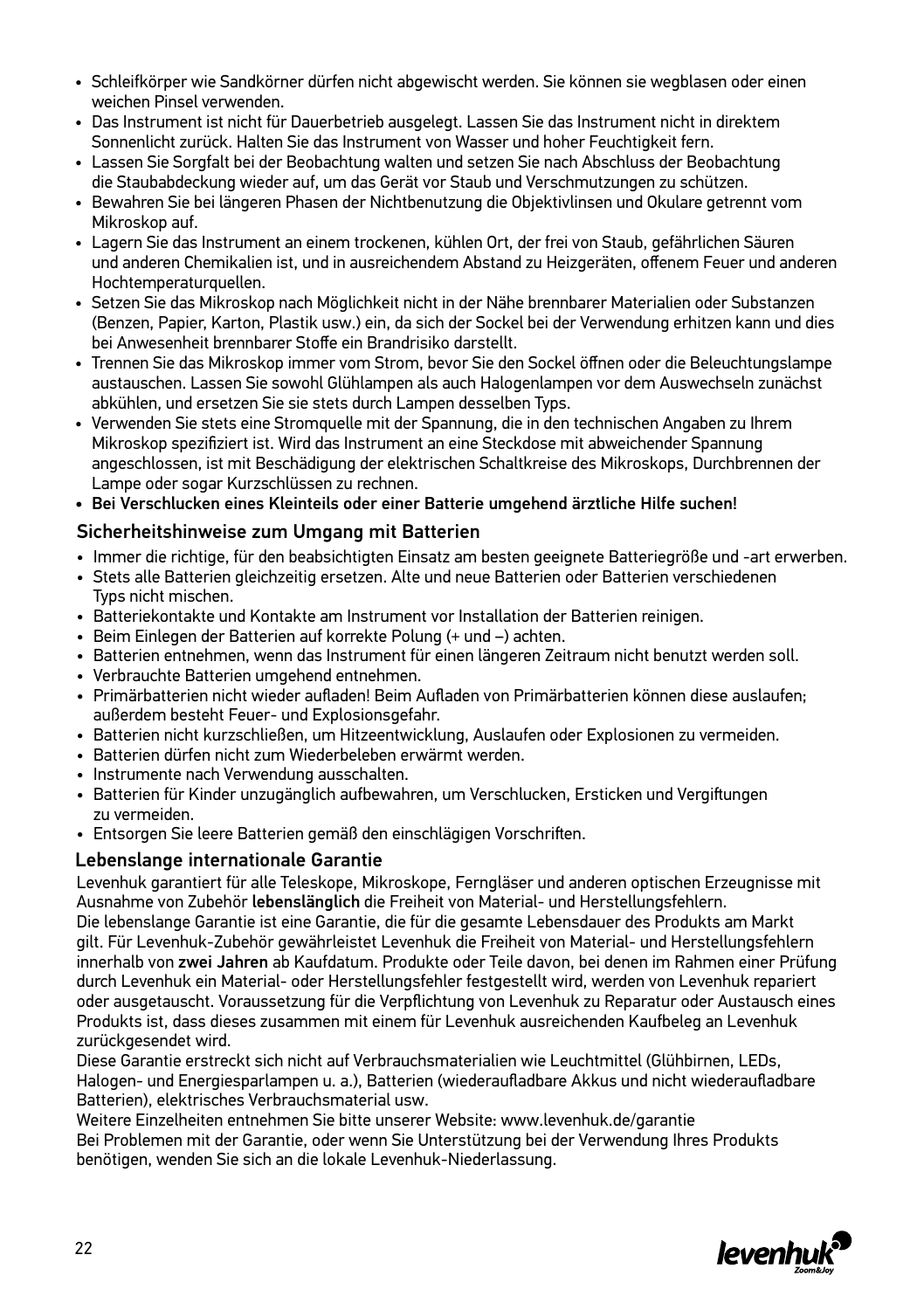- Schleifkörper wie Sandkörner dürfen nicht abgewischt werden. Sie können sie wegblasen oder einen weichen Pinsel verwenden.
- Das Instrument ist nicht für Dauerbetrieb ausgelegt. Lassen Sie das Instrument nicht in direktem Sonnenlicht zurück. Halten Sie das Instrument von Wasser und hoher Feuchtigkeit fern.
- Lassen Sie Sorgfalt bei der Beobachtung walten und setzen Sie nach Abschluss der Beobachtung die Staubabdeckung wieder auf, um das Gerät vor Staub und Verschmutzungen zu schützen.
- Bewahren Sie bei längeren Phasen der Nichtbenutzung die Objektivlinsen und Okulare getrennt vom Mikroskop auf.
- Lagern Sie das Instrument an einem trockenen, kühlen Ort, der frei von Staub, gefährlichen Säuren und anderen Chemikalien ist, und in ausreichendem Abstand zu Heizgeräten, offenem Feuer und anderen Hochtemperaturquellen.
- Setzen Sie das Mikroskop nach Möglichkeit nicht in der Nähe brennbarer Materialien oder Substanzen (Benzen, Papier, Karton, Plastik usw.) ein, da sich der Sockel bei der Verwendung erhitzen kann und dies bei Anwesenheit brennbarer Stoffe ein Brandrisiko darstellt.
- Trennen Sie das Mikroskop immer vom Strom, bevor Sie den Sockel öffnen oder die Beleuchtungslampe austauschen. Lassen Sie sowohl Glühlampen als auch Halogenlampen vor dem Auswechseln zunächst abkühlen, und ersetzen Sie sie stets durch Lampen desselben Typs.
- Verwenden Sie stets eine Stromquelle mit der Spannung, die in den technischen Angaben zu Ihrem Mikroskop spezifiziert ist. Wird das Instrument an eine Steckdose mit abweichender Spannung angeschlossen, ist mit Beschädigung der elektrischen Schaltkreise des Mikroskops, Durchbrennen der Lampe oder sogar Kurzschlüssen zu rechnen.
- **Bei Verschlucken eines Kleinteils oder einer Batterie umgehend ärztliche Hilfe suchen!**

## Sicherheitshinweise zum Umgang mit Batterien

- Immer die richtige, für den beabsichtigten Einsatz am besten geeignete Batteriegröße und -art erwerben.
- Stets alle Batterien gleichzeitig ersetzen. Alte und neue Batterien oder Batterien verschiedenen Typs nicht mischen.
- Batteriekontakte und Kontakte am Instrument vor Installation der Batterien reinigen.
- Beim Einlegen der Batterien auf korrekte Polung (+ und –) achten.
- Batterien entnehmen, wenn das Instrument für einen längeren Zeitraum nicht benutzt werden soll.
- Verbrauchte Batterien umgehend entnehmen.
- Primärbatterien nicht wieder aufladen! Beim Aufladen von Primärbatterien können diese auslaufen; außerdem besteht Feuer- und Explosionsgefahr.
- Batterien nicht kurzschließen, um Hitzeentwicklung, Auslaufen oder Explosionen zu vermeiden.
- Batterien dürfen nicht zum Wiederbeleben erwärmt werden.
- Instrumente nach Verwendung ausschalten.
- Batterien für Kinder unzugänglich aufbewahren, um Verschlucken, Ersticken und Vergiftungen zu vermeiden.
- Entsorgen Sie leere Batterien gemäß den einschlägigen Vorschriften.

## Lebenslange internationale Garantie

Levenhuk garantiert für alle Teleskope, Mikroskope, Ferngläser und anderen optischen Erzeugnisse mit Ausnahme von Zubehör **lebenslänglich** die Freiheit von Material- und Herstellungsfehlern.
Die lebenslange Garantie ist eine Garantie, die für die gesamte Lebensdauer des Produkts am Markt gilt. Für Levenhuk-Zubehör gewährleistet Levenhuk die Freiheit von Material- und Herstellungsfehlern innerhalb von **zwei Jahren** ab Kaufdatum. Produkte oder Teile davon, bei denen im Rahmen einer Prüfung durch Levenhuk ein Material- oder Herstellungsfehler festgestellt wird, werden von Levenhuk repariert oder ausgetauscht. Voraussetzung für die Verpflichtung von Levenhuk zu Reparatur oder Austausch eines Produkts ist, dass dieses zusammen mit einem für Levenhuk ausreichenden Kaufbeleg an Levenhuk zurückgesendet wird.
Diese Garantie erstreckt sich nicht auf Verbrauchsmaterialien wie Leuchtmittel (Glühbirnen, LEDs, Halogen- und Energiesparlampen u. a.), Batterien (wiederaufladbare Akkus und nicht wiederaufladbare Batterien), elektrisches Verbrauchsmaterial usw.
Weitere Einzelheiten entnehmen Sie bitte unserer Website: www.levenhuk.de/garantie
Bei Problemen mit der Garantie, oder wenn Sie Unterstützung bei der Verwendung Ihres Produkts benötigen, wenden Sie sich an die lokale Levenhuk-Niederlassung.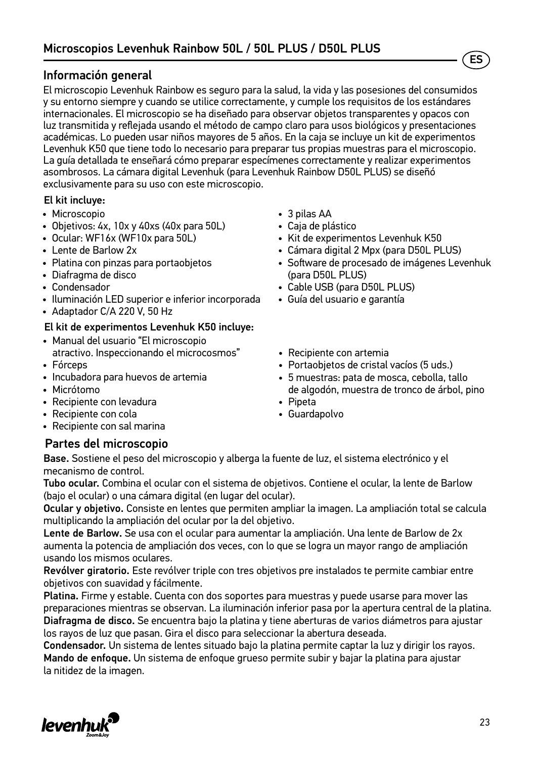# Microscopios Levenhuk Rainbow 50L / 50L PLUS / D50L PLUS

## Información general

El microscopio Levenhuk Rainbow es seguro para la salud, la vida y las posesiones del consumidos y su entorno siempre y cuando se utilice correctamente, y cumple los requisitos de los estándares internacionales. El microscopio se ha diseñado para observar objetos transparentes y opacos con luz transmitida y reflejada usando el método de campo claro para usos biológicos y presentaciones académicas. Lo pueden usar niños mayores de 5 años. En la caja se incluye un kit de experimentos Levenhuk K50 que tiene todo lo necesario para preparar tus propias muestras para el microscopio. La guía detallada te enseñará cómo preparar especímenes correctamente y realizar experimentos asombrosos. La cámara digital Levenhuk (para Levenhuk Rainbow D50L PLUS) se diseñó exclusivamente para su uso con este microscopio.

### El kit incluye:

- Microscopio
- Objetivos: 4x, 10x y 40xs (40x para 50L)
- Ocular: WF16x (WF10x para 50L)
- Lente de Barlow 2x
- Platina con pinzas para portaobjetos
- Diafragma de disco
- Condensador
- Iluminación LED superior e inferior incorporada
- Adaptador C/A 220 V, 50 Hz
- 3 pilas AA
- Caja de plástico
- Kit de experimentos Levenhuk K50
- Cámara digital 2 Mpx (para D50L PLUS)
- Software de procesado de imágenes Levenhuk (para D50L PLUS)
- Cable USB (para D50L PLUS)
- Guía del usuario e garantía

### El kit de experimentos Levenhuk K50 incluye:

- Manual del usuario "El microscopio atractivo. Inspeccionando el microcosmos"
- Fórceps
- Incubadora para huevos de artemia
- Micrótomo
- Recipiente con levadura
- Recipiente con cola
- Recipiente con sal marina
- Recipiente con artemia
- Portaobjetos de cristal vacíos (5 uds.)
- 5 muestras: pata de mosca, cebolla, tallo de algodón, muestra de tronco de árbol, pino
- Pipeta
- Guardapolvo

## Partes del microscopio

**Base.** Sostiene el peso del microscopio y alberga la fuente de luz, el sistema electrónico y el mecanismo de control.

**Tubo ocular.** Combina el ocular con el sistema de objetivos. Contiene el ocular, la lente de Barlow (bajo el ocular) o una cámara digital (en lugar del ocular).

**Ocular y objetivo.** Consiste en lentes que permiten ampliar la imagen. La ampliación total se calcula multiplicando la ampliación del ocular por la del objetivo.

**Lente de Barlow.** Se usa con el ocular para aumentar la ampliación. Una lente de Barlow de 2x aumenta la potencia de ampliación dos veces, con lo que se logra un mayor rango de ampliación usando los mismos oculares.

**Revólver giratorio.** Este revólver triple con tres objetivos pre instalados te permite cambiar entre objetivos con suavidad y fácilmente.

**Platina.** Firme y estable. Cuenta con dos soportes para muestras y puede usarse para mover las preparaciones mientras se observan. La iluminación inferior pasa por la apertura central de la platina.

**Diafragma de disco.** Se encuentra bajo la platina y tiene aberturas de varios diámetros para ajustar los rayos de luz que pasan. Gira el disco para seleccionar la abertura deseada.

**Condensador.** Un sistema de lentes situado bajo la platina permite captar la luz y dirigir los rayos.

**Mando de enfoque.** Un sistema de enfoque grueso permite subir y bajar la platina para ajustar la nitidez de la imagen.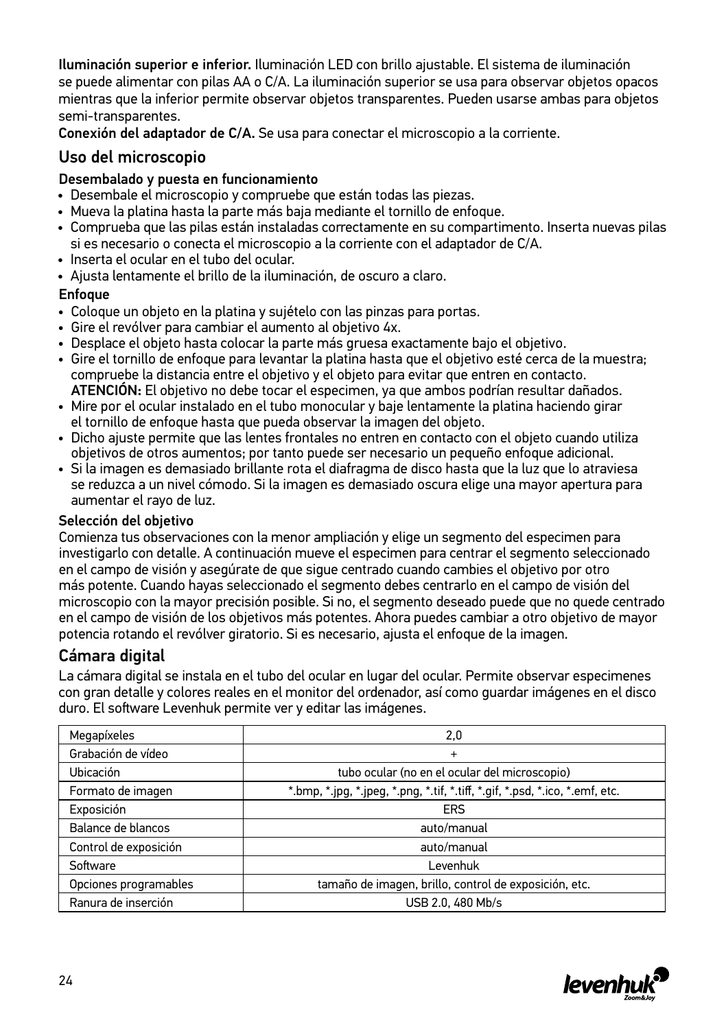**Iluminación superior e inferior.** Iluminación LED con brillo ajustable. El sistema de iluminación se puede alimentar con pilas AA o C/A. La iluminación superior se usa para observar objetos opacos mientras que la inferior permite observar objetos transparentes. Pueden usarse ambas para objetos semi-transparentes.

**Conexión del adaptador de C/A.** Se usa para conectar el microscopio a la corriente.

## Uso del microscopio

### Desembalado y puesta en funcionamiento

- Desembale el microscopio y compruebe que están todas las piezas.
- Mueva la platina hasta la parte más baja mediante el tornillo de enfoque.
- Comprueba que las pilas están instaladas correctamente en su compartimento. Inserta nuevas pilas si es necesario o conecta el microscopio a la corriente con el adaptador de C/A.
- Inserta el ocular en el tubo del ocular.
- Ajusta lentamente el brillo de la iluminación, de oscuro a claro.

### Enfoque

- Coloque un objeto en la platina y sujételo con las pinzas para portas.
- Gire el revólver para cambiar el aumento al objetivo 4x.
- Desplace el objeto hasta colocar la parte más gruesa exactamente bajo el objetivo.
- Gire el tornillo de enfoque para levantar la platina hasta que el objetivo esté cerca de la muestra; compruebe la distancia entre el objetivo y el objeto para evitar que entren en contacto. **ATENCIÓN:** El objetivo no debe tocar el especimen, ya que ambos podrían resultar dañados.
- Mire por el ocular instalado en el tubo monocular y baje lentamente la platina haciendo girar el tornillo de enfoque hasta que pueda observar la imagen del objeto.
- Dicho ajuste permite que las lentes frontales no entren en contacto con el objeto cuando utiliza objetivos de otros aumentos; por tanto puede ser necesario un pequeño enfoque adicional.
- Si la imagen es demasiado brillante rota el diafragma de disco hasta que la luz que lo atraviesa se reduzca a un nivel cómodo. Si la imagen es demasiado oscura elige una mayor apertura para aumentar el rayo de luz.

### Selección del objetivo

Comienza tus observaciones con la menor ampliación y elige un segmento del especimen para investigarlo con detalle. A continuación mueve el especimen para centrar el segmento seleccionado en el campo de visión y asegúrate de que sigue centrado cuando cambies el objetivo por otro más potente. Cuando hayas seleccionado el segmento debes centrarlo en el campo de visión del microscopio con la mayor precisión posible. Si no, el segmento deseado puede que no quede centrado en el campo de visión de los objetivos más potentes. Ahora puedes cambiar a otro objetivo de mayor potencia rotando el revólver giratorio. Si es necesario, ajusta el enfoque de la imagen.

## Cámara digital

La cámara digital se instala en el tubo del ocular en lugar del ocular. Permite observar especimenes con gran detalle y colores reales en el monitor del ordenador, así como guardar imágenes en el disco duro. El software Levenhuk permite ver y editar las imágenes.

| | |
|---|---|
| Megapíxeles | 2,0 |
| Grabación de vídeo | + |
| Ubicación | tubo ocular (no en el ocular del microscopio) |
| Formato de imagen | *.bmp, *.jpg, *.jpeg, *.png, *.tif, *.tiff, *.gif, *.psd, *.ico, *.emf, etc. |
| Exposición | ERS |
| Balance de blancos | auto/manual |
| Control de exposición | auto/manual |
| Software | Levenhuk |
| Opciones programables | tamaño de imagen, brillo, control de exposición, etc. |
| Ranura de inserción | USB 2.0, 480 Mb/s |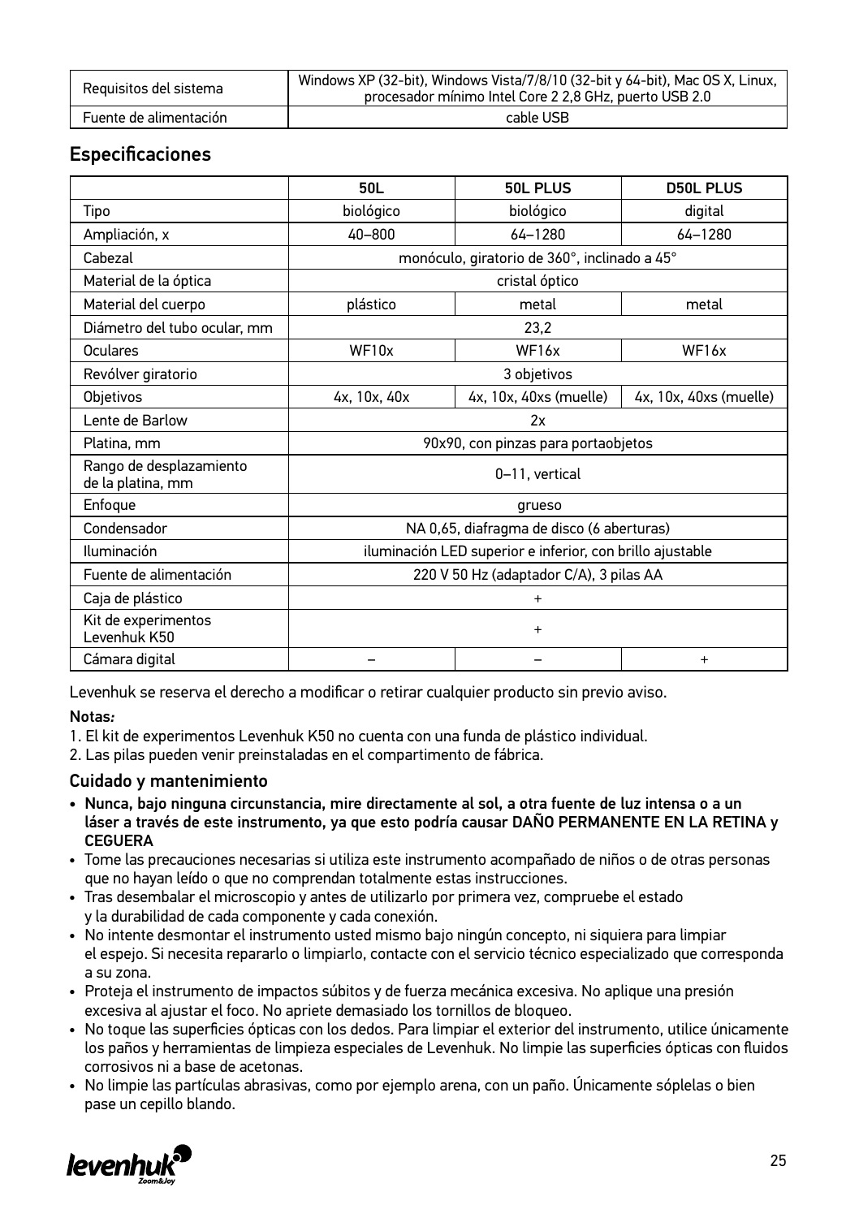| | |
|---|---|
| Requisitos del sistema | Windows XP (32-bit), Windows Vista/7/8/10 (32-bit y 64-bit), Mac OS X, Linux, procesador mínimo Intel Core 2 2,8 GHz, puerto USB 2.0 |
| Fuente de alimentación | cable USB |

## Especificaciones

| | 50L | 50L PLUS | D50L PLUS |
|---|---|---|---|
| Tipo | biológico | biológico | digital |
| Ampliación, x | 40–800 | 64–1280 | 64–1280 |
| Cabezal | monóculo, giratorio de 360°, inclinado a 45° | | |
| Material de la óptica | cristal óptico | | |
| Material del cuerpo | plástico | metal | metal |
| Diámetro del tubo ocular, mm | 23,2 | | |
| Oculares | WF10x | WF16x | WF16x |
| Revólver giratorio | 3 objetivos | | |
| Objetivos | 4x, 10x, 40x | 4x, 10x, 40xs (muelle) | 4x, 10x, 40xs (muelle) |
| Lente de Barlow | 2x | | |
| Platina, mm | 90x90, con pinzas para portaobjetos | | |
| Rango de desplazamiento de la platina, mm | 0–11, vertical | | |
| Enfoque | grueso | | |
| Condensador | NA 0,65, diafragma de disco (6 aberturas) | | |
| Iluminación | iluminación LED superior e inferior, con brillo ajustable | | |
| Fuente de alimentación | 220 V 50 Hz (adaptador C/A), 3 pilas AA | | |
| Caja de plástico | + | | |
| Kit de experimentos Levenhuk K50 | + | | |
| Cámara digital | – | – | + |

Levenhuk se reserva el derecho a modificar o retirar cualquier producto sin previo aviso.

**Notas*:***

1. El kit de experimentos Levenhuk K50 no cuenta con una funda de plástico individual.
2. Las pilas pueden venir preinstaladas en el compartimento de fábrica.

### Cuidado y mantenimiento

- **Nunca, bajo ninguna circunstancia, mire directamente al sol, a otra fuente de luz intensa o a un láser a través de este instrumento, ya que esto podría causar DAÑO PERMANENTE EN LA RETINA y CEGUERA**
- Tome las precauciones necesarias si utiliza este instrumento acompañado de niños o de otras personas que no hayan leído o que no comprendan totalmente estas instrucciones.
- Tras desembalar el microscopio y antes de utilizarlo por primera vez, compruebe el estado y la durabilidad de cada componente y cada conexión.
- No intente desmontar el instrumento usted mismo bajo ningún concepto, ni siquiera para limpiar el espejo. Si necesita repararlo o limpiarlo, contacte con el servicio técnico especializado que corresponda a su zona.
- Proteja el instrumento de impactos súbitos y de fuerza mecánica excesiva. No aplique una presión excesiva al ajustar el foco. No apriete demasiado los tornillos de bloqueo.
- No toque las superficies ópticas con los dedos. Para limpiar el exterior del instrumento, utilice únicamente los paños y herramientas de limpieza especiales de Levenhuk. No limpie las superficies ópticas con fluidos corrosivos ni a base de acetonas.
- No limpie las partículas abrasivas, como por ejemplo arena, con un paño. Únicamente sóplelas o bien pase un cepillo blando.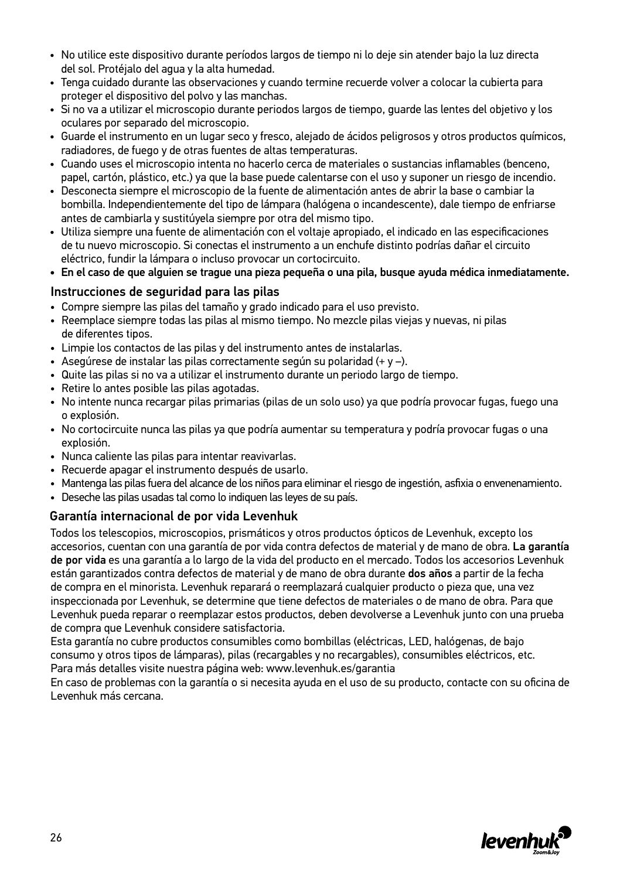- No utilice este dispositivo durante períodos largos de tiempo ni lo deje sin atender bajo la luz directa del sol. Protéjalo del agua y la alta humedad.
- Tenga cuidado durante las observaciones y cuando termine recuerde volver a colocar la cubierta para proteger el dispositivo del polvo y las manchas.
- Si no va a utilizar el microscopio durante periodos largos de tiempo, guarde las lentes del objetivo y los oculares por separado del microscopio.
- Guarde el instrumento en un lugar seco y fresco, alejado de ácidos peligrosos y otros productos químicos, radiadores, de fuego y de otras fuentes de altas temperaturas.
- Cuando uses el microscopio intenta no hacerlo cerca de materiales o sustancias inflamables (benceno, papel, cartón, plástico, etc.) ya que la base puede calentarse con el uso y suponer un riesgo de incendio.
- Desconecta siempre el microscopio de la fuente de alimentación antes de abrir la base o cambiar la bombilla. Independientemente del tipo de lámpara (halógena o incandescente), dale tiempo de enfriarse antes de cambiarla y sustitúyela siempre por otra del mismo tipo.
- Utiliza siempre una fuente de alimentación con el voltaje apropiado, el indicado en las especificaciones de tu nuevo microscopio. Si conectas el instrumento a un enchufe distinto podrías dañar el circuito eléctrico, fundir la lámpara o incluso provocar un cortocircuito.
- **En el caso de que alguien se trague una pieza pequeña o una pila, busque ayuda médica inmediatamente.**

## Instrucciones de seguridad para las pilas

- Compre siempre las pilas del tamaño y grado indicado para el uso previsto.
- Reemplace siempre todas las pilas al mismo tiempo. No mezcle pilas viejas y nuevas, ni pilas de diferentes tipos.
- Limpie los contactos de las pilas y del instrumento antes de instalarlas.
- Asegúrese de instalar las pilas correctamente según su polaridad (+ y –).
- Quite las pilas si no va a utilizar el instrumento durante un periodo largo de tiempo.
- Retire lo antes posible las pilas agotadas.
- No intente nunca recargar pilas primarias (pilas de un solo uso) ya que podría provocar fugas, fuego una o explosión.
- No cortocircuite nunca las pilas ya que podría aumentar su temperatura y podría provocar fugas o una explosión.
- Nunca caliente las pilas para intentar reavivarlas.
- Recuerde apagar el instrumento después de usarlo.
- Mantenga las pilas fuera del alcance de los niños para eliminar el riesgo de ingestión, asfixia o envenenamiento.
- Deseche las pilas usadas tal como lo indiquen las leyes de su país.

## Garantía internacional de por vida Levenhuk

Todos los telescopios, microscopios, prismáticos y otros productos ópticos de Levenhuk, excepto los accesorios, cuentan con una garantía de por vida contra defectos de material y de mano de obra. **La garantía de por vida** es una garantía a lo largo de la vida del producto en el mercado. Todos los accesorios Levenhuk están garantizados contra defectos de material y de mano de obra durante **dos años** a partir de la fecha de compra en el minorista. Levenhuk reparará o reemplazará cualquier producto o pieza que, una vez inspeccionada por Levenhuk, se determine que tiene defectos de materiales o de mano de obra. Para que Levenhuk pueda reparar o reemplazar estos productos, deben devolverse a Levenhuk junto con una prueba de compra que Levenhuk considere satisfactoria.

Esta garantía no cubre productos consumibles como bombillas (eléctricas, LED, halógenas, de bajo consumo y otros tipos de lámparas), pilas (recargables y no recargables), consumibles eléctricos, etc.
Para más detalles visite nuestra página web: www.levenhuk.es/garantia

En caso de problemas con la garantía o si necesita ayuda en el uso de su producto, contacte con su oficina de Levenhuk más cercana.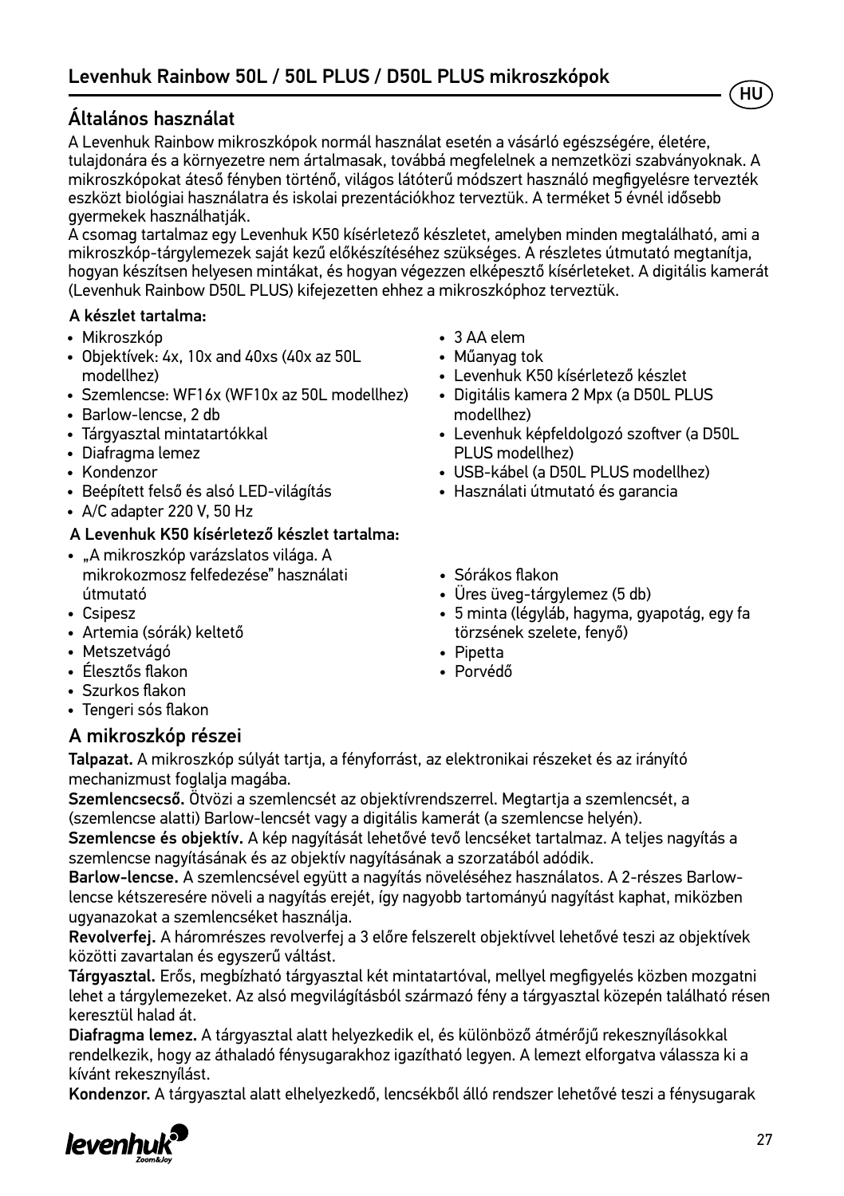# Levenhuk Rainbow 50L / 50L PLUS / D50L PLUS mikroszkópok

## Általános használat

A Levenhuk Rainbow mikroszkópok normál használat esetén a vásárló egészségére, életére, tulajdonára és a környezetre nem ártalmasak, továbbá megfelelnek a nemzetközi szabványoknak. A mikroszkópokat áteső fényben történő, világos látóterű módszert használó megfigyelésre tervezték eszközt biológiai használatra és iskolai prezentációkhoz terveztük. A terméket 5 évnél idősebb gyermekek használhatják.

A csomag tartalmaz egy Levenhuk K50 kísérletező készletet, amelyben minden megtalálható, ami a mikroszkóp-tárgylemezek saját kezű előkészítéséhez szükséges. A részletes útmutató megtanítja, hogyan készítsen helyesen mintákat, és hogyan végezzen elképesztő kísérleteket. A digitális kamerát (Levenhuk Rainbow D50L PLUS) kifejezetten ehhez a mikroszkóphoz terveztük.

**A készlet tartalma:**

- Mikroszkóp
- Objektívek: 4x, 10x and 40xs (40x az 50L modellhez)
- Szemlencse: WF16x (WF10x az 50L modellhez)
- Barlow-lencse, 2 db
- Tárgyasztal mintatartókkal
- Diafragma lemez
- Kondenzor
- Beépített felső és alsó LED-világítás
- A/C adapter 220 V, 50 Hz
- 3 AA elem
- Műanyag tok
- Levenhuk K50 kísérletező készlet
- Digitális kamera 2 Mpx (a D50L PLUS modellhez)
- Levenhuk képfeldolgozó szoftver (a D50L PLUS modellhez)
- USB-kábel (a D50L PLUS modellhez)
- Használati útmutató és garancia

**A Levenhuk K50 kísérletező készlet tartalma:**

- „A mikroszkóp varázslatos világa. A mikrokozmosz felfedezése" használati útmutató
- Csipesz
- Artemia (sórák) keltető
- Metszetvágó
- Élesztős flakon
- Szurkos flakon
- Tengeri sós flakon
- Sórákos flakon
- Üres üveg-tárgylemez (5 db)
- 5 minta (légyláb, hagyma, gyapotág, egy fa törzsének szelete, fenyő)
- Pipetta
- Porvédő

## A mikroszkóp részei

**Talpazat.** A mikroszkóp súlyát tartja, a fényforrást, az elektronikai részeket és az irányító mechanizmust foglalja magába.

**Szemlencsecső.** Ötvözi a szemlencsét az objektívrendszerrel. Megtartja a szemlencsét, a (szemlencse alatti) Barlow-lencsét vagy a digitális kamerát (a szemlencse helyén).

**Szemlencse és objektív.** A kép nagyítását lehetővé tevő lencséket tartalmaz. A teljes nagyítás a szemlencse nagyításának és az objektív nagyításának a szorzatából adódik.

**Barlow-lencse.** A szemlencsével együtt a nagyítás növeléséhez használatos. A 2-részes Barlow-lencse kétszeresére növeli a nagyítás erejét, így nagyobb tartományú nagyítást kaphat, miközben ugyanazokat a szemlencséket használja.

**Revolverfej.** A háromrészes revolverfej a 3 előre felszerelt objektívvel lehetővé teszi az objektívek közötti zavartalan és egyszerű váltást.

**Tárgyasztal.** Erős, megbízható tárgyasztal két mintatartóval, mellyel megfigyelés közben mozgatni lehet a tárgylemezeket. Az alsó megvilágításból származó fény a tárgyasztal közepén található résen keresztül halad át.

**Diafragma lemez.** A tárgyasztal alatt helyezkedik el, és különböző átmérőjű rekesznyílásokkal rendelkezik, hogy az áthaladó fénysugarakhoz igazítható legyen. A lemezt elforgatva válassza ki a kívánt rekesznyílást.

**Kondenzor.** A tárgyasztal alatt elhelyezkedő, lencsékből álló rendszer lehetővé teszi a fénysugarak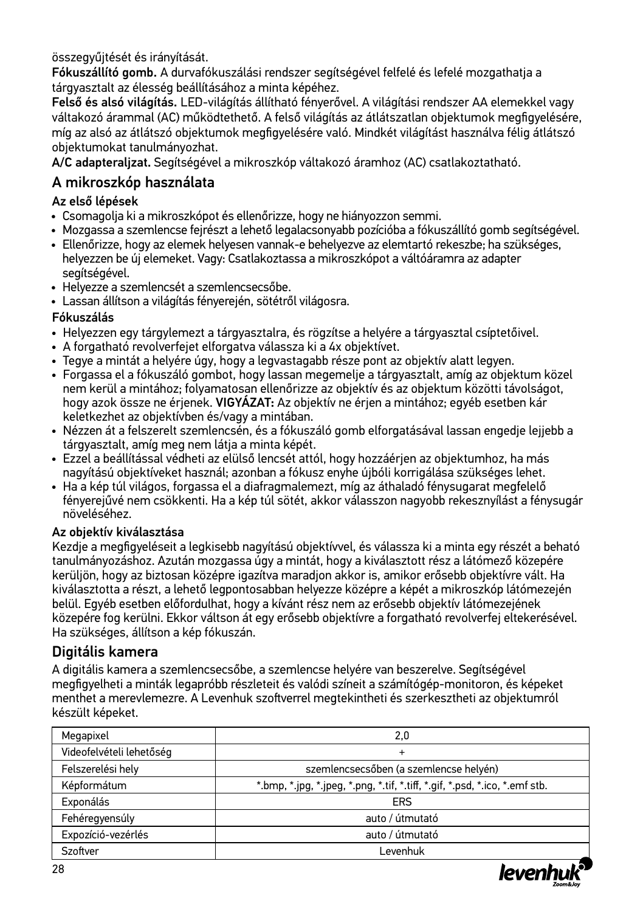összegyűjtését és irányítását.

**Fókuszállító gomb.** A durvafókuszálási rendszer segítségével felfelé és lefelé mozgathatja a tárgyasztalt az élesség beállításához a minta képéhez.

**Felső és alsó világítás.** LED-világítás állítható fényerővel. A világítási rendszer AA elemekkel vagy váltakozó árammal (AC) működtethető. A felső világítás az átlátszatlan objektumok megfigyelésére, míg az alsó az átlátszó objektumok megfigyelésére való. Mindkét világítást használva félig átlátszó objektumokat tanulmányozhat.

**A/C adapteraljzat.** Segítségével a mikroszkóp váltakozó áramhoz (AC) csatlakoztatható.

## A mikroszkóp használata

### Az első lépések

- Csomagolja ki a mikroszkópot és ellenőrizze, hogy ne hiányozzon semmi.
- Mozgassa a szemlencse fejrészt a lehető legalacsonyabb pozícióba a fókuszállító gomb segítségével.
- Ellenőrizze, hogy az elemek helyesen vannak-e behelyezve az elemtartó rekeszbe; ha szükséges, helyezzen be új elemeket. Vagy: Csatlakoztassa a mikroszkópot a váltóáramra az adapter segítségével.
- Helyezze a szemlencsét a szemlencsecsőbe.
- Lassan állítson a világítás fényerején, sötétről világosra.

### Fókuszálás

- Helyezzen egy tárgylemezt a tárgyasztalra, és rögzítse a helyére a tárgyasztal csíptetőivel.
- A forgatható revolverfejet elforgatva válassza ki a 4x objektívet.
- Tegye a mintát a helyére úgy, hogy a legvastagabb része pont az objektív alatt legyen.
- Forgassa el a fókuszáló gombot, hogy lassan megemelje a tárgyasztalt, amíg az objektum közel nem kerül a mintához; folyamatosan ellenőrizze az objektív és az objektum közötti távolságot, hogy azok össze ne érjenek. **VIGYÁZAT:** Az objektív ne érjen a mintához; egyéb esetben kár keletkezhet az objektívben és/vagy a mintában.
- Nézzen át a felszerelt szemlencsén, és a fókuszáló gomb elforgatásával lassan engedje lejjebb a tárgyasztalt, amíg meg nem látja a minta képét.
- Ezzel a beállítással védheti az elülső lencsét attól, hogy hozzáérjen az objektumhoz, ha más nagyítású objektíveket használ; azonban a fókusz enyhe újbóli korrigálása szükséges lehet.
- Ha a kép túl világos, forgassa el a diafragmalemezt, míg az áthaladó fénysugarat megfelelő fényerejűvé nem csökkenti. Ha a kép túl sötét, akkor válasszon nagyobb rekesznyílást a fénysugár növeléséhez.

### Az objektív kiválasztása

Kezdje a megfigyeléseit a legkisebb nagyítású objektívvel, és válassza ki a minta egy részét a beható tanulmányozáshoz. Azután mozgassa úgy a mintát, hogy a kiválasztott rész a látómező közepére kerüljön, hogy az biztosan középre igazítva maradjon akkor is, amikor erősebb objektívre vált. Ha kiválasztotta a részt, a lehető legpontosabban helyezze középre a képét a mikroszkóp látómezején belül. Egyéb esetben előfordulhat, hogy a kívánt rész nem az erősebb objektív látómezejének közepére fog kerülni. Ekkor váltson át egy erősebb objektívre a forgatható revolverfej eltekerésével. Ha szükséges, állítson a kép fókuszán.

## Digitális kamera

A digitális kamera a szemlencsecsőbe, a szemlencse helyére van beszerelve. Segítségével megfigyelheti a minták legapróbb részleteit és valódi színeit a számítógép-monitoron, és képeket menthet a merevlemezre. A Levenhuk szoftverrel megtekintheti és szerkesztheti az objektumról készült képeket.

| Megapixel | 2,0 |
|---|---|
| Videofelvételi lehetőség | + |
| Felszerelési hely | szemlencsecsőben (a szemlencse helyén) |
| Képformátum | *.bmp, *.jpg, *.jpeg, *.png, *.tif, *.tiff, *.gif, *.psd, *.ico, *.emf stb. |
| Exponálás | ERS |
| Fehéregyensúly | auto / útmutató |
| Expozíció-vezérlés | auto / útmutató |
| Szoftver | Levenhuk |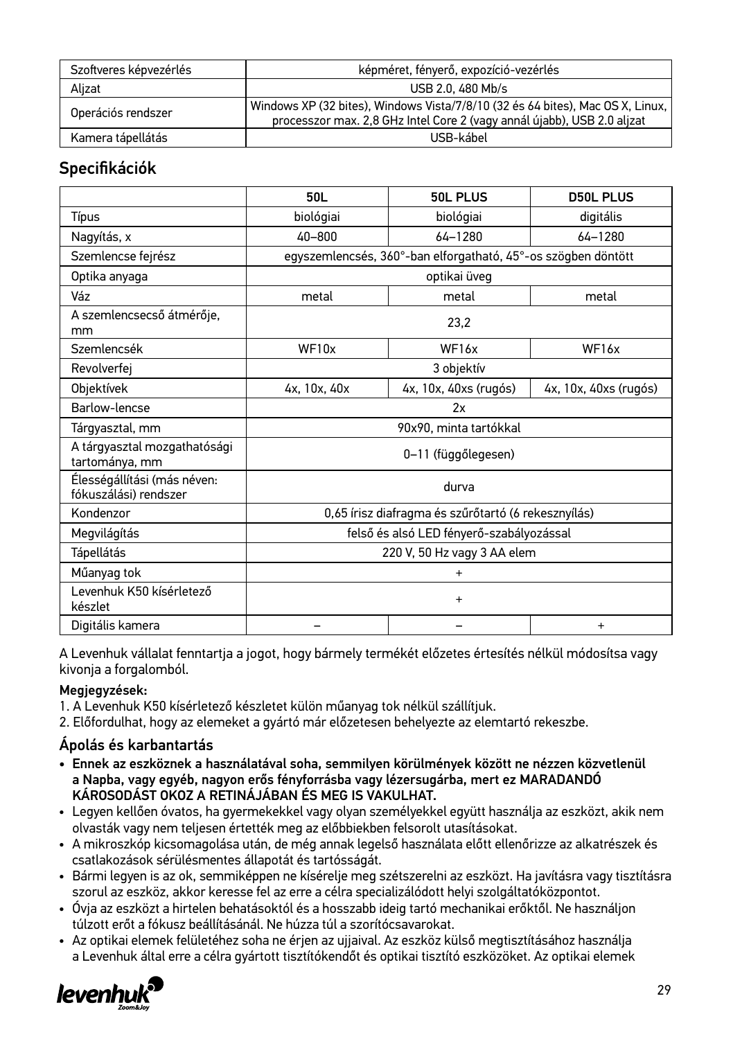| Szoftveres képvezérlés | képméret, fényerő, expozíció-vezérlés |
|---|---|
| Aljzat | USB 2.0, 480 Mb/s |
| Operációs rendszer | Windows XP (32 bites), Windows Vista/7/8/10 (32 és 64 bites), Mac OS X, Linux, processzor max. 2,8 GHz Intel Core 2 (vagy annál újabb), USB 2.0 aljzat |
| Kamera tápellátás | USB-kábel |

## Specifikációk

| | 50L | 50L PLUS | D50L PLUS |
|---|---|---|---|
| Típus | biológiai | biológiai | digitális |
| Nagyítás, x | 40–800 | 64–1280 | 64–1280 |
| Szemlencse fejrész | egyszemlencsés, 360°-ban elforgatható, 45°-os szögben döntött | | |
| Optika anyaga | optikai üveg | | |
| Váz | metal | metal | metal |
| A szemlencsecső átmérője, mm | 23,2 | | |
| Szemlencsék | WF10x | WF16x | WF16x |
| Revolverfej | 3 objektív | | |
| Objektívek | 4x, 10x, 40x | 4x, 10x, 40xs (rugós) | 4x, 10x, 40xs (rugós) |
| Barlow-lencse | 2x | | |
| Tárgyasztal, mm | 90x90, minta tartókkal | | |
| A tárgyasztal mozgathatósági tartománya, mm | 0–11 (függőlegesen) | | |
| Élességállítási (más néven: fókuszálási) rendszer | durva | | |
| Kondenzor | 0,65 írisz diafragma és szűrőtartó (6 rekesznyílás) | | |
| Megvilágítás | felső és alsó LED fényerő-szabályozással | | |
| Tápellátás | 220 V, 50 Hz vagy 3 AA elem | | |
| Műanyag tok | + | | |
| Levenhuk K50 kísérletező készlet | + | | |
| Digitális kamera | – | – | + |

A Levenhuk vállalat fenntartja a jogot, hogy bármely termékét előzetes értesítés nélkül módosítsa vagy kivonja a forgalomból.

**Megjegyzések:**
1. A Levenhuk K50 kísérletező készletet külön műanyag tok nélkül szállítjuk.
2. Előfordulhat, hogy az elemeket a gyártó már előzetesen behelyezte az elemtartó rekeszbe.

### Ápolás és karbantartás

- **Ennek az eszköznek a használatával soha, semmilyen körülmények között ne nézzen közvetlenül a Napba, vagy egyéb, nagyon erős fényforrásba vagy lézersugárba, mert ez MARADANDÓ KÁROSODÁST OKOZ A RETINÁJÁBAN ÉS MEG IS VAKULHAT.**
- Legyen kellően óvatos, ha gyermekekkel vagy olyan személyekkel együtt használja az eszközt, akik nem olvasták vagy nem teljesen értették meg az előbbiekben felsorolt utasításokat.
- A mikroszkóp kicsomagolása után, de még annak legelső használata előtt ellenőrizze az alkatrészek és csatlakozások sérülésmentes állapotát és tartósságát.
- Bármi legyen is az ok, semmiképpen ne kísérelje meg szétszerelni az eszközt. Ha javításra vagy tisztításra szorul az eszköz, akkor keresse fel az erre a célra specializálódott helyi szolgáltatóközpontot.
- Óvja az eszközt a hirtelen behatásoktól és a hosszabb ideig tartó mechanikai erőktől. Ne használjon túlzott erőt a fókusz beállításánál. Ne húzza túl a szorítócsavarokat.
- Az optikai elemek felületéhez soha ne érjen az ujjaival. Az eszköz külső megtisztításához használja a Levenhuk által erre a célra gyártott tisztítókendőt és optikai tisztító eszközöket. Az optikai elemek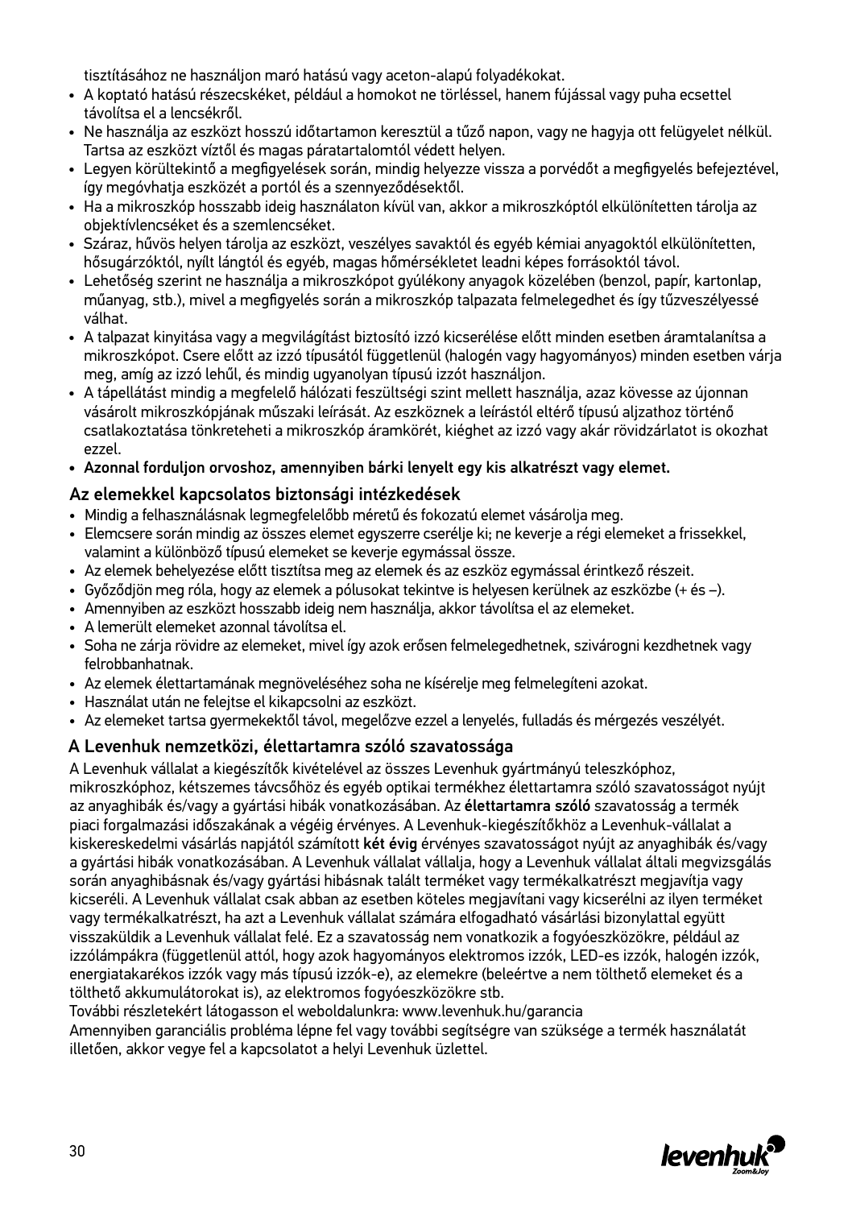tisztításához ne használjon maró hatású vagy aceton-alapú folyadékokat.

- A koptató hatású részecskéket, például a homokot ne törléssel, hanem fújással vagy puha ecsettel távolítsa el a lencsékről.
- Ne használja az eszközt hosszú időtartamon keresztül a tűző napon, vagy ne hagyja ott felügyelet nélkül. Tartsa az eszközt víztől és magas páratartalomtól védett helyen.
- Legyen körültekintő a megfigyelések során, mindig helyezze vissza a porvédőt a megfigyelés befejeztével, így megóvhatja eszközét a portól és a szennyeződésektől.
- Ha a mikroszkóp hosszabb ideig használaton kívül van, akkor a mikroszkóptól elkülönítetten tárolja az objektívlencséket és a szemlencséket.
- Száraz, hűvös helyen tárolja az eszközt, veszélyes savaktól és egyéb kémiai anyagoktól elkülönítetten, hősugárzóktól, nyílt lángtól és egyéb, magas hőmérsékletet leadni képes forrásoktól távol.
- Lehetőség szerint ne használja a mikroszkópot gyúlékony anyagok közelében (benzol, papír, kartonlap, műanyag, stb.), mivel a megfigyelés során a mikroszkóp talpazata felmelegedhet és így tűzveszélyessé válhat.
- A talpazat kinyitása vagy a megvilágítást biztosító izzó kicserélése előtt minden esetben áramtalanítsa a mikroszkópot. Csere előtt az izzó típusától függetlenül (halogén vagy hagyományos) minden esetben várja meg, amíg az izzó lehűl, és mindig ugyanolyan típusú izzót használjon.
- A tápellátást mindig a megfelelő hálózati feszültségi szint mellett használja, azaz kövesse az újonnan vásárolt mikroszkópjának műszaki leírását. Az eszköznek a leírástól eltérő típusú aljzathoz történő csatlakoztatása tönkreteheti a mikroszkóp áramkörét, kiéghet az izzó vagy akár rövidzárlatot is okozhat ezzel.
- **Azonnal forduljon orvoshoz, amennyiben bárki lenyelt egy kis alkatrészt vagy elemet.**

## Az elemekkel kapcsolatos biztonsági intézkedések

- Mindig a felhasználásnak legmegfelelőbb méretű és fokozatú elemet vásárolja meg.
- Elemcsere során mindig az összes elemet egyszerre cserélje ki; ne keverje a régi elemeket a frissekkel, valamint a különböző típusú elemeket se keverje egymással össze.
- Az elemek behelyezése előtt tisztítsa meg az elemek és az eszköz egymással érintkező részeit.
- Győződjön meg róla, hogy az elemek a pólusokat tekintve is helyesen kerülnek az eszközbe (+ és –).
- Amennyiben az eszközt hosszabb ideig nem használja, akkor távolítsa el az elemeket.
- A lemerült elemeket azonnal távolítsa el.
- Soha ne zárja rövidre az elemeket, mivel így azok erősen felmelegedhetnek, szivárogni kezdhetnek vagy felrobbanhatnak.
- Az elemek élettartamának megnöveléséhez soha ne kísérelje meg felmelegíteni azokat.
- Használat után ne felejtse el kikapcsolni az eszközt.
- Az elemeket tartsa gyermekektől távol, megelőzve ezzel a lenyelés, fulladás és mérgezés veszélyét.

## A Levenhuk nemzetközi, élettartamra szóló szavatossága

A Levenhuk vállalat a kiegészítők kivételével az összes Levenhuk gyártmányú teleszkóphoz, mikroszkóphoz, kétszemes távcsőhöz és egyéb optikai termékhez élettartamra szóló szavatosságot nyújt az anyaghibák és/vagy a gyártási hibák vonatkozásában. Az **élettartamra szóló** szavatosság a termék piaci forgalmazási időszakának a végéig érvényes. A Levenhuk-kiegészítőkhöz a Levenhuk-vállalat a kiskereskedelmi vásárlás napjától számított **két évig** érvényes szavatosságot nyújt az anyaghibák és/vagy a gyártási hibák vonatkozásában. A Levenhuk vállalat vállalja, hogy a Levenhuk vállalat általi megvizsgálás során anyaghibásnak és/vagy gyártási hibásnak talált terméket vagy termékalkatrészt megjavítja vagy kicseréli. A Levenhuk vállalat csak abban az esetben köteles megjavítani vagy kicserélni az ilyen terméket vagy termékalkatrészt, ha azt a Levenhuk vállalat számára elfogadható vásárlási bizonylattal együtt visszaküldik a Levenhuk vállalat felé. Ez a szavatosság nem vonatkozik a fogyóeszközökre, például az izzólámpákra (függetlenül attól, hogy azok hagyományos elektromos izzók, LED-es izzók, halogén izzók, energiatakarékos izzók vagy más típusú izzók-e), az elemekre (beleértve a nem tölthető elemeket és a tölthető akkumulátorokat is), az elektromos fogyóeszközökre stb.

További részletekért látogasson el weboldalunkra: www.levenhuk.hu/garancia

Amennyiben garanciális probléma lépne fel vagy további segítségre van szüksége a termék használatát illetően, akkor vegye fel a kapcsolatot a helyi Levenhuk üzlettel.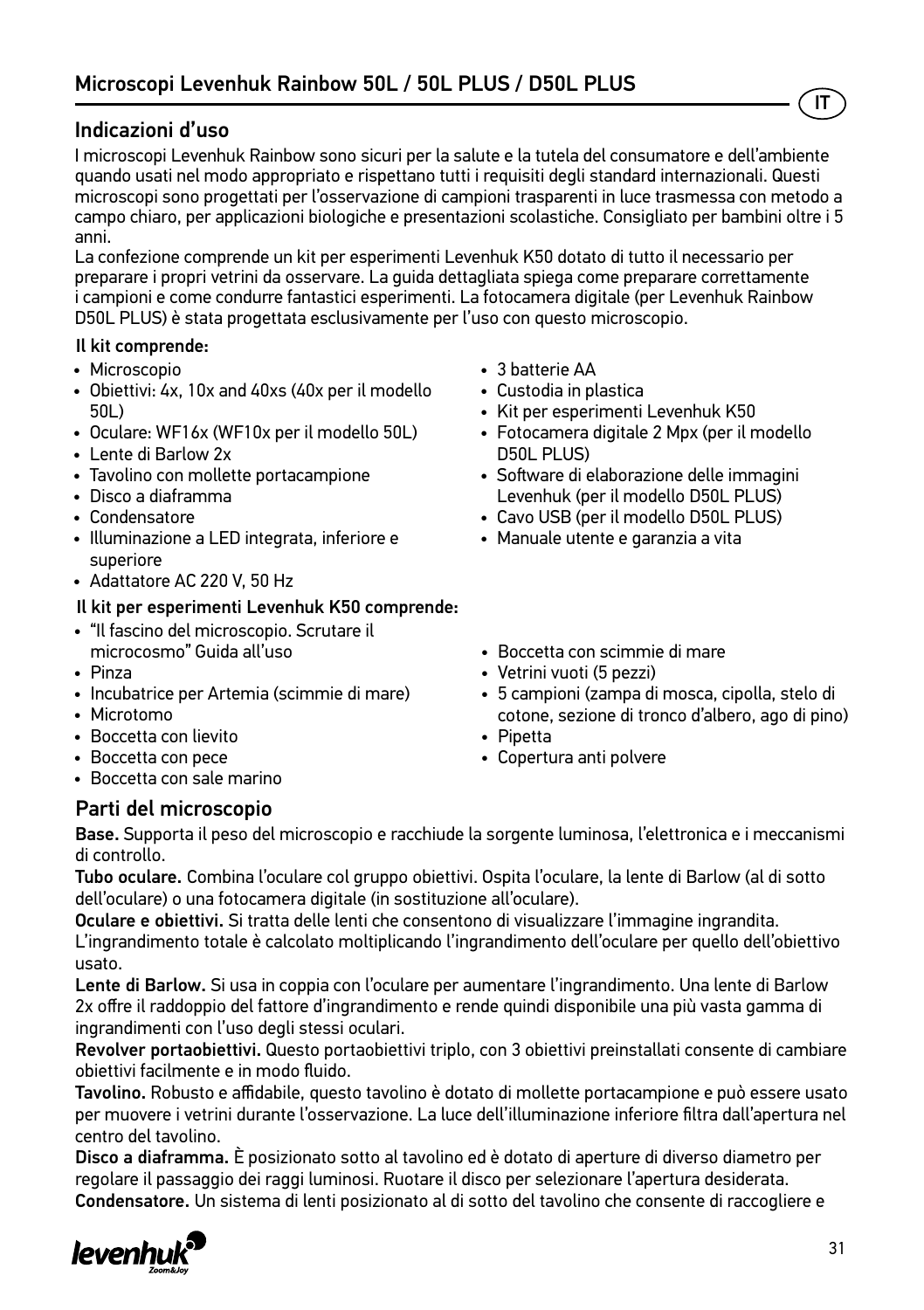# Microscopi Levenhuk Rainbow 50L / 50L PLUS / D50L PLUS

## Indicazioni d'uso

I microscopi Levenhuk Rainbow sono sicuri per la salute e la tutela del consumatore e dell'ambiente quando usati nel modo appropriato e rispettano tutti i requisiti degli standard internazionali. Questi microscopi sono progettati per l'osservazione di campioni trasparenti in luce trasmessa con metodo a campo chiaro, per applicazioni biologiche e presentazioni scolastiche. Consigliato per bambini oltre i 5 anni.

La confezione comprende un kit per esperimenti Levenhuk K50 dotato di tutto il necessario per preparare i propri vetrini da osservare. La guida dettagliata spiega come preparare correttamente i campioni e come condurre fantastici esperimenti. La fotocamera digitale (per Levenhuk Rainbow D50L PLUS) è stata progettata esclusivamente per l'uso con questo microscopio.

**Il kit comprende:**

- Microscopio
- Obiettivi: 4x, 10x and 40xs (40x per il modello 50L)
- Oculare: WF16x (WF10x per il modello 50L)
- Lente di Barlow 2x
- Tavolino con mollette portacampione
- Disco a diaframma
- Condensatore
- Illuminazione a LED integrata, inferiore e superiore
- Adattatore AC 220 V, 50 Hz
- 3 batterie AA
- Custodia in plastica
- Kit per esperimenti Levenhuk K50
- Fotocamera digitale 2 Mpx (per il modello D50L PLUS)
- Software di elaborazione delle immagini Levenhuk (per il modello D50L PLUS)
- Cavo USB (per il modello D50L PLUS)
- Manuale utente e garanzia a vita

**Il kit per esperimenti Levenhuk K50 comprende:**

- "Il fascino del microscopio. Scrutare il microcosmo" Guida all'uso
- Pinza
- Incubatrice per Artemia (scimmie di mare)
- Microtomo
- Boccetta con lievito
- Boccetta con pece
- Boccetta con sale marino
- Boccetta con scimmie di mare
- Vetrini vuoti (5 pezzi)
- 5 campioni (zampa di mosca, cipolla, stelo di cotone, sezione di tronco d'albero, ago di pino)
- Pipetta
- Copertura anti polvere

## Parti del microscopio

**Base.** Supporta il peso del microscopio e racchiude la sorgente luminosa, l'elettronica e i meccanismi di controllo.

**Tubo oculare.** Combina l'oculare col gruppo obiettivi. Ospita l'oculare, la lente di Barlow (al di sotto dell'oculare) o una fotocamera digitale (in sostituzione all'oculare).

**Oculare e obiettivi.** Si tratta delle lenti che consentono di visualizzare l'immagine ingrandita. L'ingrandimento totale è calcolato moltiplicando l'ingrandimento dell'oculare per quello dell'obiettivo usato.

**Lente di Barlow.** Si usa in coppia con l'oculare per aumentare l'ingrandimento. Una lente di Barlow 2x offre il raddoppio del fattore d'ingrandimento e rende quindi disponibile una più vasta gamma di ingrandimenti con l'uso degli stessi oculari.

**Revolver portaobiettivi.** Questo portaobiettivi triplo, con 3 obiettivi preinstallati consente di cambiare obiettivi facilmente e in modo fluido.

**Tavolino.** Robusto e affidabile, questo tavolino è dotato di mollette portacampione e può essere usato per muovere i vetrini durante l'osservazione. La luce dell'illuminazione inferiore filtra dall'apertura nel centro del tavolino.

**Disco a diaframma.** È posizionato sotto al tavolino ed è dotato di aperture di diverso diametro per regolare il passaggio dei raggi luminosi. Ruotare il disco per selezionare l'apertura desiderata.

**Condensatore.** Un sistema di lenti posizionato al di sotto del tavolino che consente di raccogliere e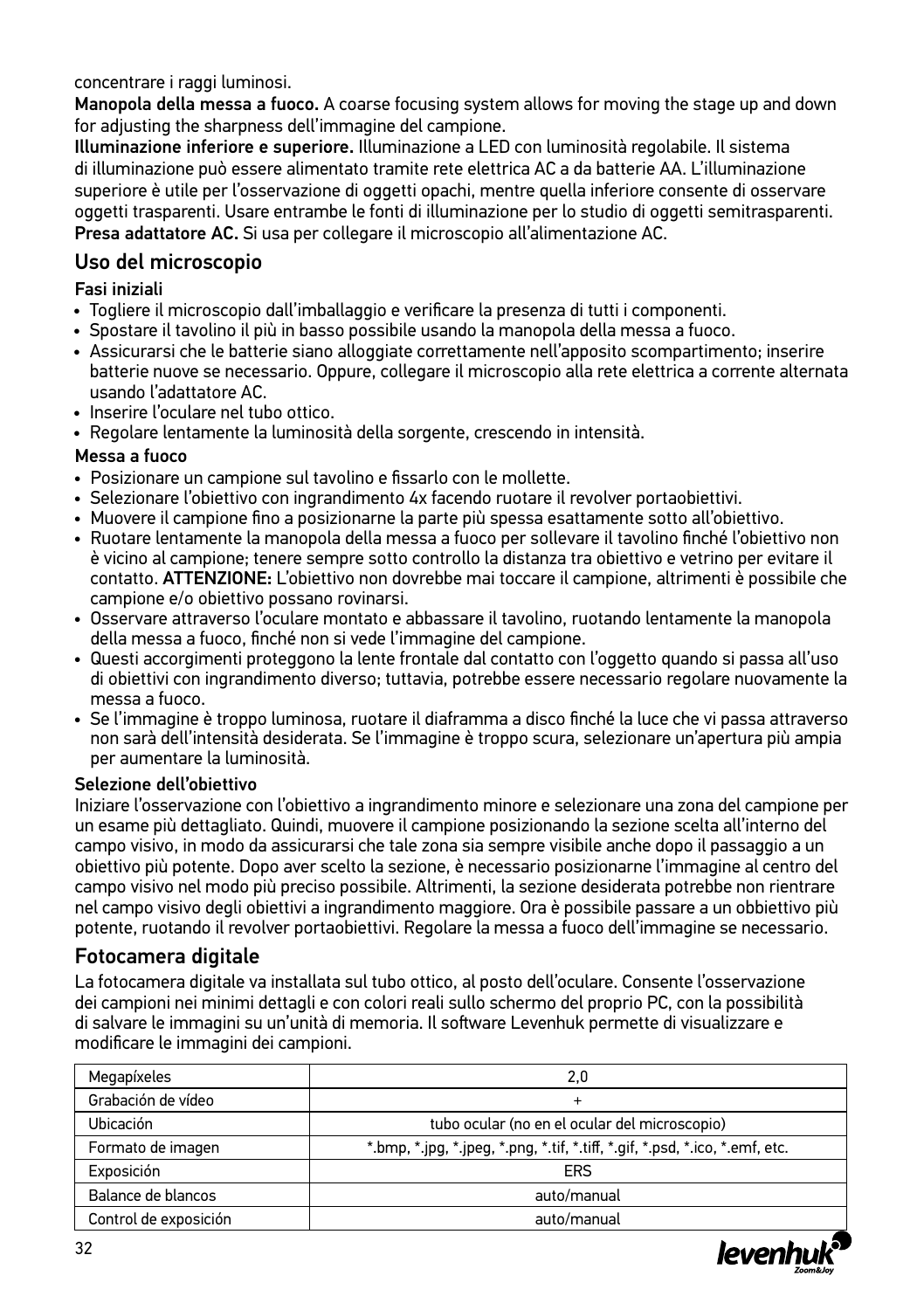concentrare i raggi luminosi.

**Manopola della messa a fuoco.** A coarse focusing system allows for moving the stage up and down for adjusting the sharpness dell'immagine del campione.

**Illuminazione inferiore e superiore.** Illuminazione a LED con luminosità regolabile. Il sistema di illuminazione può essere alimentato tramite rete elettrica AC a da batterie AA. L'illuminazione superiore è utile per l'osservazione di oggetti opachi, mentre quella inferiore consente di osservare oggetti trasparenti. Usare entrambe le fonti di illuminazione per lo studio di oggetti semitrasparenti.

**Presa adattatore AC.** Si usa per collegare il microscopio all'alimentazione AC.

## Uso del microscopio

### Fasi iniziali

- Togliere il microscopio dall'imballaggio e verificare la presenza di tutti i componenti.
- Spostare il tavolino il più in basso possibile usando la manopola della messa a fuoco.
- Assicurarsi che le batterie siano alloggiate correttamente nell'apposito scompartimento; inserire batterie nuove se necessario. Oppure, collegare il microscopio alla rete elettrica a corrente alternata usando l'adattatore AC.
- Inserire l'oculare nel tubo ottico.
- Regolare lentamente la luminosità della sorgente, crescendo in intensità.

### Messa a fuoco

- Posizionare un campione sul tavolino e fissarlo con le mollette.
- Selezionare l'obiettivo con ingrandimento 4x facendo ruotare il revolver portaobiettivi.
- Muovere il campione fino a posizionarne la parte più spessa esattamente sotto all'obiettivo.
- Ruotare lentamente la manopola della messa a fuoco per sollevare il tavolino finché l'obiettivo non è vicino al campione; tenere sempre sotto controllo la distanza tra obiettivo e vetrino per evitare il contatto. **ATTENZIONE:** L'obiettivo non dovrebbe mai toccare il campione, altrimenti è possibile che campione e/o obiettivo possano rovinarsi.
- Osservare attraverso l'oculare montato e abbassare il tavolino, ruotando lentamente la manopola della messa a fuoco, finché non si vede l'immagine del campione.
- Questi accorgimenti proteggono la lente frontale dal contatto con l'oggetto quando si passa all'uso di obiettivi con ingrandimento diverso; tuttavia, potrebbe essere necessario regolare nuovamente la messa a fuoco.
- Se l'immagine è troppo luminosa, ruotare il diaframma a disco finché la luce che vi passa attraverso non sarà dell'intensità desiderata. Se l'immagine è troppo scura, selezionare un'apertura più ampia per aumentare la luminosità.

### Selezione dell'obiettivo

Iniziare l'osservazione con l'obiettivo a ingrandimento minore e selezionare una zona del campione per un esame più dettagliato. Quindi, muovere il campione posizionando la sezione scelta all'interno del campo visivo, in modo da assicurarsi che tale zona sia sempre visibile anche dopo il passaggio a un obiettivo più potente. Dopo aver scelto la sezione, è necessario posizionarne l'immagine al centro del campo visivo nel modo più preciso possibile. Altrimenti, la sezione desiderata potrebbe non rientrare nel campo visivo degli obiettivi a ingrandimento maggiore. Ora è possibile passare a un obbiettivo più potente, ruotando il revolver portaobiettivi. Regolare la messa a fuoco dell'immagine se necessario.

## Fotocamera digitale

La fotocamera digitale va installata sul tubo ottico, al posto dell'oculare. Consente l'osservazione dei campioni nei minimi dettagli e con colori reali sullo schermo del proprio PC, con la possibilità di salvare le immagini su un'unità di memoria. Il software Levenhuk permette di visualizzare e modificare le immagini dei campioni.

| Megapíxeles | 2,0 |
|---|---|
| Grabación de vídeo | + |
| Ubicación | tubo ocular (no en el ocular del microscopio) |
| Formato de imagen | *.bmp, *.jpg, *.jpeg, *.png, *.tif, *.tiff, *.gif, *.psd, *.ico, *.emf, etc. |
| Exposición | ERS |
| Balance de blancos | auto/manual |
| Control de exposición | auto/manual |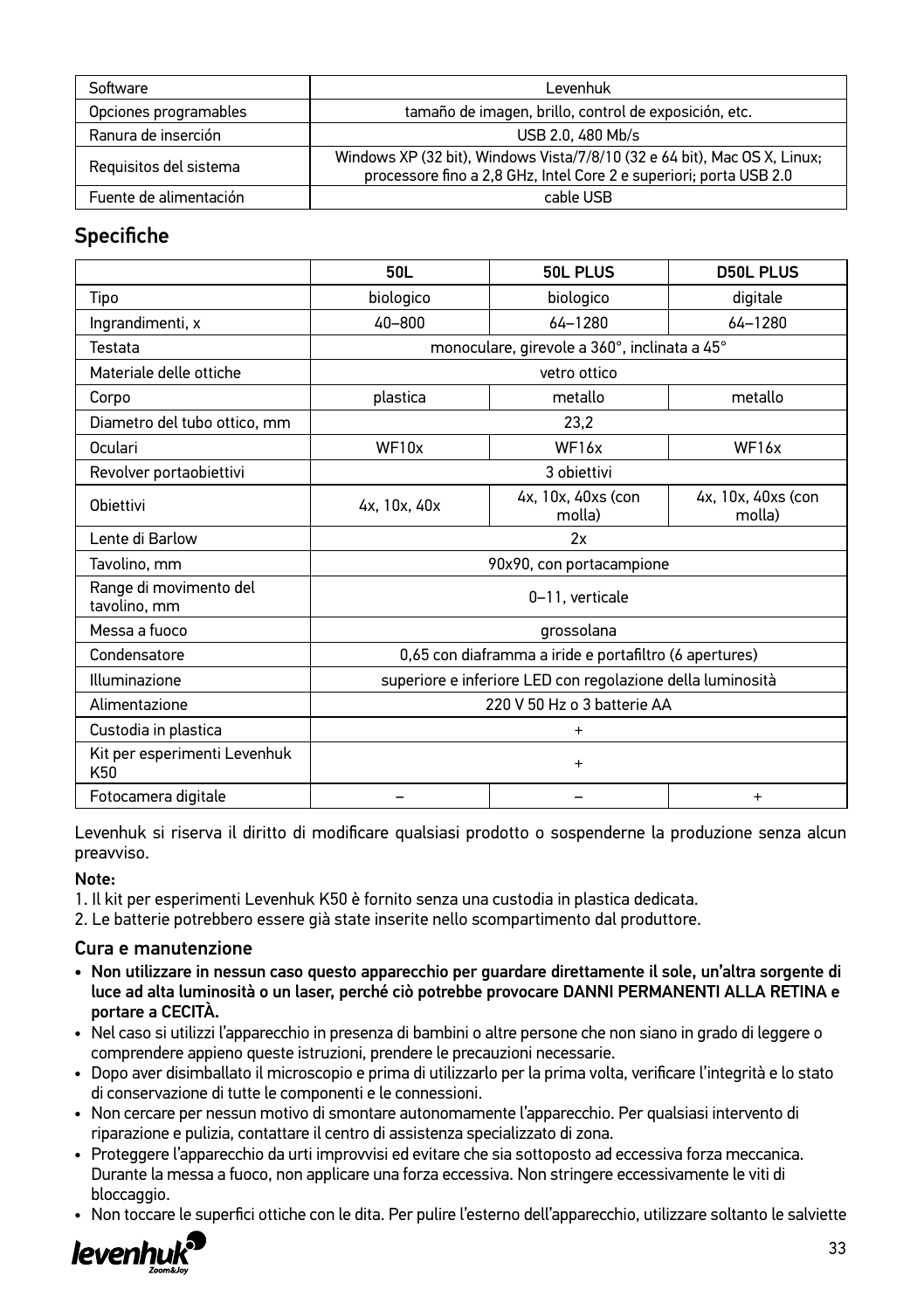| Software | Levenhuk |
|---|---|
| Opciones programables | tamaño de imagen, brillo, control de exposición, etc. |
| Ranura de inserción | USB 2.0, 480 Mb/s |
| Requisitos del sistema | Windows XP (32 bit), Windows Vista/7/8/10 (32 e 64 bit), Mac OS X, Linux; processore fino a 2,8 GHz, Intel Core 2 e superiori; porta USB 2.0 |
| Fuente de alimentación | cable USB |

## Specifiche

| | 50L | 50L PLUS | D50L PLUS |
|---|---|---|---|
| Tipo | biologico | biologico | digitale |
| Ingrandimenti, x | 40–800 | 64–1280 | 64–1280 |
| Testata | monoculare, girevole a 360°, inclinata a 45° | | |
| Materiale delle ottiche | vetro ottico | | |
| Corpo | plastica | metallo | metallo |
| Diametro del tubo ottico, mm | 23,2 | | |
| Oculari | WF10x | WF16x | WF16x |
| Revolver portaobiettivi | 3 obiettivi | | |
| Obiettivi | 4x, 10x, 40x | 4x, 10x, 40xs (con molla) | 4x, 10x, 40xs (con molla) |
| Lente di Barlow | 2x | | |
| Tavolino, mm | 90x90, con portacampione | | |
| Range di movimento del tavolino, mm | 0–11, verticale | | |
| Messa a fuoco | grossolana | | |
| Condensatore | 0,65 con diaframma a iride e portafiltro (6 apertures) | | |
| Illuminazione | superiore e inferiore LED con regolazione della luminosità | | |
| Alimentazione | 220 V 50 Hz o 3 batterie AA | | |
| Custodia in plastica | + | | |
| Kit per esperimenti Levenhuk K50 | + | | |
| Fotocamera digitale | – | – | + |

Levenhuk si riserva il diritto di modificare qualsiasi prodotto o sospenderne la produzione senza alcun preavviso.

**Note:**

1. Il kit per esperimenti Levenhuk K50 è fornito senza una custodia in plastica dedicata.
2. Le batterie potrebbero essere già state inserite nello scompartimento dal produttore.

### Cura e manutenzione

- **Non utilizzare in nessun caso questo apparecchio per guardare direttamente il sole, un'altra sorgente di luce ad alta luminosità o un laser, perché ciò potrebbe provocare DANNI PERMANENTI ALLA RETINA e portare a CECITÀ.**
- Nel caso si utilizzi l'apparecchio in presenza di bambini o altre persone che non siano in grado di leggere o comprendere appieno queste istruzioni, prendere le precauzioni necessarie.
- Dopo aver disimballato il microscopio e prima di utilizzarlo per la prima volta, verificare l'integrità e lo stato di conservazione di tutte le componenti e le connessioni.
- Non cercare per nessun motivo di smontare autonomamente l'apparecchio. Per qualsiasi intervento di riparazione e pulizia, contattare il centro di assistenza specializzato di zona.
- Proteggere l'apparecchio da urti improvvisi ed evitare che sia sottoposto ad eccessiva forza meccanica. Durante la messa a fuoco, non applicare una forza eccessiva. Non stringere eccessivamente le viti di bloccaggio.
- Non toccare le superfici ottiche con le dita. Per pulire l'esterno dell'apparecchio, utilizzare soltanto le salviette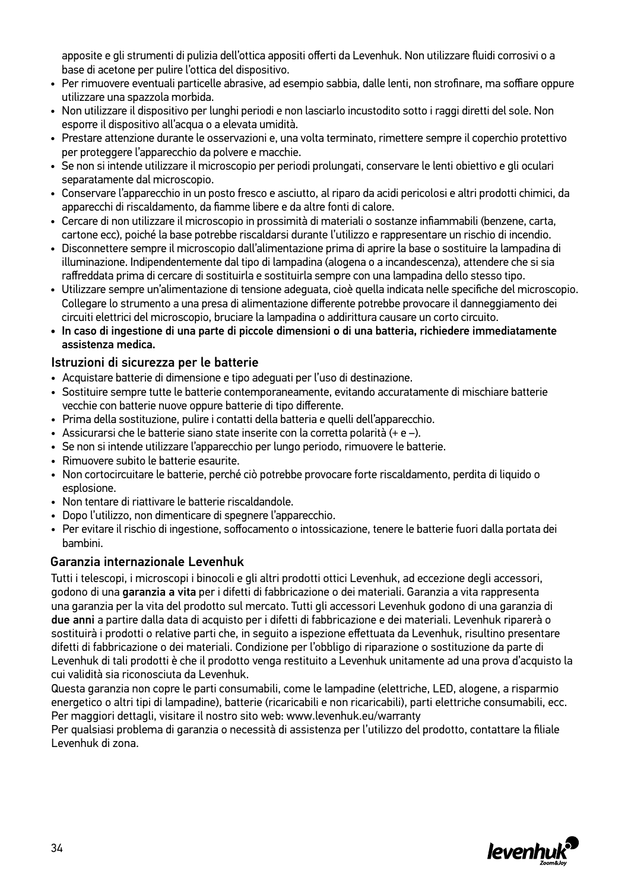apposite e gli strumenti di pulizia dell'ottica appositi offerti da Levenhuk. Non utilizzare fluidi corrosivi o a base di acetone per pulire l'ottica del dispositivo.

- Per rimuovere eventuali particelle abrasive, ad esempio sabbia, dalle lenti, non strofinare, ma soffiare oppure utilizzare una spazzola morbida.
- Non utilizzare il dispositivo per lunghi periodi e non lasciarlo incustodito sotto i raggi diretti del sole. Non esporre il dispositivo all'acqua o a elevata umidità.
- Prestare attenzione durante le osservazioni e, una volta terminato, rimettere sempre il coperchio protettivo per proteggere l'apparecchio da polvere e macchie.
- Se non si intende utilizzare il microscopio per periodi prolungati, conservare le lenti obiettivo e gli oculari separatamente dal microscopio.
- Conservare l'apparecchio in un posto fresco e asciutto, al riparo da acidi pericolosi e altri prodotti chimici, da apparecchi di riscaldamento, da fiamme libere e da altre fonti di calore.
- Cercare di non utilizzare il microscopio in prossimità di materiali o sostanze infiammabili (benzene, carta, cartone ecc), poiché la base potrebbe riscaldarsi durante l'utilizzo e rappresentare un rischio di incendio.
- Disconnettere sempre il microscopio dall'alimentazione prima di aprire la base o sostituire la lampadina di illuminazione. Indipendentemente dal tipo di lampadina (alogena o a incandescenza), attendere che si sia raffreddata prima di cercare di sostituirla e sostituirla sempre con una lampadina dello stesso tipo.
- Utilizzare sempre un'alimentazione di tensione adeguata, cioè quella indicata nelle specifiche del microscopio. Collegare lo strumento a una presa di alimentazione differente potrebbe provocare il danneggiamento dei circuiti elettrici del microscopio, bruciare la lampadina o addirittura causare un corto circuito.
- **In caso di ingestione di una parte di piccole dimensioni o di una batteria, richiedere immediatamente assistenza medica.**

## Istruzioni di sicurezza per le batterie

- Acquistare batterie di dimensione e tipo adeguati per l'uso di destinazione.
- Sostituire sempre tutte le batterie contemporaneamente, evitando accuratamente di mischiare batterie vecchie con batterie nuove oppure batterie di tipo differente.
- Prima della sostituzione, pulire i contatti della batteria e quelli dell'apparecchio.
- Assicurarsi che le batterie siano state inserite con la corretta polarità (+ e –).
- Se non si intende utilizzare l'apparecchio per lungo periodo, rimuovere le batterie.
- Rimuovere subito le batterie esaurite.
- Non cortocircuitare le batterie, perché ciò potrebbe provocare forte riscaldamento, perdita di liquido o esplosione.
- Non tentare di riattivare le batterie riscaldandole.
- Dopo l'utilizzo, non dimenticare di spegnere l'apparecchio.
- Per evitare il rischio di ingestione, soffocamento o intossicazione, tenere le batterie fuori dalla portata dei bambini.

## Garanzia internazionale Levenhuk

Tutti i telescopi, i microscopi i binocoli e gli altri prodotti ottici Levenhuk, ad eccezione degli accessori, godono di una **garanzia a vita** per i difetti di fabbricazione o dei materiali. Garanzia a vita rappresenta una garanzia per la vita del prodotto sul mercato. Tutti gli accessori Levenhuk godono di una garanzia di **due anni** a partire dalla data di acquisto per i difetti di fabbricazione e dei materiali. Levenhuk riparerà o sostituirà i prodotti o relative parti che, in seguito a ispezione effettuata da Levenhuk, risultino presentare difetti di fabbricazione o dei materiali. Condizione per l'obbligo di riparazione o sostituzione da parte di Levenhuk di tali prodotti è che il prodotto venga restituito a Levenhuk unitamente ad una prova d'acquisto la cui validità sia riconosciuta da Levenhuk.

Questa garanzia non copre le parti consumabili, come le lampadine (elettriche, LED, alogene, a risparmio energetico o altri tipi di lampadine), batterie (ricaricabili e non ricaricabili), parti elettriche consumabili, ecc. Per maggiori dettagli, visitare il nostro sito web: www.levenhuk.eu/warranty

Per qualsiasi problema di garanzia o necessità di assistenza per l'utilizzo del prodotto, contattare la filiale Levenhuk di zona.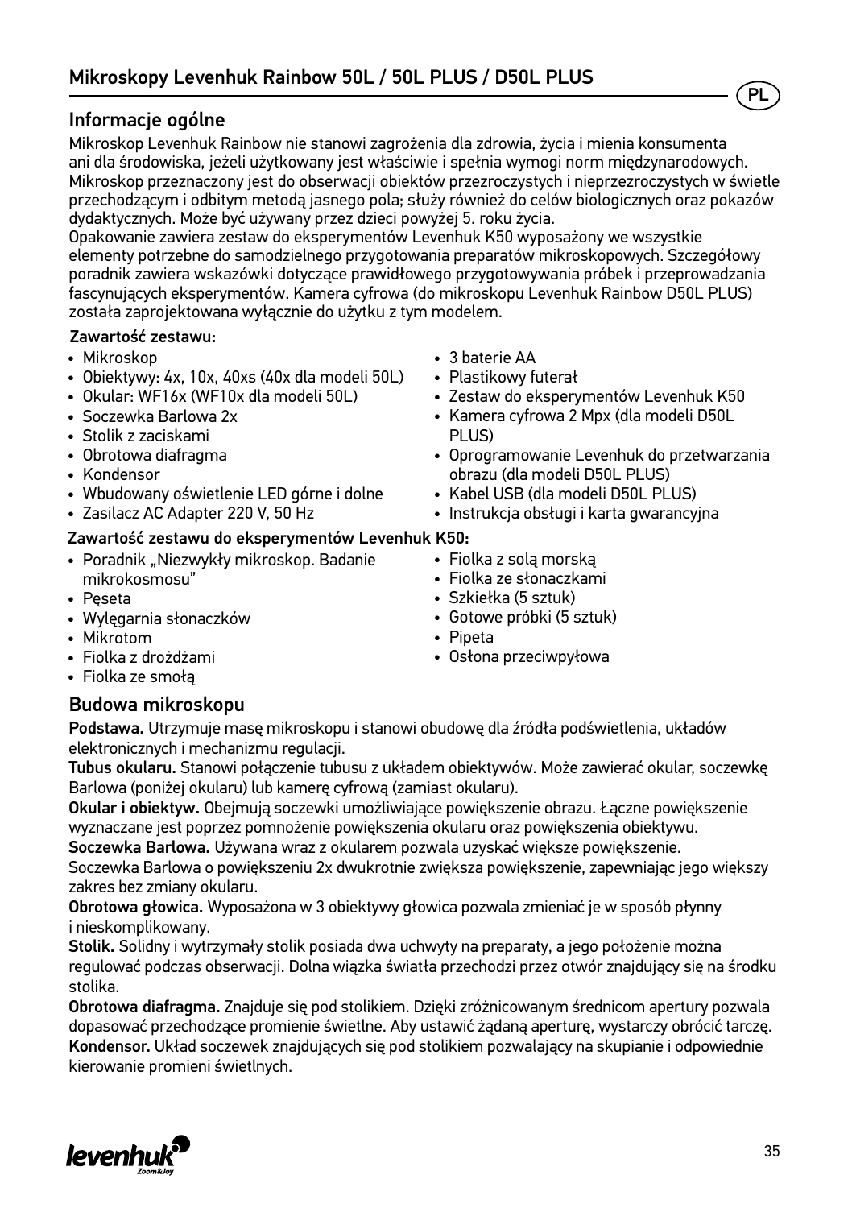# Mikroskopy Levenhuk Rainbow 50L / 50L PLUS / D50L PLUS

## Informacje ogólne

Mikroskop Levenhuk Rainbow nie stanowi zagrożenia dla zdrowia, życia i mienia konsumenta ani dla środowiska, jeżeli użytkowany jest właściwie i spełnia wymogi norm międzynarodowych. Mikroskop przeznaczony jest do obserwacji obiektów przezroczystych i nieprzezroczystych w świetle przechodzącym i odbitym metodą jasnego pola; służy również do celów biologicznych oraz pokazów dydaktycznych. Może być używany przez dzieci powyżej 5. roku życia.

Opakowanie zawiera zestaw do eksperymentów Levenhuk K50 wyposażony we wszystkie elementy potrzebne do samodzielnego przygotowania preparatów mikroskopowych. Szczegółowy poradnik zawiera wskazówki dotyczące prawidłowego przygotowywania próbek i przeprowadzania fascynujących eksperymentów. Kamera cyfrowa (do mikroskopu Levenhuk Rainbow D50L PLUS) została zaprojektowana wyłącznie do użytku z tym modelem.

**Zawartość zestawu:**

- Mikroskop
- Obiektywy: 4x, 10x, 40xs (40x dla modeli 50L)
- Okular: WF16x (WF10x dla modeli 50L)
- Soczewka Barlowa 2x
- Stolik z zaciskami
- Obrotowa diafragma
- Kondensor
- Wbudowany oświetlenie LED górne i dolne
- Zasilacz AC Adapter 220 V, 50 Hz
- 3 baterie AA
- Plastikowy futerał
- Zestaw do eksperymentów Levenhuk K50
- Kamera cyfrowa 2 Mpx (dla modeli D50L PLUS)
- Oprogramowanie Levenhuk do przetwarzania obrazu (dla modeli D50L PLUS)
- Kabel USB (dla modeli D50L PLUS)
- Instrukcja obsługi i karta gwarancyjna

**Zawartość zestawu do eksperymentów Levenhuk K50:**

- Poradnik „Niezwykły mikroskop. Badanie mikrokosmosu"
- Pęseta
- Wylęgarnia słonaczków
- Mikrotom
- Fiolka z drożdżami
- Fiolka ze smołą
- Fiolka z solą morską
- Fiolka ze słonaczkami
- Szkiełka (5 sztuk)
- Gotowe próbki (5 sztuk)
- Pipeta
- Osłona przeciwpyłowa

## Budowa mikroskopu

**Podstawa.** Utrzymuje masę mikroskopu i stanowi obudowę dla źródła podświetlenia, układów elektronicznych i mechanizmu regulacji.

**Tubus okularu.** Stanowi połączenie tubusu z układem obiektywów. Może zawierać okular, soczewkę Barlowa (poniżej okularu) lub kamerę cyfrową (zamiast okularu).

**Okular i obiektyw.** Obejmują soczewki umożliwiające powiększenie obrazu. Łączne powiększenie wyznaczane jest poprzez pomnożenie powiększenia okularu oraz powiększenia obiektywu.

**Soczewka Barlowa.** Używana wraz z okularem pozwala uzyskać większe powiększenie. Soczewka Barlowa o powiększeniu 2x dwukrotnie zwiększa powiększenie, zapewniając jego większy zakres bez zmiany okularu.

**Obrotowa głowica.** Wyposażona w 3 obiektywy głowica pozwala zmieniać je w sposób płynny i nieskomplikowany.

**Stolik.** Solidny i wytrzymały stolik posiada dwa uchwyty na preparaty, a jego położenie można regulować podczas obserwacji. Dolna wiązka światła przechodzi przez otwór znajdujący się na środku stolika.

**Obrotowa diafragma.** Znajduje się pod stolikiem. Dzięki zróżnicowanym średnicom apertury pozwala dopasować przechodzące promienie świetlne. Aby ustawić żądaną aperturę, wystarczy obrócić tarczę.

**Kondensor.** Układ soczewek znajdujących się pod stolikiem pozwalający na skupianie i odpowiednie kierowanie promieni świetlnych.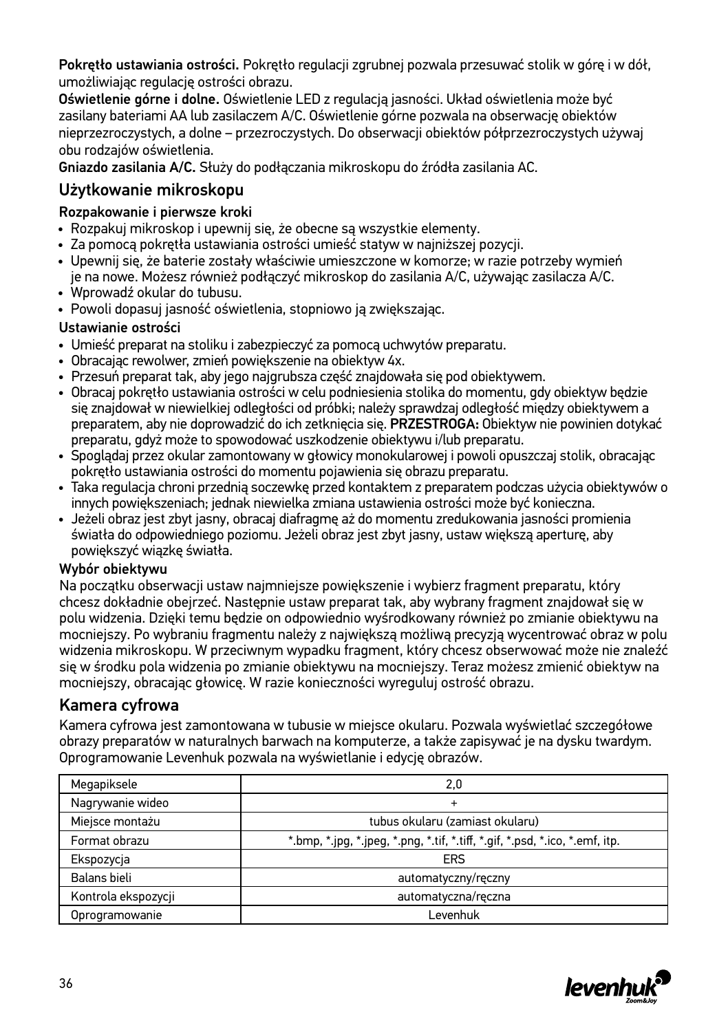**Pokrętło ustawiania ostrości.** Pokrętło regulacji zgrubnej pozwala przesuwać stolik w górę i w dół, umożliwiając regulację ostrości obrazu.
**Oświetlenie górne i dolne.** Oświetlenie LED z regulacją jasności. Układ oświetlenia może być zasilany bateriami AA lub zasilaczem A/C. Oświetlenie górne pozwala na obserwację obiektów nieprzezroczystych, a dolne – przezroczystych. Do obserwacji obiektów półprzezroczystych używaj obu rodzajów oświetlenia.
**Gniazdo zasilania A/C.** Służy do podłączania mikroskopu do źródła zasilania AC.

## Użytkowanie mikroskopu

### Rozpakowanie i pierwsze kroki

- Rozpakuj mikroskop i upewnij się, że obecne są wszystkie elementy.
- Za pomocą pokrętła ustawiania ostrości umieść statyw w najniższej pozycji.
- Upewnij się, że baterie zostały właściwie umieszczone w komorze; w razie potrzeby wymień je na nowe. Możesz również podłączyć mikroskop do zasilania A/C, używając zasilacza A/C.
- Wprowadź okular do tubusu.
- Powoli dopasuj jasność oświetlenia, stopniowo ją zwiększając.

### Ustawianie ostrości

- Umieść preparat na stoliku i zabezpieczyć za pomocą uchwytów preparatu.
- Obracając rewolwer, zmień powiększenie na obiektyw 4x.
- Przesuń preparat tak, aby jego najgrubsza część znajdowała się pod obiektywem.
- Obracaj pokrętło ustawiania ostrości w celu podniesienia stolika do momentu, gdy obiektyw będzie się znajdował w niewielkiej odległości od próbki; należy sprawdzaj odległość między obiektywem a preparatem, aby nie doprowadzić do ich zetknięcia się. **PRZESTROGA:** Obiektyw nie powinien dotykać preparatu, gdyż może to spowodować uszkodzenie obiektywu i/lub preparatu.
- Spoglądaj przez okular zamontowany w głowicy monokularowej i powoli opuszczaj stolik, obracając pokrętło ustawiania ostrości do momentu pojawienia się obrazu preparatu.
- Taka regulacja chroni przednią soczewkę przed kontaktem z preparatem podczas użycia obiektywów o innych powiększeniach; jednak niewielka zmiana ustawienia ostrości może być konieczna.
- Jeżeli obraz jest zbyt jasny, obracaj diafragmę aż do momentu zredukowania jasności promienia światła do odpowiedniego poziomu. Jeżeli obraz jest zbyt jasny, ustaw większą aperturę, aby powiększyć wiązkę światła.

### Wybór obiektywu

Na początku obserwacji ustaw najmniejsze powiększenie i wybierz fragment preparatu, który chcesz dokładnie obejrzeć. Następnie ustaw preparat tak, aby wybrany fragment znajdował się w polu widzenia. Dzięki temu będzie on odpowiednio wyśrodkowany również po zmianie obiektywu na mocniejszy. Po wybraniu fragmentu należy z największą możliwą precyzją wycentrować obraz w polu widzenia mikroskopu. W przeciwnym wypadku fragment, który chcesz obserwować może nie znaleźć się w środku pola widzenia po zmianie obiektywu na mocniejszy. Teraz możesz zmienić obiektyw na mocniejszy, obracając głowicę. W razie konieczności wyreguluj ostrość obrazu.

## Kamera cyfrowa

Kamera cyfrowa jest zamontowana w tubusie w miejsce okularu. Pozwala wyświetlać szczegółowe obrazy preparatów w naturalnych barwach na komputerze, a także zapisywać je na dysku twardym. Oprogramowanie Levenhuk pozwala na wyświetlanie i edycję obrazów.

| Megapiksele | 2,0 |
|---|---|
| Nagrywanie wideo | + |
| Miejsce montażu | tubus okularu (zamiast okularu) |
| Format obrazu | *.bmp, *.jpg, *.jpeg, *.png, *.tif, *.tiff, *.gif, *.psd, *.ico, *.emf, itp. |
| Ekspozycja | ERS |
| Balans bieli | automatyczny/ręczny |
| Kontrola ekspozycji | automatyczna/ręczna |
| Oprogramowanie | Levenhuk |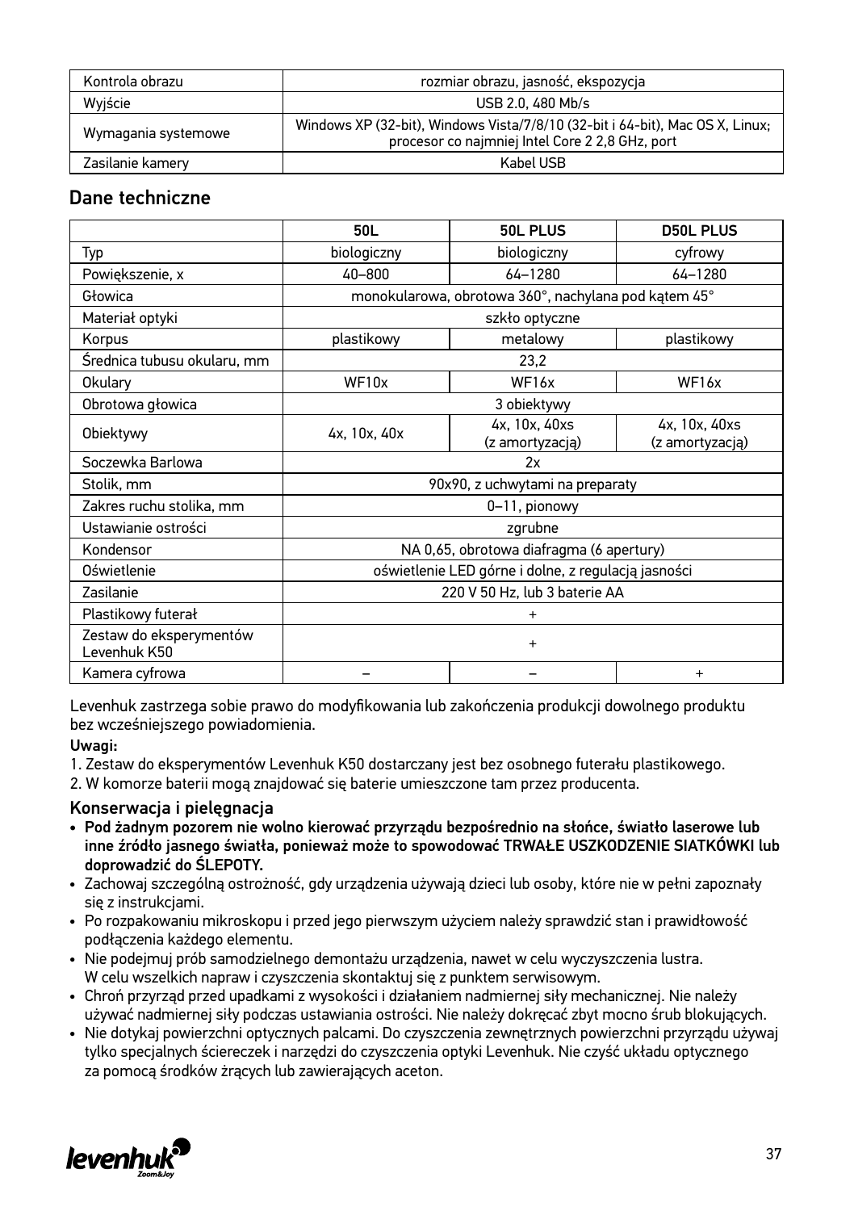| Kontrola obrazu | rozmiar obrazu, jasność, ekspozycja |
|---|---|
| Wyjście | USB 2.0, 480 Mb/s |
| Wymagania systemowe | Windows XP (32-bit), Windows Vista/7/8/10 (32-bit i 64-bit), Mac OS X, Linux; procesor co najmniej Intel Core 2 2,8 GHz, port |
| Zasilanie kamery | Kabel USB |

## Dane techniczne

| | 50L | 50L PLUS | D50L PLUS |
|---|---|---|---|
| Typ | biologiczny | biologiczny | cyfrowy |
| Powiększenie, x | 40–800 | 64–1280 | 64–1280 |
| Głowica | monokularowa, obrotowa 360°, nachylana pod kątem 45° | | |
| Materiał optyki | szkło optyczne | | |
| Korpus | plastikowy | metalowy | plastikowy |
| Średnica tubusu okularu, mm | 23,2 | | |
| Okulary | WF10x | WF16x | WF16x |
| Obrotowa głowica | 3 obiektywy | | |
| Obiektywy | 4x, 10x, 40x | 4x, 10x, 40xs (z amortyzacją) | 4x, 10x, 40xs (z amortyzacją) |
| Soczewka Barlowa | 2x | | |
| Stolik, mm | 90x90, z uchwytami na preparaty | | |
| Zakres ruchu stolika, mm | 0–11, pionowy | | |
| Ustawianie ostrości | zgrubne | | |
| Kondensor | NA 0,65, obrotowa diafragma (6 apertury) | | |
| Oświetlenie | oświetlenie LED górne i dolne, z regulacją jasności | | |
| Zasilanie | 220 V 50 Hz, lub 3 baterie AA | | |
| Plastikowy futerał | + | | |
| Zestaw do eksperymentów Levenhuk K50 | + | | |
| Kamera cyfrowa | – | – | + |

Levenhuk zastrzega sobie prawo do modyfikowania lub zakończenia produkcji dowolnego produktu bez wcześniejszego powiadomienia.

**Uwagi:**

1. Zestaw do eksperymentów Levenhuk K50 dostarczany jest bez osobnego futerału plastikowego.
2. W komorze baterii mogą znajdować się baterie umieszczone tam przez producenta.

## Konserwacja i pielęgnacja

- **Pod żadnym pozorem nie wolno kierować przyrządu bezpośrednio na słońce, światło laserowe lub inne źródło jasnego światła, ponieważ może to spowodować TRWAŁE USZKODZENIE SIATKÓWKI lub doprowadzić do ŚLEPOTY.**
- Zachowaj szczególną ostrożność, gdy urządzenia używają dzieci lub osoby, które nie w pełni zapoznały się z instrukcjami.
- Po rozpakowaniu mikroskopu i przed jego pierwszym użyciem należy sprawdzić stan i prawidłowość podłączenia każdego elementu.
- Nie podejmuj prób samodzielnego demontażu urządzenia, nawet w celu wyczyszczenia lustra. W celu wszelkich napraw i czyszczenia skontaktuj się z punktem serwisowym.
- Chroń przyrząd przed upadkami z wysokości i działaniem nadmiernej siły mechanicznej. Nie należy używać nadmiernej siły podczas ustawiania ostrości. Nie należy dokręcać zbyt mocno śrub blokujących.
- Nie dotykaj powierzchni optycznych palcami. Do czyszczenia zewnętrznych powierzchni przyrządu używaj tylko specjalnych ściereczek i narzędzi do czyszczenia optyki Levenhuk. Nie czyść układu optycznego za pomocą środków żrących lub zawierających aceton.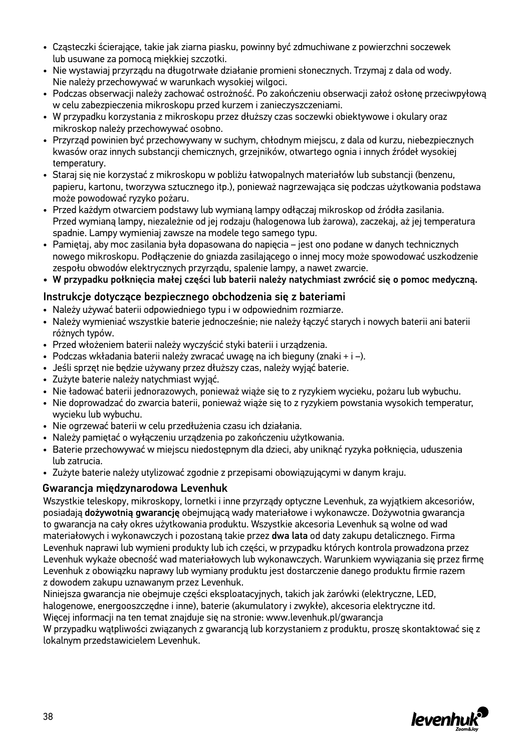- Cząsteczki ścierające, takie jak ziarna piasku, powinny być zdmuchiwane z powierzchni soczewek lub usuwane za pomocą miękkiej szczotki.
- Nie wystawiaj przyrządu na długotrwałe działanie promieni słonecznych. Trzymaj z dala od wody. Nie należy przechowywać w warunkach wysokiej wilgoci.
- Podczas obserwacji należy zachować ostrożność. Po zakończeniu obserwacji załóż osłonę przeciwpyłową w celu zabezpieczenia mikroskopu przed kurzem i zanieczyszczeniami.
- W przypadku korzystania z mikroskopu przez dłuższy czas soczewki obiektywowe i okulary oraz mikroskop należy przechowywać osobno.
- Przyrząd powinien być przechowywany w suchym, chłodnym miejscu, z dala od kurzu, niebezpiecznych kwasów oraz innych substancji chemicznych, grzejników, otwartego ognia i innych źródeł wysokiej temperatury.
- Staraj się nie korzystać z mikroskopu w pobliżu łatwopalnych materiałów lub substancji (benzenu, papieru, kartonu, tworzywa sztucznego itp.), ponieważ nagrzewająca się podczas użytkowania podstawa może powodować ryzyko pożaru.
- Przed każdym otwarciem podstawy lub wymianą lampy odłączaj mikroskop od źródła zasilania. Przed wymianą lampy, niezależnie od jej rodzaju (halogenowa lub żarowa), zaczekaj, aż jej temperatura spadnie. Lampy wymieniaj zawsze na modele tego samego typu.
- Pamiętaj, aby moc zasilania była dopasowana do napięcia – jest ono podane w danych technicznych nowego mikroskopu. Podłączenie do gniazda zasilającego o innej mocy może spowodować uszkodzenie zespołu obwodów elektrycznych przyrządu, spalenie lampy, a nawet zwarcie.
- **W przypadku połknięcia małej części lub baterii należy natychmiast zwrócić się o pomoc medyczną.**

## Instrukcje dotyczące bezpiecznego obchodzenia się z bateriami

- Należy używać baterii odpowiedniego typu i w odpowiednim rozmiarze.
- Należy wymieniać wszystkie baterie jednocześnie; nie należy łączyć starych i nowych baterii ani baterii różnych typów.
- Przed włożeniem baterii należy wyczyścić styki baterii i urządzenia.
- Podczas wkładania baterii należy zwracać uwagę na ich bieguny (znaki + i –).
- Jeśli sprzęt nie będzie używany przez dłuższy czas, należy wyjąć baterie.
- Zużyte baterie należy natychmiast wyjąć.
- Nie ładować baterii jednorazowych, ponieważ wiąże się to z ryzykiem wycieku, pożaru lub wybuchu.
- Nie doprowadzać do zwarcia baterii, ponieważ wiąże się to z ryzykiem powstania wysokich temperatur, wycieku lub wybuchu.
- Nie ogrzewać baterii w celu przedłużenia czasu ich działania.
- Należy pamiętać o wyłączeniu urządzenia po zakończeniu użytkowania.
- Baterie przechowywać w miejscu niedostępnym dla dzieci, aby uniknąć ryzyka połknięcia, uduszenia lub zatrucia.
- Zużyte baterie należy utylizować zgodnie z przepisami obowiązującymi w danym kraju.

## Gwarancja międzynarodowa Levenhuk

Wszystkie teleskopy, mikroskopy, lornetki i inne przyrządy optyczne Levenhuk, za wyjątkiem akcesoriów, posiadają **dożywotnią gwarancję** obejmującą wady materiałowe i wykonawcze. Dożywotnia gwarancja to gwarancja na cały okres użytkowania produktu. Wszystkie akcesoria Levenhuk są wolne od wad materiałowych i wykonawczych i pozostaną takie przez **dwa lata** od daty zakupu detalicznego. Firma Levenhuk naprawi lub wymieni produkty lub ich części, w przypadku których kontrola prowadzona przez Levenhuk wykaże obecność wad materiałowych lub wykonawczych. Warunkiem wywiązania się przez firmę Levenhuk z obowiązku naprawy lub wymiany produktu jest dostarczenie danego produktu firmie razem z dowodem zakupu uznawanym przez Levenhuk.

Niniejsza gwarancja nie obejmuje części eksploatacyjnych, takich jak żarówki (elektryczne, LED, halogenowe, energooszczędne i inne), baterie (akumulatory i zwykłe), akcesoria elektryczne itd.

Więcej informacji na ten temat znajduje się na stronie: www.levenhuk.pl/gwarancja

W przypadku wątpliwości związanych z gwarancją lub korzystaniem z produktu, proszę skontaktować się z lokalnym przedstawicielem Levenhuk.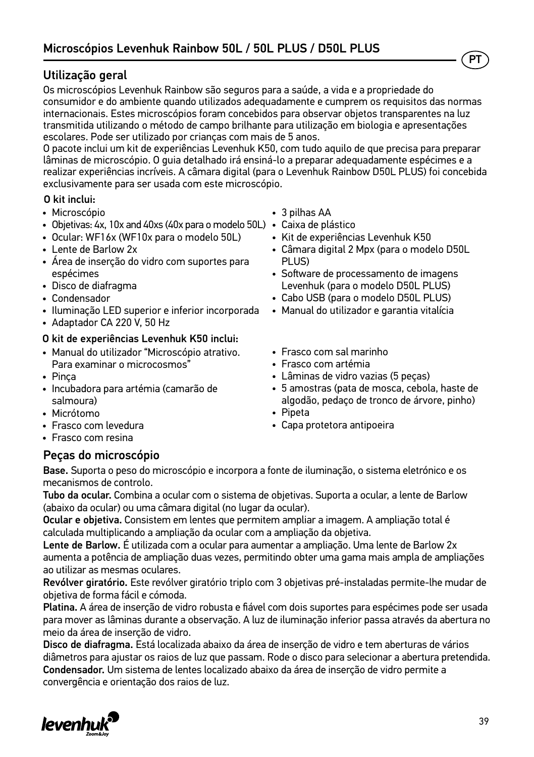# Microscópios Levenhuk Rainbow 50L / 50L PLUS / D50L PLUS

## Utilização geral

Os microscópios Levenhuk Rainbow são seguros para a saúde, a vida e a propriedade do consumidor e do ambiente quando utilizados adequadamente e cumprem os requisitos das normas internacionais. Estes microscópios foram concebidos para observar objetos transparentes na luz transmitida utilizando o método de campo brilhante para utilização em biologia e apresentações escolares. Pode ser utilizado por crianças com mais de 5 anos.

O pacote inclui um kit de experiências Levenhuk K50, com tudo aquilo de que precisa para preparar lâminas de microscópio. O guia detalhado irá ensiná-lo a preparar adequadamente espécimes e a realizar experiências incríveis. A câmara digital (para o Levenhuk Rainbow D50L PLUS) foi concebida exclusivamente para ser usada com este microscópio.

**O kit inclui:**

- Microscópio
- Objetivas: 4x, 10x and 40xs (40x para o modelo 50L)
- Ocular: WF16x (WF10x para o modelo 50L)
- Lente de Barlow 2x
- Área de inserção do vidro com suportes para espécimes
- Disco de diafragma
- Condensador
- Iluminação LED superior e inferior incorporada
- Adaptador CA 220 V, 50 Hz
- 3 pilhas AA
- Caixa de plástico
- Kit de experiências Levenhuk K50
- Câmara digital 2 Mpx (para o modelo D50L PLUS)
- Software de processamento de imagens Levenhuk (para o modelo D50L PLUS)
- Cabo USB (para o modelo D50L PLUS)
- Manual do utilizador e garantia vitalícia

**O kit de experiências Levenhuk K50 inclui:**

- Manual do utilizador “Microscópio atrativo. Para examinar o microcosmos”
- Pinça
- Incubadora para artémia (camarão de salmoura)
- Micrótomo
- Frasco com levedura
- Frasco com resina
- Frasco com sal marinho
- Frasco com artémia
- Lâminas de vidro vazias (5 peças)
- 5 amostras (pata de mosca, cebola, haste de algodão, pedaço de tronco de árvore, pinho)
- Pipeta
- Capa protetora antipoeira

## Peças do microscópio

**Base.** Suporta o peso do microscópio e incorpora a fonte de iluminação, o sistema eletrónico e os mecanismos de controlo.

**Tubo da ocular.** Combina a ocular com o sistema de objetivas. Suporta a ocular, a lente de Barlow (abaixo da ocular) ou uma câmara digital (no lugar da ocular).

**Ocular e objetiva.** Consistem em lentes que permitem ampliar a imagem. A ampliação total é calculada multiplicando a ampliação da ocular com a ampliação da objetiva.

**Lente de Barlow.** É utilizada com a ocular para aumentar a ampliação. Uma lente de Barlow 2x aumenta a potência de ampliação duas vezes, permitindo obter uma gama mais ampla de ampliações ao utilizar as mesmas oculares.

**Revólver giratório.** Este revólver giratório triplo com 3 objetivas pré-instaladas permite-lhe mudar de objetiva de forma fácil e cómoda.

**Platina.** A área de inserção de vidro robusta e fiável com dois suportes para espécimes pode ser usada para mover as lâminas durante a observação. A luz de iluminação inferior passa através da abertura no meio da área de inserção de vidro.

**Disco de diafragma.** Está localizada abaixo da área de inserção de vidro e tem aberturas de vários diâmetros para ajustar os raios de luz que passam. Rode o disco para selecionar a abertura pretendida.

**Condensador.** Um sistema de lentes localizado abaixo da área de inserção de vidro permite a convergência e orientação dos raios de luz.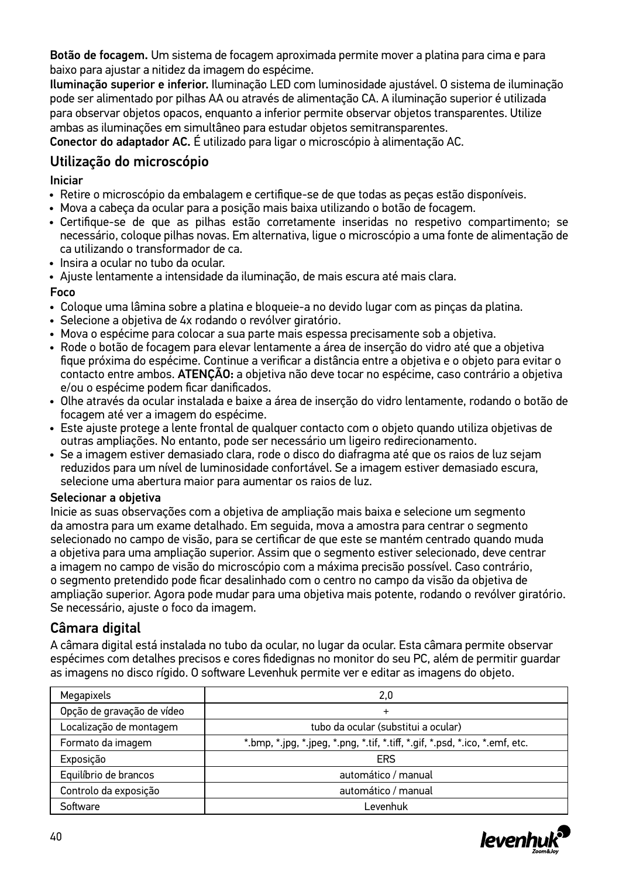**Botão de focagem.** Um sistema de focagem aproximada permite mover a platina para cima e para baixo para ajustar a nitidez da imagem do espécime.
**Iluminação superior e inferior.** Iluminação LED com luminosidade ajustável. O sistema de iluminação pode ser alimentado por pilhas AA ou através de alimentação CA. A iluminação superior é utilizada para observar objetos opacos, enquanto a inferior permite observar objetos transparentes. Utilize ambas as iluminações em simultâneo para estudar objetos semitransparentes.
**Conector do adaptador AC.** É utilizado para ligar o microscópio à alimentação AC.

## Utilização do microscópio

### Iniciar

- Retire o microscópio da embalagem e certifique-se de que todas as peças estão disponíveis.
- Mova a cabeça da ocular para a posição mais baixa utilizando o botão de focagem.
- Certifique-se de que as pilhas estão corretamente inseridas no respetivo compartimento; se necessário, coloque pilhas novas. Em alternativa, ligue o microscópio a uma fonte de alimentação de ca utilizando o transformador de ca.
- Insira a ocular no tubo da ocular.
- Ajuste lentamente a intensidade da iluminação, de mais escura até mais clara.

### Foco

- Coloque uma lâmina sobre a platina e bloqueie-a no devido lugar com as pinças da platina.
- Selecione a objetiva de 4x rodando o revólver giratório.
- Mova o espécime para colocar a sua parte mais espessa precisamente sob a objetiva.
- Rode o botão de focagem para elevar lentamente a área de inserção do vidro até que a objetiva fique próxima do espécime. Continue a verificar a distância entre a objetiva e o objeto para evitar o contacto entre ambos. **ATENÇÃO:** a objetiva não deve tocar no espécime, caso contrário a objetiva e/ou o espécime podem ficar danificados.
- Olhe através da ocular instalada e baixe a área de inserção do vidro lentamente, rodando o botão de focagem até ver a imagem do espécime.
- Este ajuste protege a lente frontal de qualquer contacto com o objeto quando utiliza objetivas de outras ampliações. No entanto, pode ser necessário um ligeiro redirecionamento.
- Se a imagem estiver demasiado clara, rode o disco do diafragma até que os raios de luz sejam reduzidos para um nível de luminosidade confortável. Se a imagem estiver demasiado escura, selecione uma abertura maior para aumentar os raios de luz.

### Selecionar a objetiva

Inicie as suas observações com a objetiva de ampliação mais baixa e selecione um segmento da amostra para um exame detalhado. Em seguida, mova a amostra para centrar o segmento selecionado no campo de visão, para se certificar de que este se mantém centrado quando muda a objetiva para uma ampliação superior. Assim que o segmento estiver selecionado, deve centrar a imagem no campo de visão do microscópio com a máxima precisão possível. Caso contrário, o segmento pretendido pode ficar desalinhado com o centro no campo da visão da objetiva de ampliação superior. Agora pode mudar para uma objetiva mais potente, rodando o revólver giratório. Se necessário, ajuste o foco da imagem.

## Câmara digital

A câmara digital está instalada no tubo da ocular, no lugar da ocular. Esta câmara permite observar espécimes com detalhes precisos e cores fidedignas no monitor do seu PC, além de permitir guardar as imagens no disco rígido. O software Levenhuk permite ver e editar as imagens do objeto.

| Megapixels | 2,0 |
|---|---|
| Opção de gravação de vídeo | + |
| Localização de montagem | tubo da ocular (substitui a ocular) |
| Formato da imagem | *.bmp, *.jpg, *.jpeg, *.png, *.tif, *.tiff, *.gif, *.psd, *.ico, *.emf, etc. |
| Exposição | ERS |
| Equilíbrio de brancos | automático / manual |
| Controlo da exposição | automático / manual |
| Software | Levenhuk |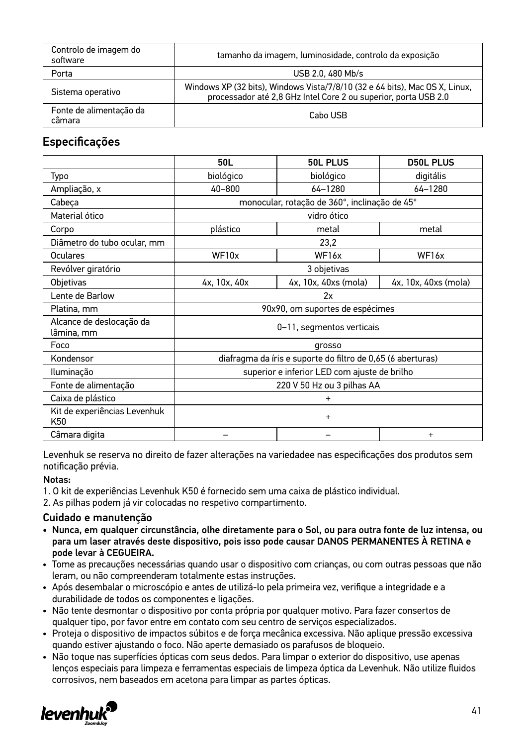| Controlo de imagem do software | tamanho da imagem, luminosidade, controlo da exposição |
|---|---|
| Porta | USB 2.0, 480 Mb/s |
| Sistema operativo | Windows XP (32 bits), Windows Vista/7/8/10 (32 e 64 bits), Mac OS X, Linux, processador até 2,8 GHz Intel Core 2 ou superior, porta USB 2.0 |
| Fonte de alimentação da câmara | Cabo USB |

## Especificações

| | 50L | 50L PLUS | D50L PLUS |
|---|---|---|---|
| Typo | biológico | biológico | digitális |
| Ampliação, x | 40–800 | 64–1280 | 64–1280 |
| Cabeça | monocular, rotação de 360°, inclinação de 45° | | |
| Material ótico | vidro ótico | | |
| Corpo | plástico | metal | metal |
| Diâmetro do tubo ocular, mm | 23,2 | | |
| Oculares | WF10x | WF16x | WF16x |
| Revólver giratório | 3 objetivas | | |
| Objetivas | 4x, 10x, 40x | 4x, 10x, 40xs (mola) | 4x, 10x, 40xs (mola) |
| Lente de Barlow | 2x | | |
| Platina, mm | 90x90, om suportes de espécimes | | |
| Alcance de deslocação da lâmina, mm | 0–11, segmentos verticais | | |
| Foco | grosso | | |
| Kondensor | diafragma da íris e suporte do filtro de 0,65 (6 aberturas) | | |
| Iluminação | superior e inferior LED com ajuste de brilho | | |
| Fonte de alimentação | 220 V 50 Hz ou 3 pilhas AA | | |
| Caixa de plástico | + | | |
| Kit de experiências Levenhuk K50 | + | | |
| Câmara digita | – | – | + |

Levenhuk se reserva no direito de fazer alterações na variedadee nas especificações dos produtos sem notificação prévia.

**Notas:**

1. O kit de experiências Levenhuk K50 é fornecido sem uma caixa de plástico individual.
2. As pilhas podem já vir colocadas no respetivo compartimento.

### Cuidado e manutenção

- **Nunca, em qualquer circunstância, olhe diretamente para o Sol, ou para outra fonte de luz intensa, ou para um laser através deste dispositivo, pois isso pode causar DANOS PERMANENTES À RETINA e pode levar à CEGUEIRA.**
- Tome as precauções necessárias quando usar o dispositivo com crianças, ou com outras pessoas que não leram, ou não compreenderam totalmente estas instruções.
- Após desembalar o microscópio e antes de utilizá-lo pela primeira vez, verifique a integridade e a durabilidade de todos os componentes e ligações.
- Não tente desmontar o dispositivo por conta própria por qualquer motivo. Para fazer consertos de qualquer tipo, por favor entre em contato com seu centro de serviços especializados.
- Proteja o dispositivo de impactos súbitos e de força mecânica excessiva. Não aplique pressão excessiva quando estiver ajustando o foco. Não aperte demasiado os parafusos de bloqueio.
- Não toque nas superfícies ópticas com seus dedos. Para limpar o exterior do dispositivo, use apenas lenços especiais para limpeza e ferramentas especiais de limpeza óptica da Levenhuk. Não utilize fluidos corrosivos, nem baseados em acetona para limpar as partes ópticas.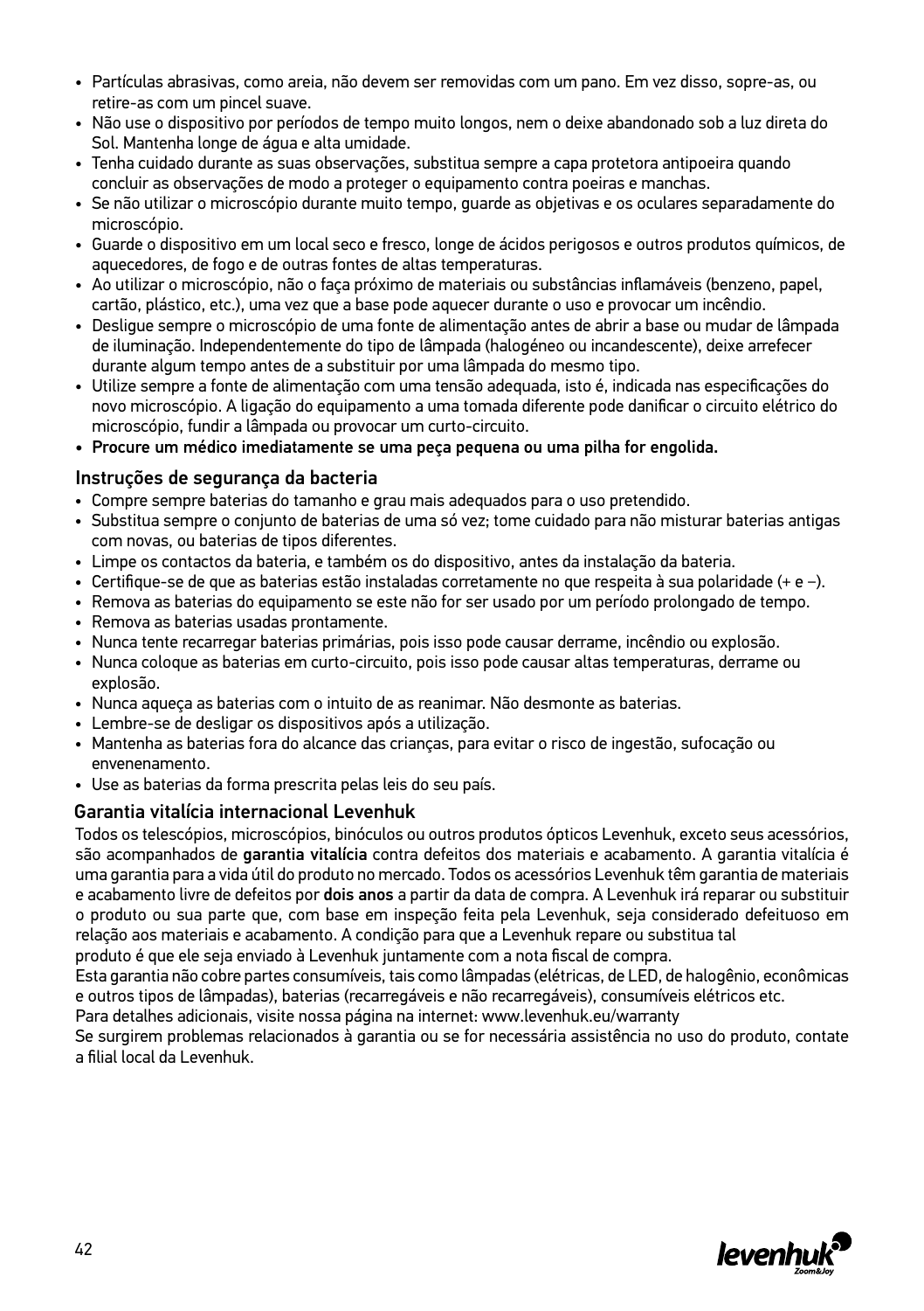- Partículas abrasivas, como areia, não devem ser removidas com um pano. Em vez disso, sopre-as, ou retire-as com um pincel suave.
- Não use o dispositivo por períodos de tempo muito longos, nem o deixe abandonado sob a luz direta do Sol. Mantenha longe de água e alta umidade.
- Tenha cuidado durante as suas observações, substitua sempre a capa protetora antipoeira quando concluir as observações de modo a proteger o equipamento contra poeiras e manchas.
- Se não utilizar o microscópio durante muito tempo, guarde as objetivas e os oculares separadamente do microscópio.
- Guarde o dispositivo em um local seco e fresco, longe de ácidos perigosos e outros produtos químicos, de aquecedores, de fogo e de outras fontes de altas temperaturas.
- Ao utilizar o microscópio, não o faça próximo de materiais ou substâncias inflamáveis (benzeno, papel, cartão, plástico, etc.), uma vez que a base pode aquecer durante o uso e provocar um incêndio.
- Desligue sempre o microscópio de uma fonte de alimentação antes de abrir a base ou mudar de lâmpada de iluminação. Independentemente do tipo de lâmpada (halogéneo ou incandescente), deixe arrefecer durante algum tempo antes de a substituir por uma lâmpada do mesmo tipo.
- Utilize sempre a fonte de alimentação com uma tensão adequada, isto é, indicada nas especificações do novo microscópio. A ligação do equipamento a uma tomada diferente pode danificar o circuito elétrico do microscópio, fundir a lâmpada ou provocar um curto-circuito.
- **Procure um médico imediatamente se uma peça pequena ou uma pilha for engolida.**

## Instruções de segurança da bacteria

- Compre sempre baterias do tamanho e grau mais adequados para o uso pretendido.
- Substitua sempre o conjunto de baterias de uma só vez; tome cuidado para não misturar baterias antigas com novas, ou baterias de tipos diferentes.
- Limpe os contactos da bateria, e também os do dispositivo, antes da instalação da bateria.
- Certifique-se de que as baterias estão instaladas corretamente no que respeita à sua polaridade (+ e –).
- Remova as baterias do equipamento se este não for ser usado por um período prolongado de tempo.
- Remova as baterias usadas prontamente.
- Nunca tente recarregar baterias primárias, pois isso pode causar derrame, incêndio ou explosão.
- Nunca coloque as baterias em curto-circuito, pois isso pode causar altas temperaturas, derrame ou explosão.
- Nunca aqueça as baterias com o intuito de as reanimar. Não desmonte as baterias.
- Lembre-se de desligar os dispositivos após a utilização.
- Mantenha as baterias fora do alcance das crianças, para evitar o risco de ingestão, sufocação ou envenenamento.
- Use as baterias da forma prescrita pelas leis do seu país.

## Garantia vitalícia internacional Levenhuk

Todos os telescópios, microscópios, binóculos ou outros produtos ópticos Levenhuk, exceto seus acessórios, são acompanhados de **garantia vitalícia** contra defeitos dos materiais e acabamento. A garantia vitalícia é uma garantia para a vida útil do produto no mercado. Todos os acessórios Levenhuk têm garantia de materiais e acabamento livre de defeitos por **dois anos** a partir da data de compra. A Levenhuk irá reparar ou substituir o produto ou sua parte que, com base em inspeção feita pela Levenhuk, seja considerado defeituoso em relação aos materiais e acabamento. A condição para que a Levenhuk repare ou substitua tal produto é que ele seja enviado à Levenhuk juntamente com a nota fiscal de compra.

Esta garantia não cobre partes consumíveis, tais como lâmpadas (elétricas, de LED, de halogênio, econômicas e outros tipos de lâmpadas), baterias (recarregáveis e não recarregáveis), consumíveis elétricos etc.

Para detalhes adicionais, visite nossa página na internet: www.levenhuk.eu/warranty

Se surgirem problemas relacionados à garantia ou se for necessária assistência no uso do produto, contate a filial local da Levenhuk.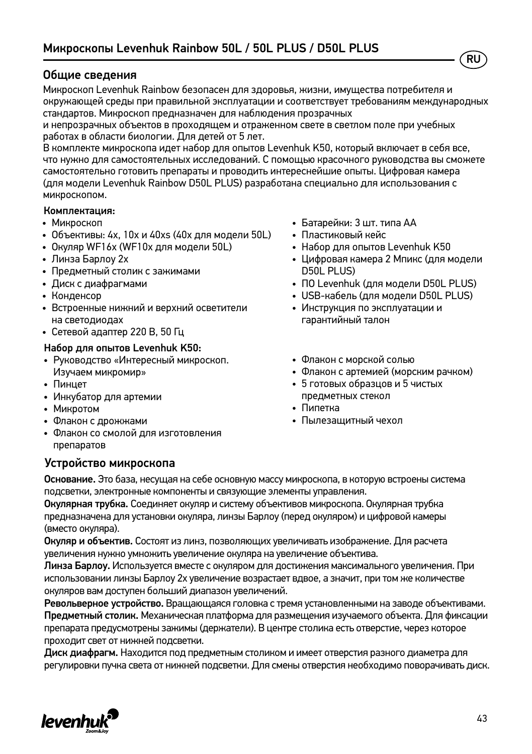# Микроскопы Levenhuk Rainbow 50L / 50L PLUS / D50L PLUS

## Общие сведения

Микроскоп Levenhuk Rainbow безопасен для здоровья, жизни, имущества потребителя и окружающей среды при правильной эксплуатации и соответствует требованиям международных стандартов. Микроскоп предназначен для наблюдения прозрачных и непрозрачных объектов в проходящем и отраженном свете в светлом поле при учебных работах в области биологии. Для детей от 5 лет.

В комплекте микроскопа идет набор для опытов Levenhuk K50, который включает в себя все, что нужно для самостоятельных исследований. С помощью красочного руководства вы сможете самостоятельно готовить препараты и проводить интереснейшие опыты. Цифровая камера (для модели Levenhuk Rainbow D50L PLUS) разработана специально для использования с микроскопом.

**Комплектация:**

- Микроскоп
- Объективы: 4x, 10x и 40xs (40x для модели 50L)
- Окуляр WF16x (WF10x для модели 50L)
- Линза Барлоу 2x
- Предметный столик с зажимами
- Диск с диафрагмами
- Конденсор
- Встроенные нижний и верхний осветители на светодиодах
- Сетевой адаптер 220 В, 50 Гц
- Батарейки: 3 шт. типа АА
- Пластиковый кейс
- Набор для опытов Levenhuk K50
- Цифровая камера 2 Мпикс (для модели D50L PLUS)
- ПО Levenhuk (для модели D50L PLUS)
- USB-кабель (для модели D50L PLUS)
- Инструкция по эксплуатации и гарантийный талон

**Набор для опытов Levenhuk K50:**

- Руководство «Интересный микроскоп. Изучаем микромир»
- Пинцет
- Инкубатор для артемии
- Микротом
- Флакон с дрожжами
- Флакон со смолой для изготовления препаратов
- Флакон с морской солью
- Флакон с артемией (морским рачком)
- 5 готовых образцов и 5 чистых предметных стекол
- Пипетка
- Пылезащитный чехол

## Устройство микроскопа

**Основание.** Это база, несущая на себе основную массу микроскопа, в которую встроены система подсветки, электронные компоненты и связующие элементы управления.

**Окулярная трубка.** Соединяет окуляр и систему объективов микроскопа. Окулярная трубка предназначена для установки окуляра, линзы Барлоу (перед окуляром) и цифровой камеры (вместо окуляра).

**Окуляр и объектив.** Состоят из линз, позволяющих увеличивать изображение. Для расчета увеличения нужно умножить увеличение окуляра на увеличение объектива.

**Линза Барлоу.** Используется вместе с окуляром для достижения максимального увеличения. При использовании линзы Барлоу 2x увеличение возрастает вдвое, а значит, при том же количестве окуляров вам доступен больший диапазон увеличений.

**Револьверное устройство.** Вращающаяся головка с тремя установленными на заводе объективами.

**Предметный столик.** Механическая платформа для размещения изучаемого объекта. Для фиксации препарата предусмотрены зажимы (держатели). В центре столика есть отверстие, через которое проходит свет от нижней подсветки.

**Диск диафрагм.** Находится под предметным столиком и имеет отверстия разного диаметра для регулировки пучка света от нижней подсветки. Для смены отверстия необходимо поворачивать диск.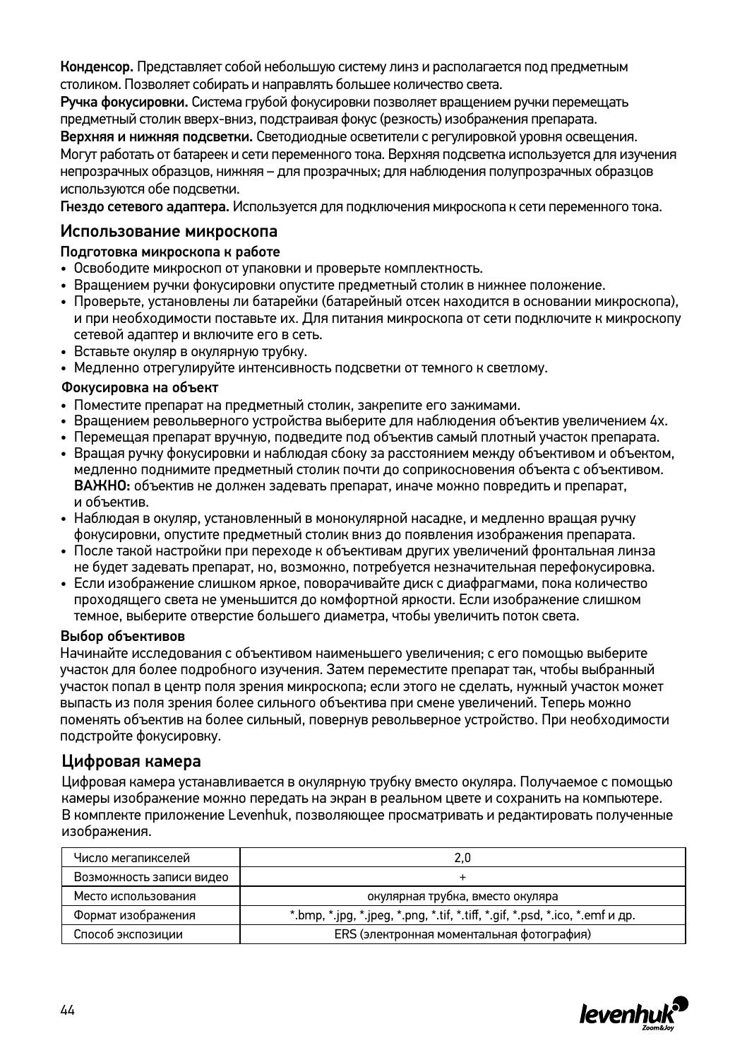**Конденсор.** Представляет собой небольшую систему линз и располагается под предметным столиком. Позволяет собирать и направлять большее количество света.

**Ручка фокусировки.** Система грубой фокусировки позволяет вращением ручки перемещать предметный столик вверх-вниз, подстраивая фокус (резкость) изображения препарата.

**Верхняя и нижняя подсветки.** Светодиодные осветители с регулировкой уровня освещения. Могут работать от батареек и сети переменного тока. Верхняя подсветка используется для изучения непрозрачных образцов, нижняя – для прозрачных; для наблюдения полупрозрачных образцов используются обе подсветки.

**Гнездо сетевого адаптера.** Используется для подключения микроскопа к сети переменного тока.

## Использование микроскопа

### Подготовка микроскопа к работе

- Освободите микроскоп от упаковки и проверьте комплектность.
- Вращением ручки фокусировки опустите предметный столик в нижнее положение.
- Проверьте, установлены ли батарейки (батарейный отсек находится в основании микроскопа), и при необходимости поставьте их. Для питания микроскопа от сети подключите к микроскопу сетевой адаптер и включите его в сеть.
- Вставьте окуляр в окулярную трубку.
- Медленно отрегулируйте интенсивность подсветки от темного к светлому.

### Фокусировка на объект

- Поместите препарат на предметный столик, закрепите его зажимами.
- Вращением револьверного устройства выберите для наблюдения объектив увеличением 4x.
- Перемещая препарат вручную, подведите под объектив самый плотный участок препарата.
- Вращая ручку фокусировки и наблюдая сбоку за расстоянием между объективом и объектом, медленно поднимите предметный столик почти до соприкосновения объекта с объективом. **ВАЖНО:** объектив не должен задевать препарат, иначе можно повредить и препарат, и объектив.
- Наблюдая в окуляр, установленный в монокулярной насадке, и медленно вращая ручку фокусировки, опустите предметный столик вниз до появления изображения препарата.
- После такой настройки при переходе к объективам других увеличений фронтальная линза не будет задевать препарат, но, возможно, потребуется незначительная перефокусировка.
- Если изображение слишком яркое, поворачивайте диск с диафрагмами, пока количество проходящего света не уменьшится до комфортной яркости. Если изображение слишком темное, выберите отверстие большего диаметра, чтобы увеличить поток света.

### Выбор объективов

Начинайте исследования с объективом наименьшего увеличения; с его помощью выберите участок для более подробного изучения. Затем переместите препарат так, чтобы выбранный участок попал в центр поля зрения микроскопа; если этого не сделать, нужный участок может выпасть из поля зрения более сильного объектива при смене увеличений. Теперь можно поменять объектив на более сильный, повернув револьверное устройство. При необходимости подстройте фокусировку.

## Цифровая камера

Цифровая камера устанавливается в окулярную трубку вместо окуляра. Получаемое с помощью камеры изображение можно передать на экран в реальном цвете и сохранить на компьютере. В комплекте приложение Levenhuk, позволяющее просматривать и редактировать полученные изображения.

| Число мегапикселей | 2,0 |
|---|---|
| Возможность записи видео | + |
| Место использования | окулярная трубка, вместо окуляра |
| Формат изображения | *.bmp, *.jpg, *.jpeg, *.png, *.tif, *.tiff, *.gif, *.psd, *.ico, *.emf и др. |
| Способ экспозиции | ERS (электронная моментальная фотография) |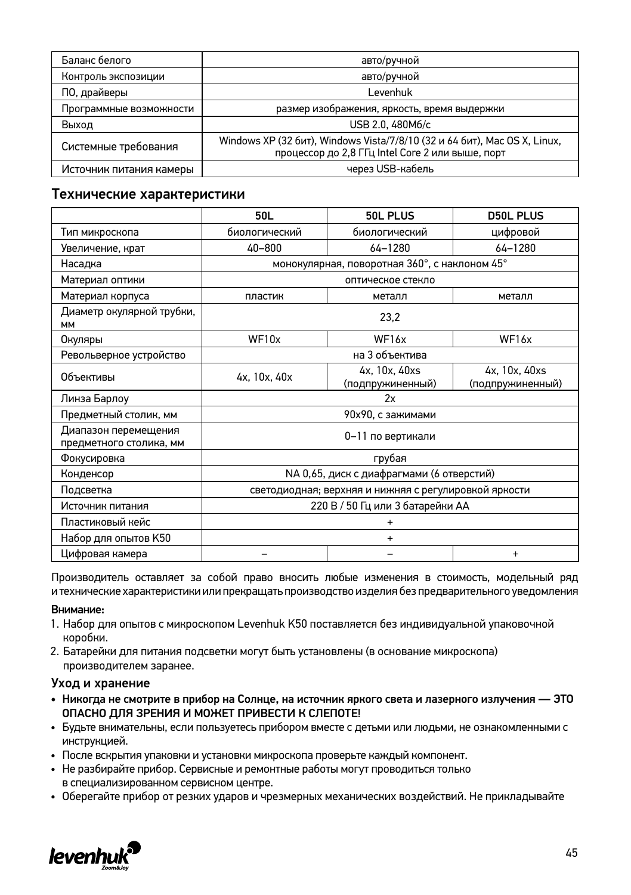| | |
|---|---|
| Баланс белого | авто/ручной |
| Контроль экспозиции | авто/ручной |
| ПО, драйверы | Levenhuk |
| Программные возможности | размер изображения, яркость, время выдержки |
| Выход | USB 2.0, 480Мб/с |
| Системные требования | Windows XP (32 бит), Windows Vista/7/8/10 (32 и 64 бит), Mac OS X, Linux, процессор до 2,8 ГГц Intel Core 2 или выше, порт |
| Источник питания камеры | через USB-кабель |

## Технические характеристики

| | 50L | 50L PLUS | D50L PLUS |
|---|---|---|---|
| Тип микроскопа | биологический | биологический | цифровой |
| Увеличение, крат | 40–800 | 64–1280 | 64–1280 |
| Насадка | монокулярная, поворотная 360°, с наклоном 45° | | |
| Материал оптики | оптическое стекло | | |
| Материал корпуса | пластик | металл | металл |
| Диаметр окулярной трубки, мм | 23,2 | | |
| Окуляры | WF10x | WF16x | WF16x |
| Револьверное устройство | на 3 объектива | | |
| Объективы | 4х, 10х, 40х | 4х, 10х, 40хs (подпружиненный) | 4х, 10х, 40хs (подпружиненный) |
| Линза Барлоу | 2х | | |
| Предметный столик, мм | 90х90, с зажимами | | |
| Диапазон перемещения предметного столика, мм | 0–11 по вертикали | | |
| Фокусировка | грубая | | |
| Конденсор | NA 0,65, диск с диафрагмами (6 отверстий) | | |
| Подсветка | светодиодная; верхняя и нижняя с регулировкой яркости | | |
| Источник питания | 220 В / 50 Гц или 3 батарейки АА | | |
| Пластиковый кейс | + | | |
| Набор для опытов K50 | + | | |
| Цифровая камера | – | – | + |

Производитель оставляет за собой право вносить любые изменения в стоимость, модельный ряд и технические характеристики или прекращать производство изделия без предварительного уведомления

**Внимание:**

1. Набор для опытов с микроскопом Levenhuk K50 поставляется без индивидуальной упаковочной коробки.
2. Батарейки для питания подсветки могут быть установлены (в основание микроскопа) производителем заранее.

## Уход и хранение

- **Никогда не смотрите в прибор на Солнце, на источник яркого света и лазерного излучения — ЭТО ОПАСНО ДЛЯ ЗРЕНИЯ И МОЖЕТ ПРИВЕСТИ К СЛЕПОТЕ!**
- Будьте внимательны, если пользуетесь прибором вместе с детьми или людьми, не ознакомленными с инструкцией.
- После вскрытия упаковки и установки микроскопа проверьте каждый компонент.
- Не разбирайте прибор. Сервисные и ремонтные работы могут проводиться только в специализированном сервисном центре.
- Оберегайте прибор от резких ударов и чрезмерных механических воздействий. Не прикладывайте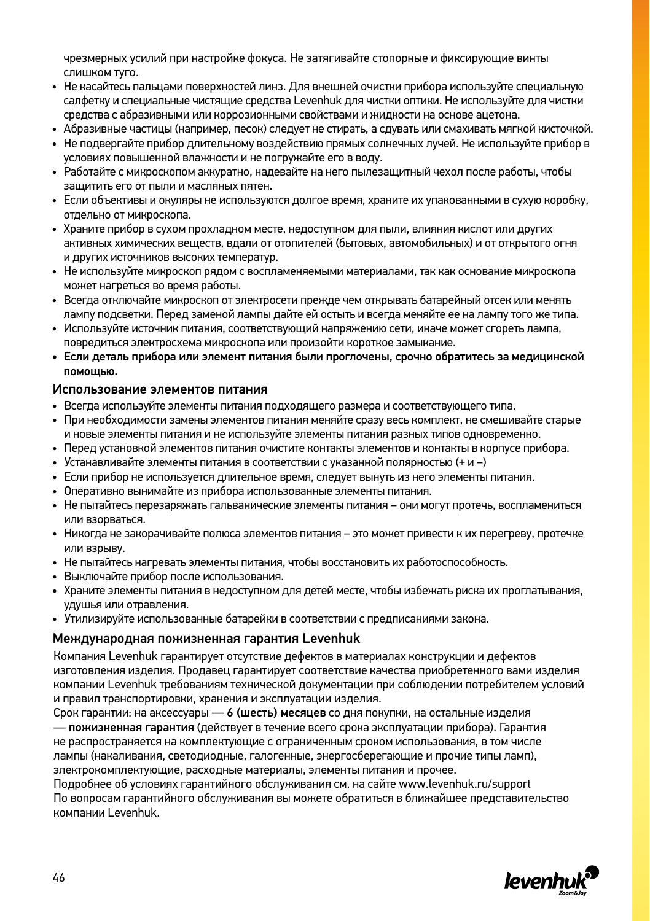чрезмерных усилий при настройке фокуса. Не затягивайте стопорные и фиксирующие винты слишком туго.

- Не касайтесь пальцами поверхностей линз. Для внешней очистки прибора используйте специальную салфетку и специальные чистящие средства Levenhuk для чистки оптики. Не используйте для чистки средства с абразивными или коррозионными свойствами и жидкости на основе ацетона.
- Абразивные частицы (например, песок) следует не стирать, а сдувать или смахивать мягкой кисточкой.
- Не подвергайте прибор длительному воздействию прямых солнечных лучей. Не используйте прибор в условиях повышенной влажности и не погружайте его в воду.
- Работайте с микроскопом аккуратно, надевайте на него пылезащитный чехол после работы, чтобы защитить его от пыли и масляных пятен.
- Если объективы и окуляры не используются долгое время, храните их упакованными в сухую коробку, отдельно от микроскопа.
- Храните прибор в сухом прохладном месте, недоступном для пыли, влияния кислот или других активных химических веществ, вдали от отопителей (бытовых, автомобильных) и от открытого огня и других источников высоких температур.
- Не используйте микроскоп рядом с воспламеняемыми материалами, так как основание микроскопа может нагреться во время работы.
- Всегда отключайте микроскоп от электросети прежде чем открывать батарейный отсек или менять лампу подсветки. Перед заменой лампы дайте ей остыть и всегда меняйте ее на лампу того же типа.
- Используйте источник питания, соответствующий напряжению сети, иначе может сгореть лампа, повредиться электросхема микроскопа или произойти короткое замыкание.
- **Если деталь прибора или элемент питания были проглочены, срочно обратитесь за медицинской помощью.**

## Использование элементов питания

- Всегда используйте элементы питания подходящего размера и соответствующего типа.
- При необходимости замены элементов питания меняйте сразу весь комплект, не смешивайте старые и новые элементы питания и не используйте элементы питания разных типов одновременно.
- Перед установкой элементов питания очистите контакты элементов и контакты в корпусе прибора.
- Устанавливайте элементы питания в соответствии с указанной полярностью (+ и –)
- Если прибор не используется длительное время, следует вынуть из него элементы питания.
- Оперативно вынимайте из прибора использованные элементы питания.
- Не пытайтесь перезаряжать гальванические элементы питания – они могут протечь, воспламениться или взорваться.
- Никогда не закорачивайте полюса элементов питания – это может привести к их перегреву, протечке или взрыву.
- Не пытайтесь нагревать элементы питания, чтобы восстановить их работоспособность.
- Выключайте прибор после использования.
- Храните элементы питания в недоступном для детей месте, чтобы избежать риска их проглатывания, удушья или отравления.
- Утилизируйте использованные батарейки в соответствии с предписаниями закона.

## Международная пожизненная гарантия Levenhuk

Компания Levenhuk гарантирует отсутствие дефектов в материалах конструкции и дефектов изготовления изделия. Продавец гарантирует соответствие качества приобретенного вами изделия компании Levenhuk требованиям технической документации при соблюдении потребителем условий и правил транспортировки, хранения и эксплуатации изделия.

Срок гарантии: на аксессуары — **6 (шесть) месяцев** со дня покупки, на остальные изделия — **пожизненная гарантия** (действует в течение всего срока эксплуатации прибора). Гарантия не распространяется на комплектующие с ограниченным сроком использования, в том числе лампы (накаливания, светодиодные, галогенные, энергосберегающие и прочие типы ламп), электрокомплектующие, расходные материалы, элементы питания и прочее.

Подробнее об условиях гарантийного обслуживания см. на сайте www.levenhuk.ru/support

По вопросам гарантийного обслуживания вы можете обратиться в ближайшее представительство компании Levenhuk.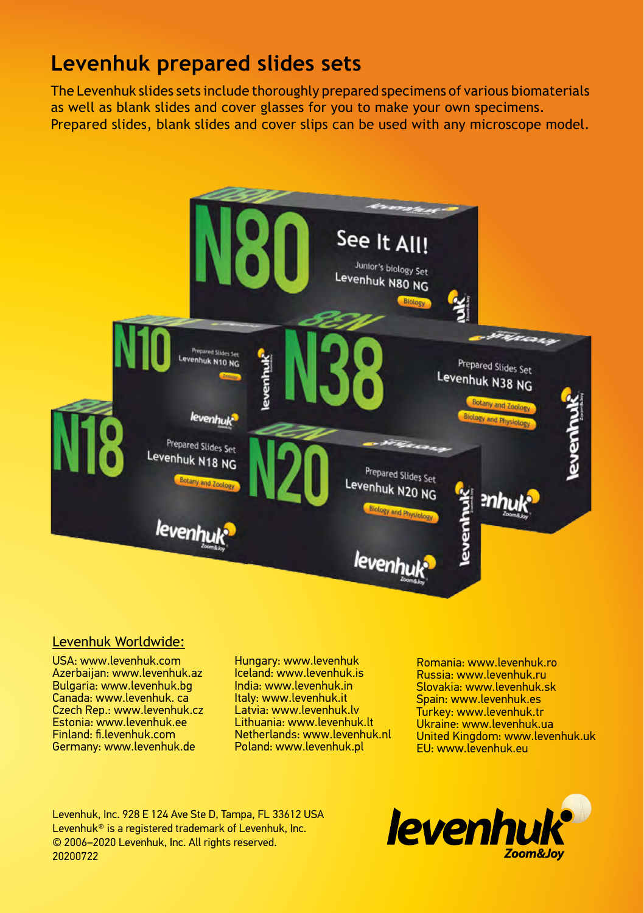# Levenhuk prepared slides sets

The Levenhuk slides sets include thoroughly prepared specimens of various biomaterials as well as blank slides and cover glasses for you to make your own specimens. Prepared slides, blank slides and cover slips can be used with any microscope model.

## Levenhuk Worldwide:

USA: www.levenhuk.com
Azerbaijan: www.levenhuk.az
Bulgaria: www.levenhuk.bg
Canada: www.levenhuk. ca
Czech Rep.: www.levenhuk.cz
Estonia: www.levenhuk.ee
Finland: fi.levenhuk.com
Germany: www.levenhuk.de
Hungary: www.levenhuk
Iceland: www.levenhuk.is
India: www.levenhuk.in
Italy: www.levenhuk.it
Latvia: www.levenhuk.lv
Lithuania: www.levenhuk.lt
Netherlands: www.levenhuk.nl
Poland: www.levenhuk.pl
Romania: www.levenhuk.ro
Russia: www.levenhuk.ru
Slovakia: www.levenhuk.sk
Spain: www.levenhuk.es
Turkey: www.levenhuk.tr
Ukraine: www.levenhuk.ua
United Kingdom: www.levenhuk.uk
EU: www.levenhuk.eu

Levenhuk, Inc. 928 E 124 Ave Ste D, Tampa, FL 33612 USA
Levenhuk® is a registered trademark of Levenhuk, Inc.
© 2006–2020 Levenhuk, Inc. All rights reserved.
20200722